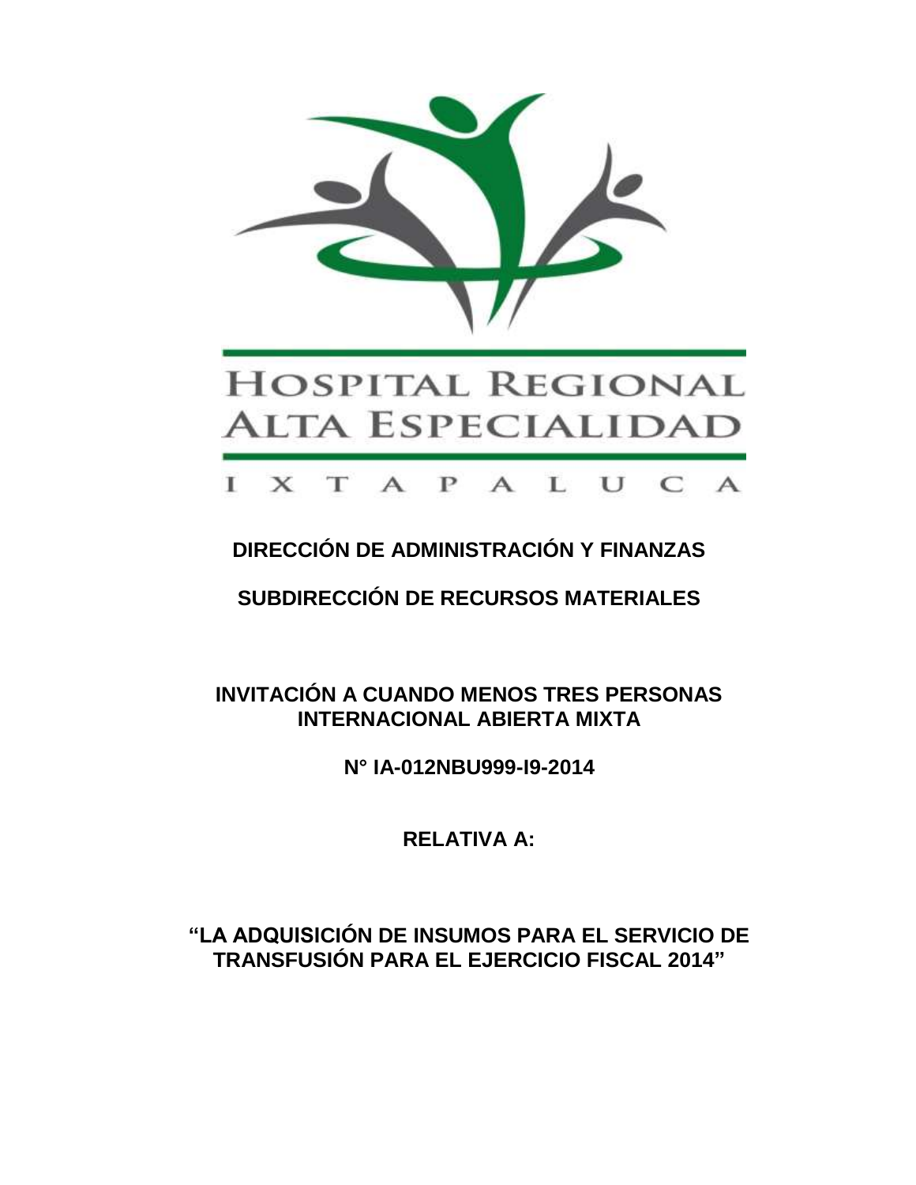# HOSPITAL REGIONAL ALTA ESPECIALIDAD

I X T A P A L U C A

## DIRECCIÓN DE ADMINISTRACIÓN Y FINANZAS

## SUBDIRECCIÓN DE RECURSOS MATERIALES

## INVITACIÓN A CUANDO MENOS TRES PERSONAS INTERNACIONAL ABIERTA MIXTA

## N° IA-012NBU999-I9-2014

## RELATIVA A:

## "LA ADQUISICIÓN DE INSUMOS PARA EL SERVICIO DE TRANSFUSIÓN PARA EL EJERCICIO FISCAL 2014"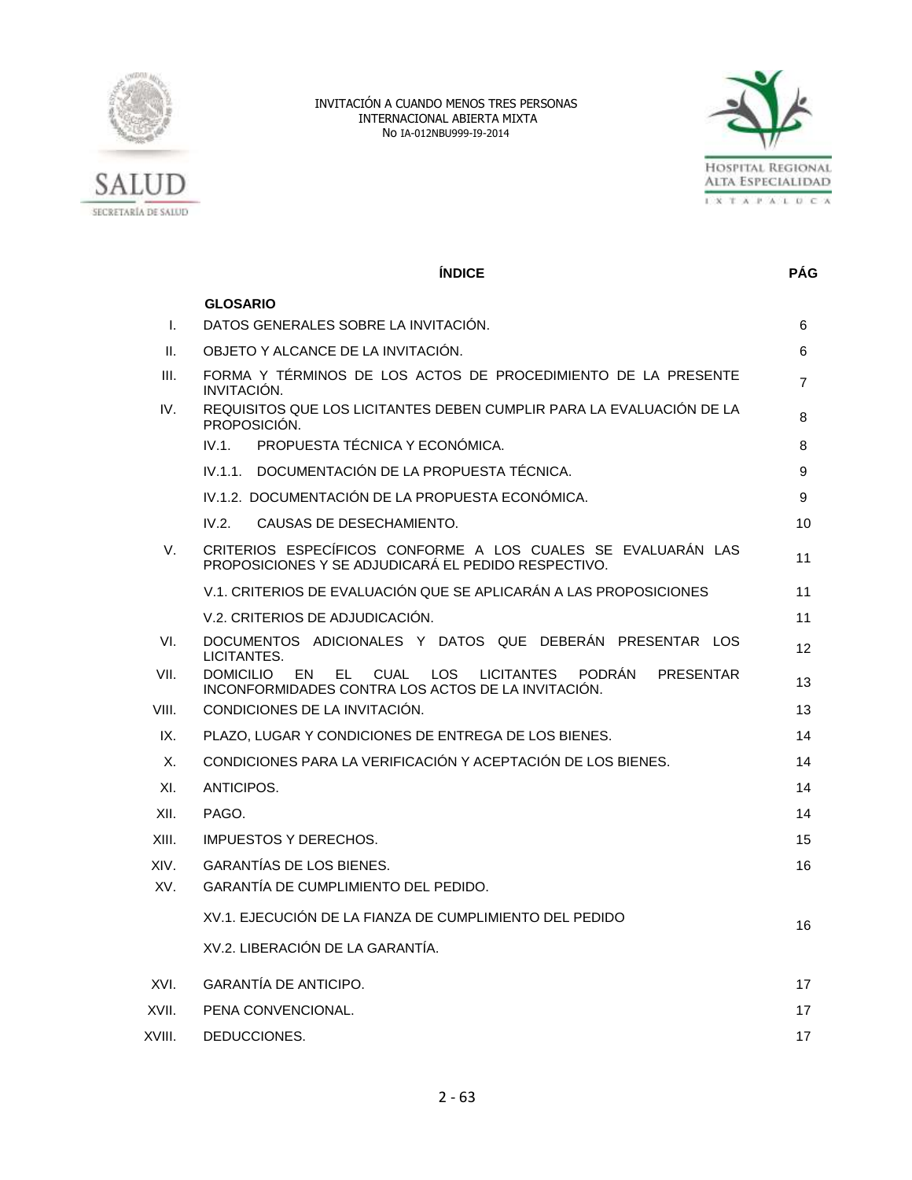INVITACIÓN A CUANDO MENOS TRES PERSONAS
INTERNACIONAL ABIERTA MIXTA
No IA-012NBU999-I9-2014

| | ÍNDICE | PÁG |
|---|---|---|
| | **GLOSARIO** | |
| I. | DATOS GENERALES SOBRE LA INVITACIÓN. | 6 |
| II. | OBJETO Y ALCANCE DE LA INVITACIÓN. | 6 |
| III. | FORMA Y TÉRMINOS DE LOS ACTOS DE PROCEDIMIENTO DE LA PRESENTE INVITACIÓN. | 7 |
| IV. | REQUISITOS QUE LOS LICITANTES DEBEN CUMPLIR PARA LA EVALUACIÓN DE LA PROPOSICIÓN. | 8 |
| | IV.1. PROPUESTA TÉCNICA Y ECONÓMICA. | 8 |
| | IV.1.1. DOCUMENTACIÓN DE LA PROPUESTA TÉCNICA. | 9 |
| | IV.1.2. DOCUMENTACIÓN DE LA PROPUESTA ECONÓMICA. | 9 |
| | IV.2. CAUSAS DE DESECHAMIENTO. | 10 |
| V. | CRITERIOS ESPECÍFICOS CONFORME A LOS CUALES SE EVALUARÁN LAS PROPOSICIONES Y SE ADJUDICARÁ EL PEDIDO RESPECTIVO. | 11 |
| | V.1. CRITERIOS DE EVALUACIÓN QUE SE APLICARÁN A LAS PROPOSICIONES | 11 |
| | V.2. CRITERIOS DE ADJUDICACIÓN. | 11 |
| VI. | DOCUMENTOS ADICIONALES Y DATOS QUE DEBERÁN PRESENTAR LOS LICITANTES. | 12 |
| VII. | DOMICILIO EN EL CUAL LOS LICITANTES PODRÁN PRESENTAR INCONFORMIDADES CONTRA LOS ACTOS DE LA INVITACIÓN. | 13 |
| VIII. | CONDICIONES DE LA INVITACIÓN. | 13 |
| IX. | PLAZO, LUGAR Y CONDICIONES DE ENTREGA DE LOS BIENES. | 14 |
| X. | CONDICIONES PARA LA VERIFICACIÓN Y ACEPTACIÓN DE LOS BIENES. | 14 |
| XI. | ANTICIPOS. | 14 |
| XII. | PAGO. | 14 |
| XIII. | IMPUESTOS Y DERECHOS. | 15 |
| XIV. | GARANTÍAS DE LOS BIENES. | 16 |
| XV. | GARANTÍA DE CUMPLIMIENTO DEL PEDIDO. | |
| | XV.1. EJECUCIÓN DE LA FIANZA DE CUMPLIMIENTO DEL PEDIDO | 16 |
| | XV.2. LIBERACIÓN DE LA GARANTÍA. | |
| XVI. | GARANTÍA DE ANTICIPO. | 17 |
| XVII. | PENA CONVENCIONAL. | 17 |
| XVIII. | DEDUCCIONES. | 17 |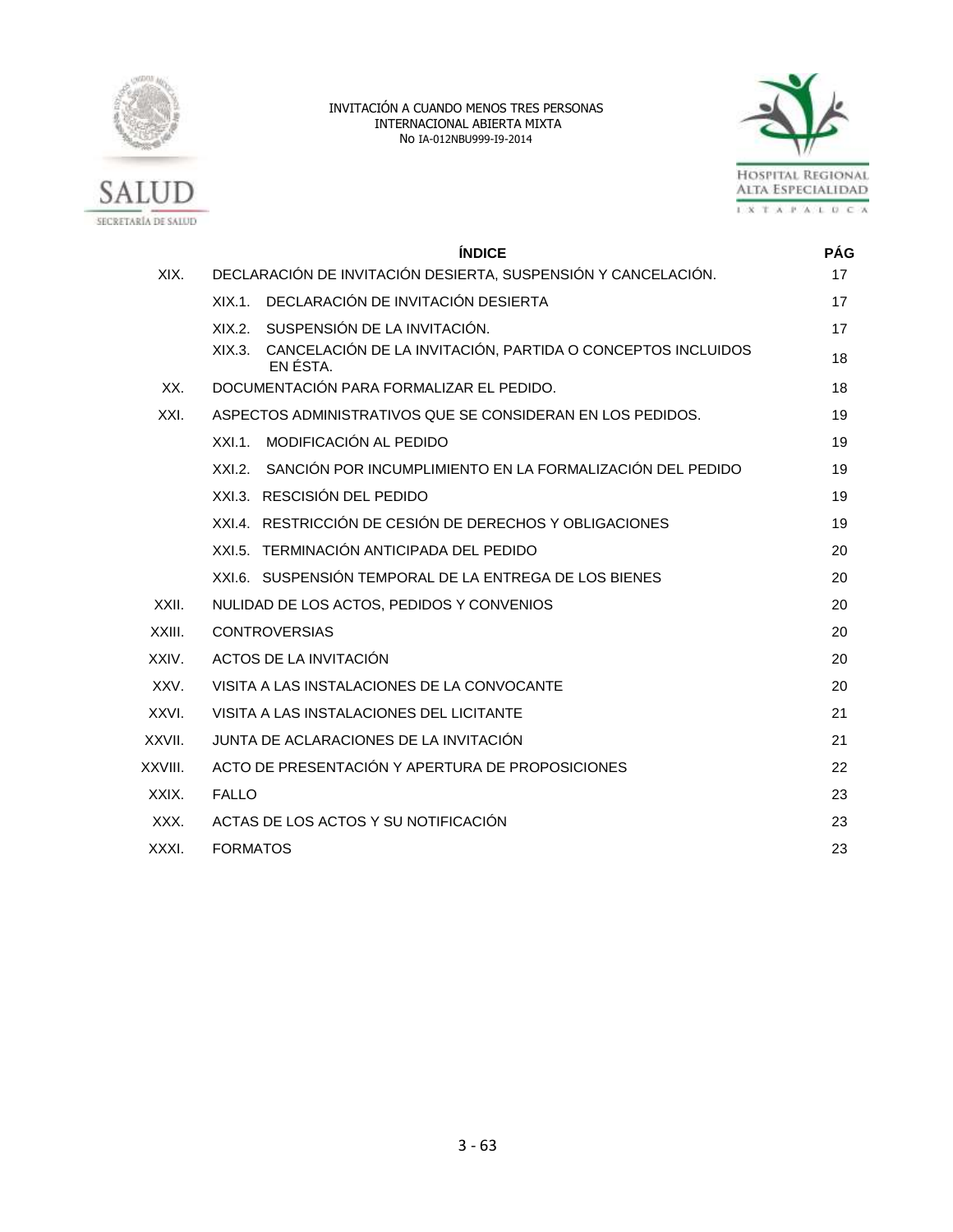| | ÍNDICE | PÁG |
|---|---|---|
| XIX. | DECLARACIÓN DE INVITACIÓN DESIERTA, SUSPENSIÓN Y CANCELACIÓN. | 17 |
| | XIX.1. DECLARACIÓN DE INVITACIÓN DESIERTA | 17 |
| | XIX.2. SUSPENSIÓN DE LA INVITACIÓN. | 17 |
| | XIX.3. CANCELACIÓN DE LA INVITACIÓN, PARTIDA O CONCEPTOS INCLUIDOS EN ÉSTA. | 18 |
| XX. | DOCUMENTACIÓN PARA FORMALIZAR EL PEDIDO. | 18 |
| XXI. | ASPECTOS ADMINISTRATIVOS QUE SE CONSIDERAN EN LOS PEDIDOS. | 19 |
| | XXI.1. MODIFICACIÓN AL PEDIDO | 19 |
| | XXI.2. SANCIÓN POR INCUMPLIMIENTO EN LA FORMALIZACIÓN DEL PEDIDO | 19 |
| | XXI.3. RESCISIÓN DEL PEDIDO | 19 |
| | XXI.4. RESTRICCIÓN DE CESIÓN DE DERECHOS Y OBLIGACIONES | 19 |
| | XXI.5. TERMINACIÓN ANTICIPADA DEL PEDIDO | 20 |
| | XXI.6. SUSPENSIÓN TEMPORAL DE LA ENTREGA DE LOS BIENES | 20 |
| XXII. | NULIDAD DE LOS ACTOS, PEDIDOS Y CONVENIOS | 20 |
| XXIII. | CONTROVERSIAS | 20 |
| XXIV. | ACTOS DE LA INVITACIÓN | 20 |
| XXV. | VISITA A LAS INSTALACIONES DE LA CONVOCANTE | 20 |
| XXVI. | VISITA A LAS INSTALACIONES DEL LICITANTE | 21 |
| XXVII. | JUNTA DE ACLARACIONES DE LA INVITACIÓN | 21 |
| XXVIII. | ACTO DE PRESENTACIÓN Y APERTURA DE PROPOSICIONES | 22 |
| XXIX. | FALLO | 23 |
| XXX. | ACTAS DE LOS ACTOS Y SU NOTIFICACIÓN | 23 |
| XXXI. | FORMATOS | 23 |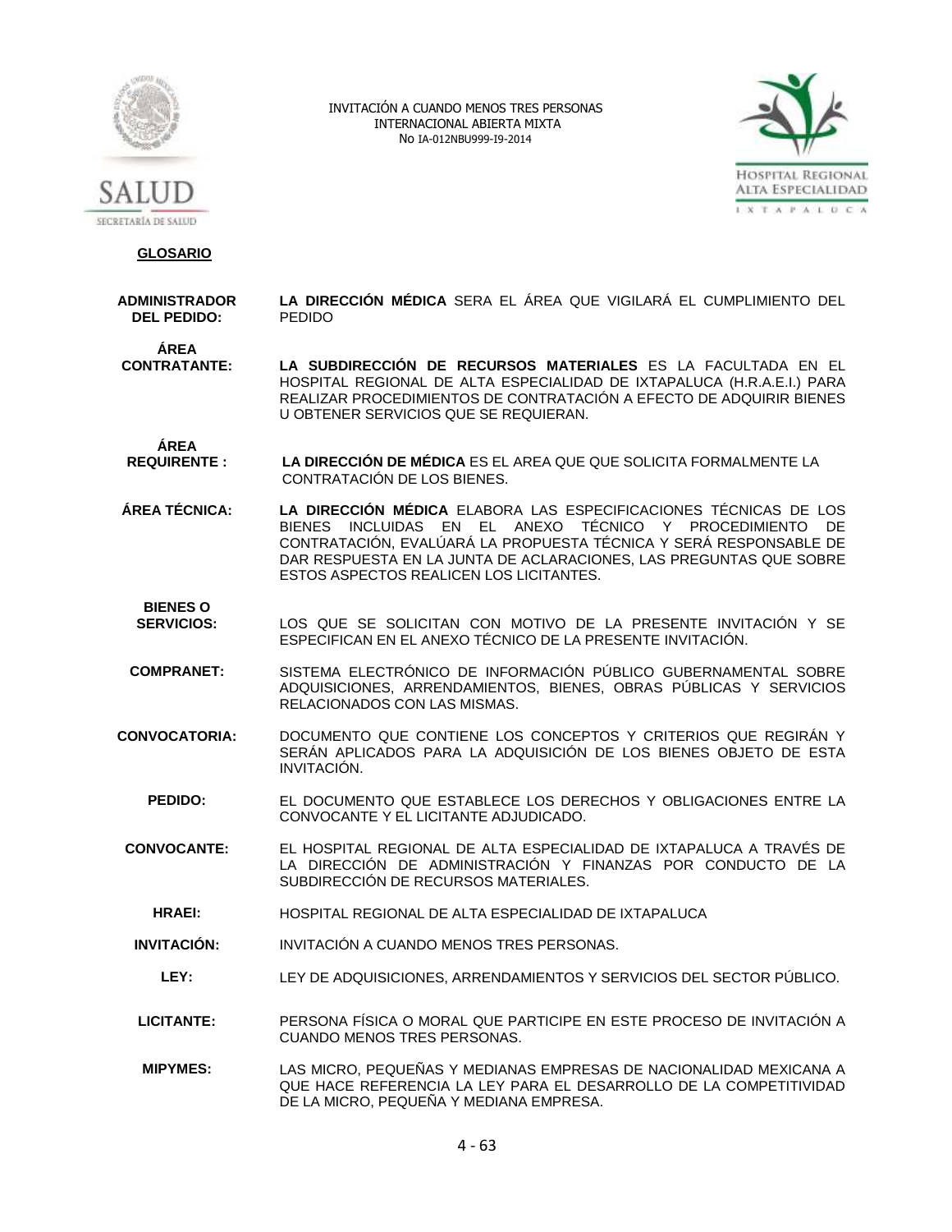## GLOSARIO

**ADMINISTRADOR DEL PEDIDO:** **LA DIRECCIÓN MÉDICA** SERA EL ÁREA QUE VIGILARÁ EL CUMPLIMIENTO DEL PEDIDO

**ÁREA CONTRATANTE:** **LA SUBDIRECCIÓN DE RECURSOS MATERIALES** ES LA FACULTADA EN EL HOSPITAL REGIONAL DE ALTA ESPECIALIDAD DE IXTAPALUCA (H.R.A.E.I.) PARA REALIZAR PROCEDIMIENTOS DE CONTRATACIÓN A EFECTO DE ADQUIRIR BIENES U OBTENER SERVICIOS QUE SE REQUIERAN.

**ÁREA REQUIRENTE :** **LA DIRECCIÓN DE MÉDICA** ES EL AREA QUE QUE SOLICITA FORMALMENTE LA CONTRATACIÓN DE LOS BIENES.

**ÁREA TÉCNICA:** **LA DIRECCIÓN MÉDICA** ELABORA LAS ESPECIFICACIONES TÉCNICAS DE LOS BIENES INCLUIDAS EN EL ANEXO TÉCNICO Y PROCEDIMIENTO DE CONTRATACIÓN, EVALÚARÁ LA PROPUESTA TÉCNICA Y SERÁ RESPONSABLE DE DAR RESPUESTA EN LA JUNTA DE ACLARACIONES, LAS PREGUNTAS QUE SOBRE ESTOS ASPECTOS REALICEN LOS LICITANTES.

**BIENES O SERVICIOS:** LOS QUE SE SOLICITAN CON MOTIVO DE LA PRESENTE INVITACIÓN Y SE ESPECIFICAN EN EL ANEXO TÉCNICO DE LA PRESENTE INVITACIÓN.

**COMPRANET:** SISTEMA ELECTRÓNICO DE INFORMACIÓN PÚBLICO GUBERNAMENTAL SOBRE ADQUISICIONES, ARRENDAMIENTOS, BIENES, OBRAS PÚBLICAS Y SERVICIOS RELACIONADOS CON LAS MISMAS.

**CONVOCATORIA:** DOCUMENTO QUE CONTIENE LOS CONCEPTOS Y CRITERIOS QUE REGIRÁN Y SERÁN APLICADOS PARA LA ADQUISICIÓN DE LOS BIENES OBJETO DE ESTA INVITACIÓN.

**PEDIDO:** EL DOCUMENTO QUE ESTABLECE LOS DERECHOS Y OBLIGACIONES ENTRE LA CONVOCANTE Y EL LICITANTE ADJUDICADO.

**CONVOCANTE:** EL HOSPITAL REGIONAL DE ALTA ESPECIALIDAD DE IXTAPALUCA A TRAVÉS DE LA DIRECCIÓN DE ADMINISTRACIÓN Y FINANZAS POR CONDUCTO DE LA SUBDIRECCIÓN DE RECURSOS MATERIALES.

**HRAEI:** HOSPITAL REGIONAL DE ALTA ESPECIALIDAD DE IXTAPALUCA

**INVITACIÓN:** INVITACIÓN A CUANDO MENOS TRES PERSONAS.

**LEY:** LEY DE ADQUISICIONES, ARRENDAMIENTOS Y SERVICIOS DEL SECTOR PÚBLICO.

**LICITANTE:** PERSONA FÍSICA O MORAL QUE PARTICIPE EN ESTE PROCESO DE INVITACIÓN A CUANDO MENOS TRES PERSONAS.

**MIPYMES:** LAS MICRO, PEQUEÑAS Y MEDIANAS EMPRESAS DE NACIONALIDAD MEXICANA A QUE HACE REFERENCIA LA LEY PARA EL DESARROLLO DE LA COMPETITIVIDAD DE LA MICRO, PEQUEÑA Y MEDIANA EMPRESA.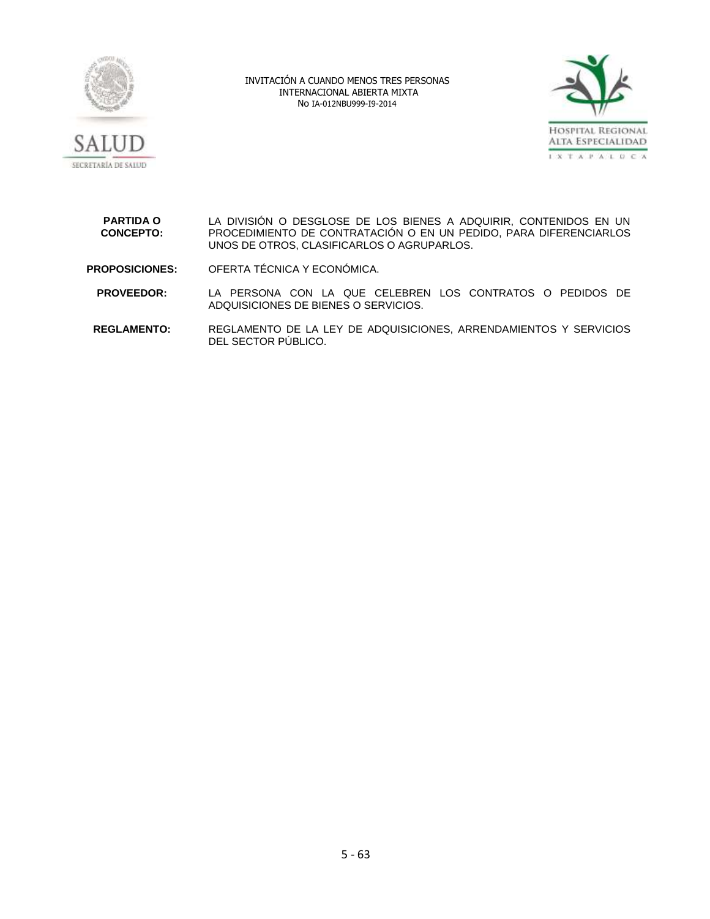| | |
|---|---|
| **PARTIDA O CONCEPTO:** | LA DIVISIÓN O DESGLOSE DE LOS BIENES A ADQUIRIR, CONTENIDOS EN UN PROCEDIMIENTO DE CONTRATACIÓN O EN UN PEDIDO, PARA DIFERENCIARLOS UNOS DE OTROS, CLASIFICARLOS O AGRUPARLOS. |
| **PROPOSICIONES:** | OFERTA TÉCNICA Y ECONÓMICA. |
| **PROVEEDOR:** | LA PERSONA CON LA QUE CELEBREN LOS CONTRATOS O PEDIDOS DE ADQUISICIONES DE BIENES O SERVICIOS. |
| **REGLAMENTO:** | REGLAMENTO DE LA LEY DE ADQUISICIONES, ARRENDAMIENTOS Y SERVICIOS DEL SECTOR PÚBLICO. |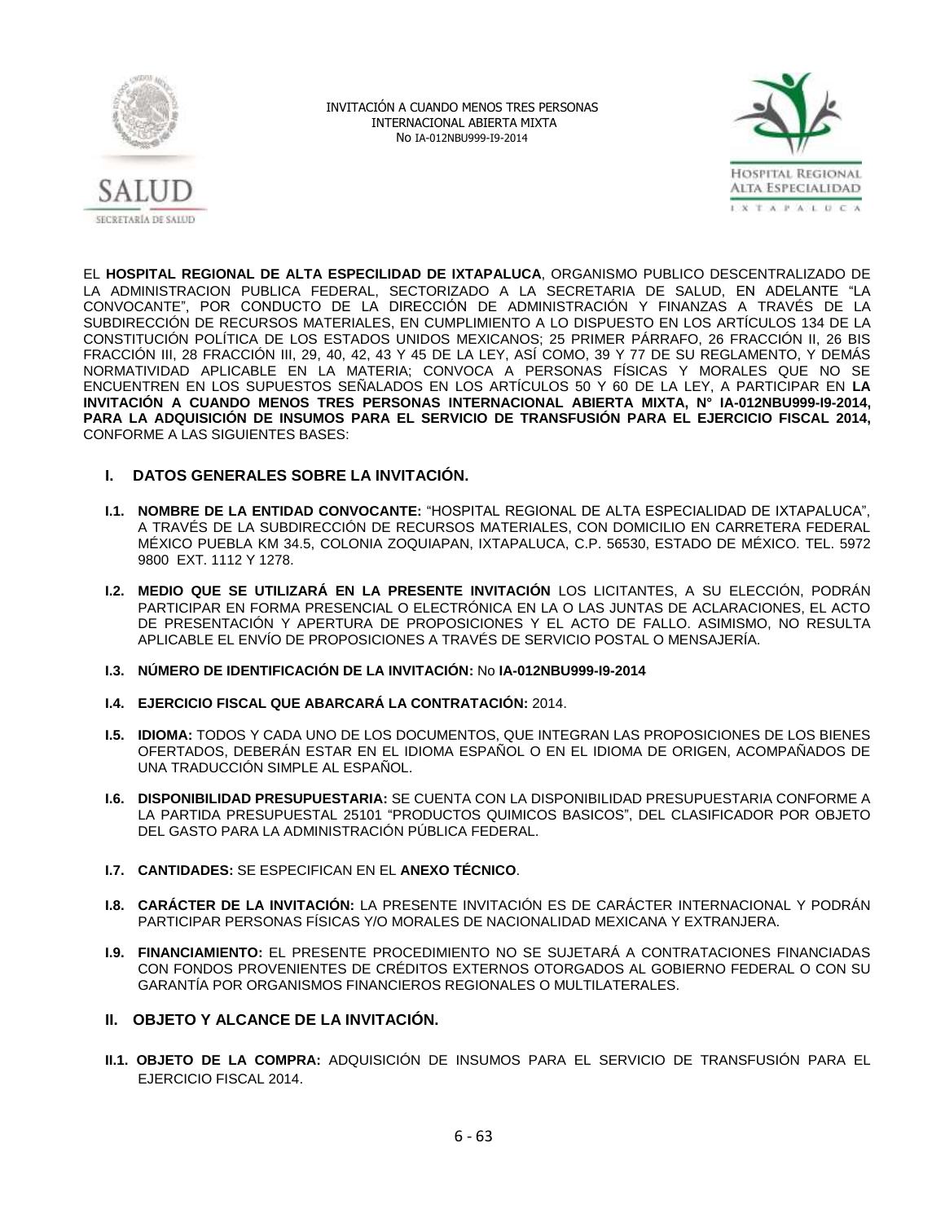INVITACIÓN A CUANDO MENOS TRES PERSONAS
INTERNACIONAL ABIERTA MIXTA
No IA-012NBU999-I9-2014

EL **HOSPITAL REGIONAL DE ALTA ESPECILIDAD DE IXTAPALUCA**, ORGANISMO PUBLICO DESCENTRALIZADO DE LA ADMINISTRACION PUBLICA FEDERAL, SECTORIZADO A LA SECRETARIA DE SALUD, EN ADELANTE "LA CONVOCANTE", POR CONDUCTO DE LA DIRECCIÓN DE ADMINISTRACIÓN Y FINANZAS A TRAVÉS DE LA SUBDIRECCIÓN DE RECURSOS MATERIALES, EN CUMPLIMIENTO A LO DISPUESTO EN LOS ARTÍCULOS 134 DE LA CONSTITUCIÓN POLÍTICA DE LOS ESTADOS UNIDOS MEXICANOS; 25 PRIMER PÁRRAFO, 26 FRACCIÓN II, 26 BIS FRACCIÓN III, 28 FRACCIÓN III, 29, 40, 42, 43 Y 45 DE LA LEY, ASÍ COMO, 39 Y 77 DE SU REGLAMENTO, Y DEMÁS NORMATIVIDAD APLICABLE EN LA MATERIA; CONVOCA A PERSONAS FÍSICAS Y MORALES QUE NO SE ENCUENTREN EN LOS SUPUESTOS SEÑALADOS EN LOS ARTÍCULOS 50 Y 60 DE LA LEY, A PARTICIPAR EN **LA INVITACIÓN A CUANDO MENOS TRES PERSONAS INTERNACIONAL ABIERTA MIXTA, N° IA-012NBU999-I9-2014, PARA LA ADQUISICIÓN DE INSUMOS PARA EL SERVICIO DE TRANSFUSIÓN PARA EL EJERCICIO FISCAL 2014,** CONFORME A LAS SIGUIENTES BASES:

## I. DATOS GENERALES SOBRE LA INVITACIÓN.

**I.1. NOMBRE DE LA ENTIDAD CONVOCANTE:** "HOSPITAL REGIONAL DE ALTA ESPECIALIDAD DE IXTAPALUCA", A TRAVÉS DE LA SUBDIRECCIÓN DE RECURSOS MATERIALES, CON DOMICILIO EN CARRETERA FEDERAL MÉXICO PUEBLA KM 34.5, COLONIA ZOQUIAPAN, IXTAPALUCA, C.P. 56530, ESTADO DE MÉXICO. TEL. 5972 9800 EXT. 1112 Y 1278.

**I.2. MEDIO QUE SE UTILIZARÁ EN LA PRESENTE INVITACIÓN** LOS LICITANTES, A SU ELECCIÓN, PODRÁN PARTICIPAR EN FORMA PRESENCIAL O ELECTRÓNICA EN LA O LAS JUNTAS DE ACLARACIONES, EL ACTO DE PRESENTACIÓN Y APERTURA DE PROPOSICIONES Y EL ACTO DE FALLO. ASIMISMO, NO RESULTA APLICABLE EL ENVÍO DE PROPOSICIONES A TRAVÉS DE SERVICIO POSTAL O MENSAJERÍA.

**I.3. NÚMERO DE IDENTIFICACIÓN DE LA INVITACIÓN:** No **IA-012NBU999-I9-2014**

**I.4. EJERCICIO FISCAL QUE ABARCARÁ LA CONTRATACIÓN:** 2014.

**I.5. IDIOMA:** TODOS Y CADA UNO DE LOS DOCUMENTOS, QUE INTEGRAN LAS PROPOSICIONES DE LOS BIENES OFERTADOS, DEBERÁN ESTAR EN EL IDIOMA ESPAÑOL O EN EL IDIOMA DE ORIGEN, ACOMPAÑADOS DE UNA TRADUCCIÓN SIMPLE AL ESPAÑOL.

**I.6. DISPONIBILIDAD PRESUPUESTARIA:** SE CUENTA CON LA DISPONIBILIDAD PRESUPUESTARIA CONFORME A LA PARTIDA PRESUPUESTAL 25101 "PRODUCTOS QUIMICOS BASICOS", DEL CLASIFICADOR POR OBJETO DEL GASTO PARA LA ADMINISTRACIÓN PÚBLICA FEDERAL.

**I.7. CANTIDADES:** SE ESPECIFICAN EN EL **ANEXO TÉCNICO**.

**I.8. CARÁCTER DE LA INVITACIÓN:** LA PRESENTE INVITACIÓN ES DE CARÁCTER INTERNACIONAL Y PODRÁN PARTICIPAR PERSONAS FÍSICAS Y/O MORALES DE NACIONALIDAD MEXICANA Y EXTRANJERA.

**I.9. FINANCIAMIENTO:** EL PRESENTE PROCEDIMIENTO NO SE SUJETARÁ A CONTRATACIONES FINANCIADAS CON FONDOS PROVENIENTES DE CRÉDITOS EXTERNOS OTORGADOS AL GOBIERNO FEDERAL O CON SU GARANTÍA POR ORGANISMOS FINANCIEROS REGIONALES O MULTILATERALES.

## II. OBJETO Y ALCANCE DE LA INVITACIÓN.

**II.1. OBJETO DE LA COMPRA:** ADQUISICIÓN DE INSUMOS PARA EL SERVICIO DE TRANSFUSIÓN PARA EL EJERCICIO FISCAL 2014.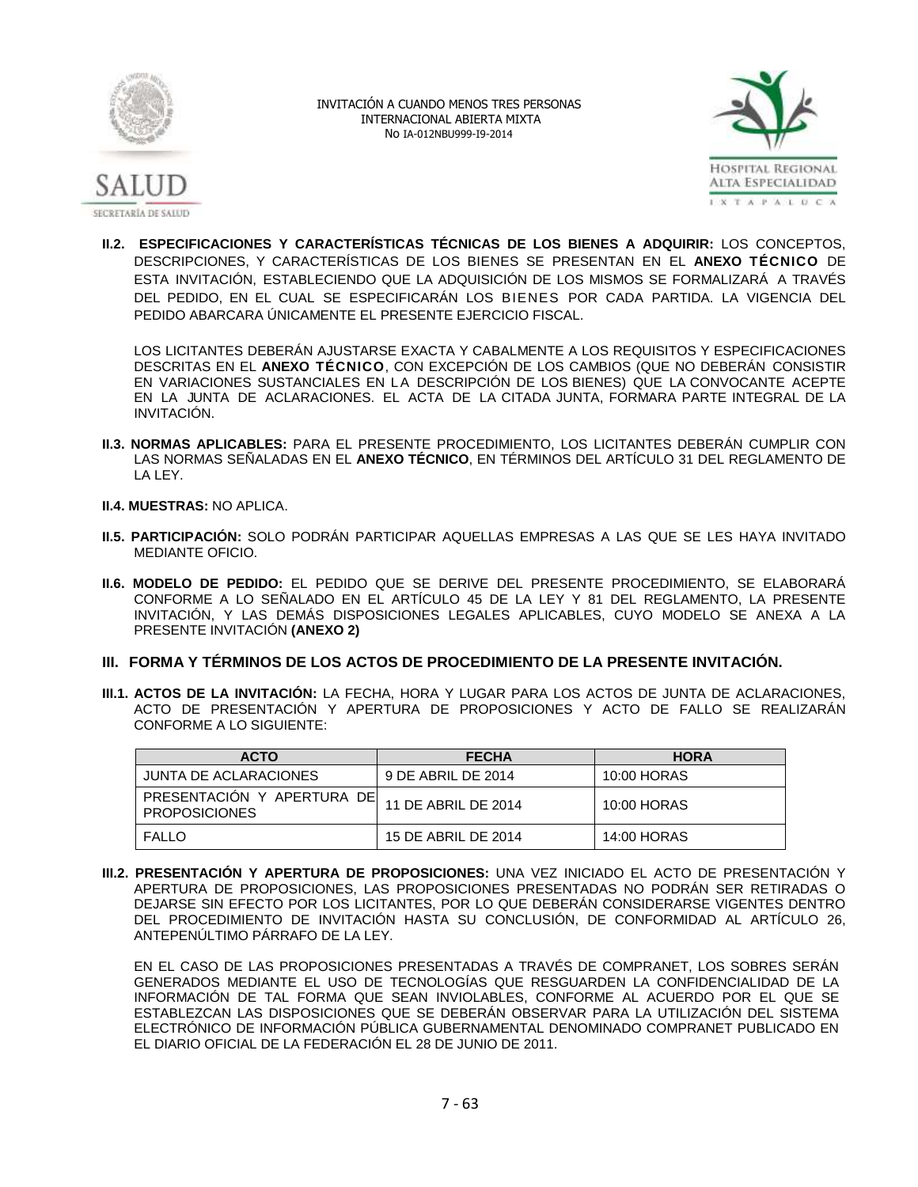**II.2. ESPECIFICACIONES Y CARACTERÍSTICAS TÉCNICAS DE LOS BIENES A ADQUIRIR:** LOS CONCEPTOS, DESCRIPCIONES, Y CARACTERÍSTICAS DE LOS BIENES SE PRESENTAN EN EL **ANEXO TÉCNICO** DE ESTA INVITACIÓN, ESTABLECIENDO QUE LA ADQUISICIÓN DE LOS MISMOS SE FORMALIZARÁ A TRAVÉS DEL PEDIDO, EN EL CUAL SE ESPECIFICARÁN LOS BIENES POR CADA PARTIDA. LA VIGENCIA DEL PEDIDO ABARCARA ÚNICAMENTE EL PRESENTE EJERCICIO FISCAL.

LOS LICITANTES DEBERÁN AJUSTARSE EXACTA Y CABALMENTE A LOS REQUISITOS Y ESPECIFICACIONES DESCRITAS EN EL **ANEXO TÉCNICO**, CON EXCEPCIÓN DE LOS CAMBIOS (QUE NO DEBERÁN CONSISTIR EN VARIACIONES SUSTANCIALES EN LA DESCRPCIÓN DE LOS BIENES) QUE LA CONVOCANTE ACEPTE EN LA JUNTA DE ACLARACIONES. EL ACTA DE LA CITADA JUNTA, FORMARA PARTE INTEGRAL DE LA INVITACIÓN.

**II.3. NORMAS APLICABLES:** PARA EL PRESENTE PROCEDIMIENTO, LOS LICITANTES DEBERÁN CUMPLIR CON LAS NORMAS SEÑALADAS EN EL **ANEXO TÉCNICO**, EN TÉRMINOS DEL ARTÍCULO 31 DEL REGLAMENTO DE LA LEY.

**II.4. MUESTRAS:** NO APLICA.

**II.5. PARTICIPACIÓN:** SOLO PODRÁN PARTICIPAR AQUELLAS EMPRESAS A LAS QUE SE LES HAYA INVITADO MEDIANTE OFICIO.

**II.6. MODELO DE PEDIDO:** EL PEDIDO QUE SE DERIVE DEL PRESENTE PROCEDIMIENTO, SE ELABORARÁ CONFORME A LO SEÑALADO EN EL ARTÍCULO 45 DE LA LEY Y 81 DEL REGLAMENTO, LA PRESENTE INVITACIÓN, Y LAS DEMÁS DISPOSICIONES LEGALES APLICABLES, CUYO MODELO SE ANEXA A LA PRESENTE INVITACIÓN **(ANEXO 2)**

## III. FORMA Y TÉRMINOS DE LOS ACTOS DE PROCEDIMIENTO DE LA PRESENTE INVITACIÓN.

**III.1. ACTOS DE LA INVITACIÓN:** LA FECHA, HORA Y LUGAR PARA LOS ACTOS DE JUNTA DE ACLARACIONES, ACTO DE PRESENTACIÓN Y APERTURA DE PROPOSICIONES Y ACTO DE FALLO SE REALIZARÁN CONFORME A LO SIGUIENTE:

| ACTO | FECHA | HORA |
|---|---|---|
| JUNTA DE ACLARACIONES | 9 DE ABRIL DE 2014 | 10:00 HORAS |
| PRESENTACIÓN Y APERTURA DE PROPOSICIONES | 11 DE ABRIL DE 2014 | 10:00 HORAS |
| FALLO | 15 DE ABRIL DE 2014 | 14:00 HORAS |

**III.2. PRESENTACIÓN Y APERTURA DE PROPOSICIONES:** UNA VEZ INICIADO EL ACTO DE PRESENTACIÓN Y APERTURA DE PROPOSICIONES, LAS PROPOSICIONES PRESENTADAS NO PODRÁN SER RETIRADAS O DEJARSE SIN EFECTO POR LOS LICITANTES, POR LO QUE DEBERÁN CONSIDERARSE VIGENTES DENTRO DEL PROCEDIMIENTO DE INVITACIÓN HASTA SU CONCLUSIÓN, DE CONFORMIDAD AL ARTÍCULO 26, ANTEPENÚLTIMO PÁRRAFO DE LA LEY.

EN EL CASO DE LAS PROPOSICIONES PRESENTADAS A TRAVÉS DE COMPRANET, LOS SOBRES SERÁN GENERADOS MEDIANTE EL USO DE TECNOLOGÍAS QUE RESGUARDEN LA CONFIDENCIALIDAD DE LA INFORMACIÓN DE TAL FORMA QUE SEAN INVIOLABLES, CONFORME AL ACUERDO POR EL QUE SE ESTABLEZCAN LAS DISPOSICIONES QUE SE DEBERÁN OBSERVAR PARA LA UTILIZACIÓN DEL SISTEMA ELECTRÓNICO DE INFORMACIÓN PÚBLICA GUBERNAMENTAL DENOMINADO COMPRANET PUBLICADO EN EL DIARIO OFICIAL DE LA FEDERACIÓN EL 28 DE JUNIO DE 2011.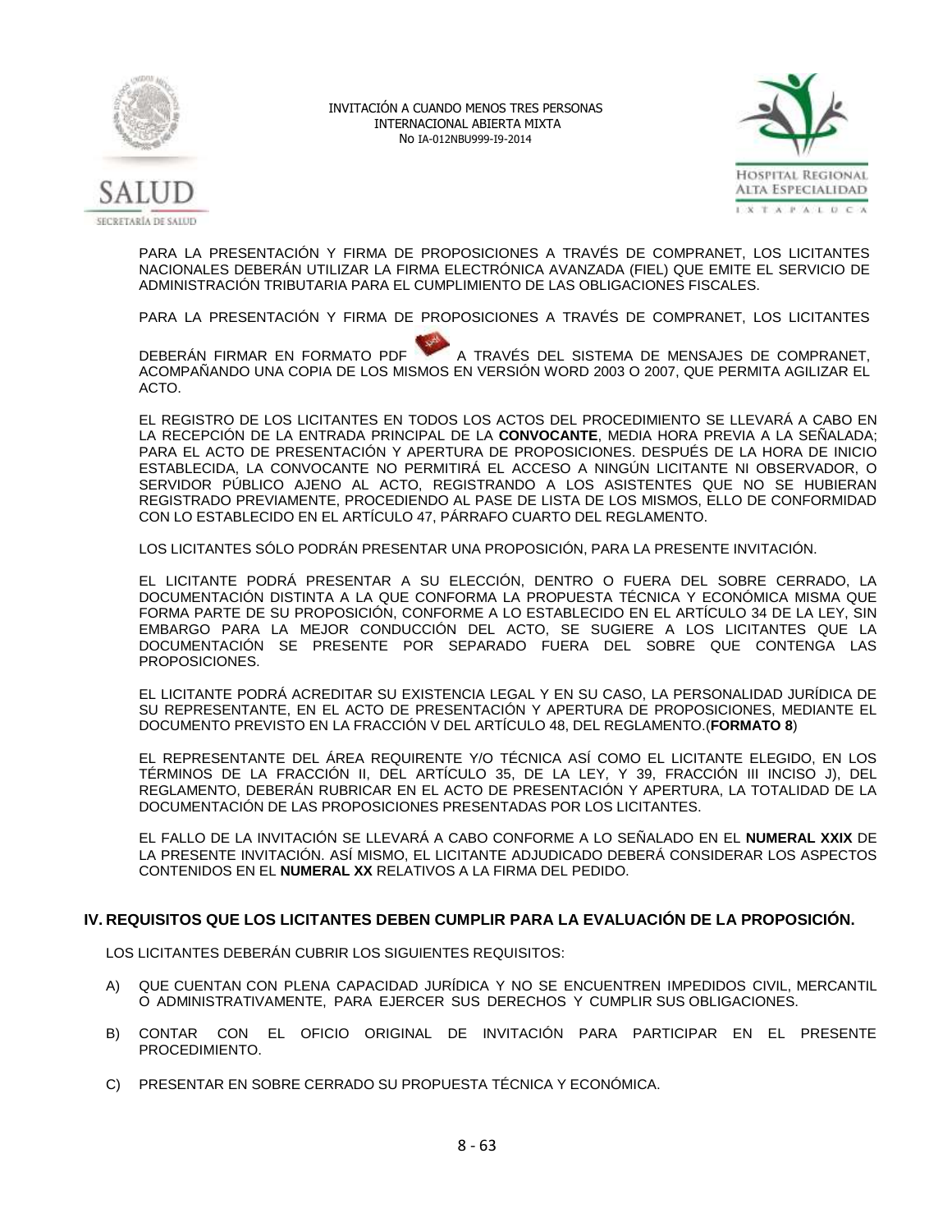PARA LA PRESENTACIÓN Y FIRMA DE PROPOSICIONES A TRAVÉS DE COMPRANET, LOS LICITANTES NACIONALES DEBERÁN UTILIZAR LA FIRMA ELECTRÓNICA AVANZADA (FIEL) QUE EMITE EL SERVICIO DE ADMINISTRACIÓN TRIBUTARIA PARA EL CUMPLIMIENTO DE LAS OBLIGACIONES FISCALES.

PARA LA PRESENTACIÓN Y FIRMA DE PROPOSICIONES A TRAVÉS DE COMPRANET, LOS LICITANTES DEBERÁN FIRMAR EN FORMATO PDF A TRAVÉS DEL SISTEMA DE MENSAJES DE COMPRANET, ACOMPAÑANDO UNA COPIA DE LOS MISMOS EN VERSIÓN WORD 2003 O 2007, QUE PERMITA AGILIZAR EL ACTO.

EL REGISTRO DE LOS LICITANTES EN TODOS LOS ACTOS DEL PROCEDIMIENTO SE LLEVARÁ A CABO EN LA RECEPCIÓN DE LA ENTRADA PRINCIPAL DE LA **CONVOCANTE**, MEDIA HORA PREVIA A LA SEÑALADA; PARA EL ACTO DE PRESENTACIÓN Y APERTURA DE PROPOSICIONES. DESPUÉS DE LA HORA DE INICIO ESTABLECIDA, LA CONVOCANTE NO PERMITIRÁ EL ACCESO A NINGÚN LICITANTE NI OBSERVADOR, O SERVIDOR PÚBLICO AJENO AL ACTO, REGISTRANDO A LOS ASISTENTES QUE NO SE HUBIERAN REGISTRADO PREVIAMENTE, PROCEDIENDO AL PASE DE LISTA DE LOS MISMOS, ELLO DE CONFORMIDAD CON LO ESTABLECIDO EN EL ARTÍCULO 47, PÁRRAFO CUARTO DEL REGLAMENTO.

LOS LICITANTES SÓLO PODRÁN PRESENTAR UNA PROPOSICIÓN, PARA LA PRESENTE INVITACIÓN.

EL LICITANTE PODRÁ PRESENTAR A SU ELECCIÓN, DENTRO O FUERA DEL SOBRE CERRADO, LA DOCUMENTACIÓN DISTINTA A LA QUE CONFORMA LA PROPUESTA TÉCNICA Y ECONÓMICA MISMA QUE FORMA PARTE DE SU PROPOSICIÓN, CONFORME A LO ESTABLECIDO EN EL ARTÍCULO 34 DE LA LEY, SIN EMBARGO PARA LA MEJOR CONDUCCIÓN DEL ACTO, SE SUGIERE A LOS LICITANTES QUE LA DOCUMENTACIÓN SE PRESENTE POR SEPARADO FUERA DEL SOBRE QUE CONTENGA LAS PROPOSICIONES.

EL LICITANTE PODRÁ ACREDITAR SU EXISTENCIA LEGAL Y EN SU CASO, LA PERSONALIDAD JURÍDICA DE SU REPRESENTANTE, EN EL ACTO DE PRESENTACIÓN Y APERTURA DE PROPOSICIONES, MEDIANTE EL DOCUMENTO PREVISTO EN LA FRACCIÓN V DEL ARTÍCULO 48, DEL REGLAMENTO.(**FORMATO 8**)

EL REPRESENTANTE DEL ÁREA REQUIRENTE Y/O TÉCNICA ASÍ COMO EL LICITANTE ELEGIDO, EN LOS TÉRMINOS DE LA FRACCIÓN II, DEL ARTÍCULO 35, DE LA LEY, Y 39, FRACCIÓN III INCISO J), DEL REGLAMENTO, DEBERÁN RUBRICAR EN EL ACTO DE PRESENTACIÓN Y APERTURA, LA TOTALIDAD DE LA DOCUMENTACIÓN DE LAS PROPOSICIONES PRESENTADAS POR LOS LICITANTES.

EL FALLO DE LA INVITACIÓN SE LLEVARÁ A CABO CONFORME A LO SEÑALADO EN EL **NUMERAL XXIX** DE LA PRESENTE INVITACIÓN. ASÍ MISMO, EL LICITANTE ADJUDICADO DEBERÁ CONSIDERAR LOS ASPECTOS CONTENIDOS EN EL **NUMERAL XX** RELATIVOS A LA FIRMA DEL PEDIDO.

## IV. REQUISITOS QUE LOS LICITANTES DEBEN CUMPLIR PARA LA EVALUACIÓN DE LA PROPOSICIÓN.

LOS LICITANTES DEBERÁN CUBRIR LOS SIGUIENTES REQUISITOS:

A) QUE CUENTAN CON PLENA CAPACIDAD JURÍDICA Y NO SE ENCUENTREN IMPEDIDOS CIVIL, MERCANTIL O ADMINISTRATIVAMENTE, PARA EJERCER SUS DERECHOS Y CUMPLIR SUS OBLIGACIONES.

B) CONTAR CON EL OFICIO ORIGINAL DE INVITACIÓN PARA PARTICIPAR EN EL PRESENTE PROCEDIMIENTO.

C) PRESENTAR EN SOBRE CERRADO SU PROPUESTA TÉCNICA Y ECONÓMICA.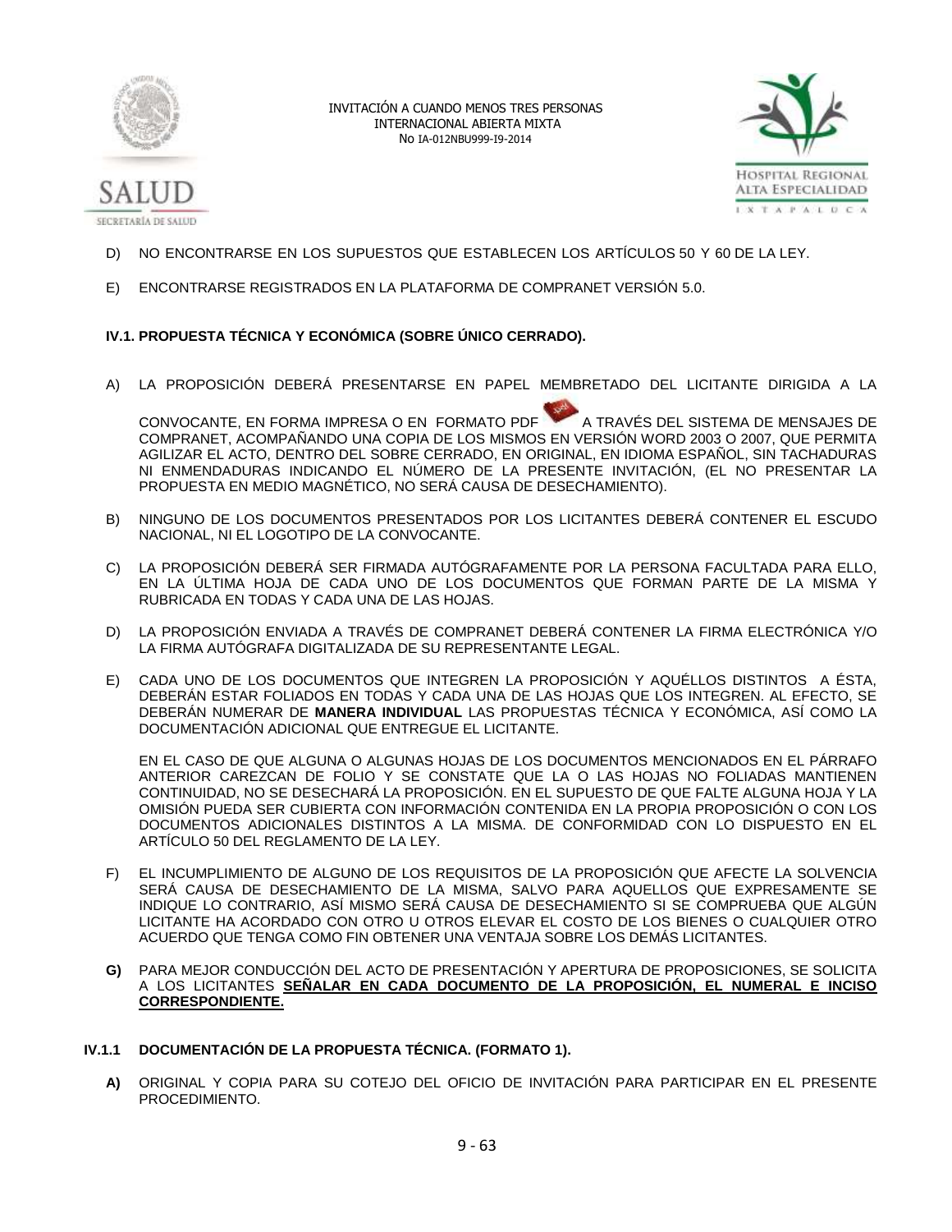D) NO ENCONTRARSE EN LOS SUPUESTOS QUE ESTABLECEN LOS ARTÍCULOS 50 Y 60 DE LA LEY.

E) ENCONTRARSE REGISTRADOS EN LA PLATAFORMA DE COMPRANET VERSIÓN 5.0.

### IV.1. PROPUESTA TÉCNICA Y ECONÓMICA (SOBRE ÚNICO CERRADO).

A) LA PROPOSICIÓN DEBERÁ PRESENTARSE EN PAPEL MEMBRETADO DEL LICITANTE DIRIGIDA A LA CONVOCANTE, EN FORMA IMPRESA O EN FORMATO PDF A TRAVÉS DEL SISTEMA DE MENSAJES DE COMPRANET, ACOMPAÑANDO UNA COPIA DE LOS MISMOS EN VERSIÓN WORD 2003 O 2007, QUE PERMITA AGILIZAR EL ACTO, DENTRO DEL SOBRE CERRADO, EN ORIGINAL, EN IDIOMA ESPAÑOL, SIN TACHADURAS NI ENMENDADURAS INDICANDO EL NÚMERO DE LA PRESENTE INVITACIÓN, (EL NO PRESENTAR LA PROPUESTA EN MEDIO MAGNÉTICO, NO SERÁ CAUSA DE DESECHAMIENTO).

B) NINGUNO DE LOS DOCUMENTOS PRESENTADOS POR LOS LICITANTES DEBERÁ CONTENER EL ESCUDO NACIONAL, NI EL LOGOTIPO DE LA CONVOCANTE.

C) LA PROPOSICIÓN DEBERÁ SER FIRMADA AUTÓGRAFAMENTE POR LA PERSONA FACULTADA PARA ELLO, EN LA ÚLTIMA HOJA DE CADA UNO DE LOS DOCUMENTOS QUE FORMAN PARTE DE LA MISMA Y RUBRICADA EN TODAS Y CADA UNA DE LAS HOJAS.

D) LA PROPOSICIÓN ENVIADA A TRAVÉS DE COMPRANET DEBERÁ CONTENER LA FIRMA ELECTRÓNICA Y/O LA FIRMA AUTÓGRAFA DIGITALIZADA DE SU REPRESENTANTE LEGAL.

E) CADA UNO DE LOS DOCUMENTOS QUE INTEGREN LA PROPOSICIÓN Y AQUÉLLOS DISTINTOS A ÉSTA, DEBERÁN ESTAR FOLIADOS EN TODAS Y CADA UNA DE LAS HOJAS QUE LOS INTEGREN. AL EFECTO, SE DEBERÁN NUMERAR DE **MANERA INDIVIDUAL** LAS PROPUESTAS TÉCNICA Y ECONÓMICA, ASÍ COMO LA DOCUMENTACIÓN ADICIONAL QUE ENTREGUE EL LICITANTE.

EN EL CASO DE QUE ALGUNA O ALGUNAS HOJAS DE LOS DOCUMENTOS MENCIONADOS EN EL PÁRRAFO ANTERIOR CAREZCAN DE FOLIO Y SE CONSTATE QUE LA O LAS HOJAS NO FOLIADAS MANTIENEN CONTINUIDAD, NO SE DESECHARÁ LA PROPOSICIÓN. EN EL SUPUESTO DE QUE FALTE ALGUNA HOJA Y LA OMISIÓN PUEDA SER CUBIERTA CON INFORMACIÓN CONTENIDA EN LA PROPIA PROPOSICIÓN O CON LOS DOCUMENTOS ADICIONALES DISTINTOS A LA MISMA. DE CONFORMIDAD CON LO DISPUESTO EN EL ARTÍCULO 50 DEL REGLAMENTO DE LA LEY.

F) EL INCUMPLIMIENTO DE ALGUNO DE LOS REQUISITOS DE LA PROPOSICIÓN QUE AFECTE LA SOLVENCIA SERÁ CAUSA DE DESECHAMIENTO DE LA MISMA, SALVO PARA AQUELLOS QUE EXPRESAMENTE SE INDIQUE LO CONTRARIO, ASÍ MISMO SERÁ CAUSA DE DESECHAMIENTO SI SE COMPRUEBA QUE ALGÚN LICITANTE HA ACORDADO CON OTRO U OTROS ELEVAR EL COSTO DE LOS BIENES O CUALQUIER OTRO ACUERDO QUE TENGA COMO FIN OBTENER UNA VENTAJA SOBRE LOS DEMÁS LICITANTES.

**G)** PARA MEJOR CONDUCCIÓN DEL ACTO DE PRESENTACIÓN Y APERTURA DE PROPOSICIONES, SE SOLICITA A LOS LICITANTES **<u>SEÑALAR EN CADA DOCUMENTO DE LA PROPOSICIÓN, EL NUMERAL E INCISO CORRESPONDIENTE.</u>**

### IV.1.1 DOCUMENTACIÓN DE LA PROPUESTA TÉCNICA. (FORMATO 1).

**A)** ORIGINAL Y COPIA PARA SU COTEJO DEL OFICIO DE INVITACIÓN PARA PARTICIPAR EN EL PRESENTE PROCEDIMIENTO.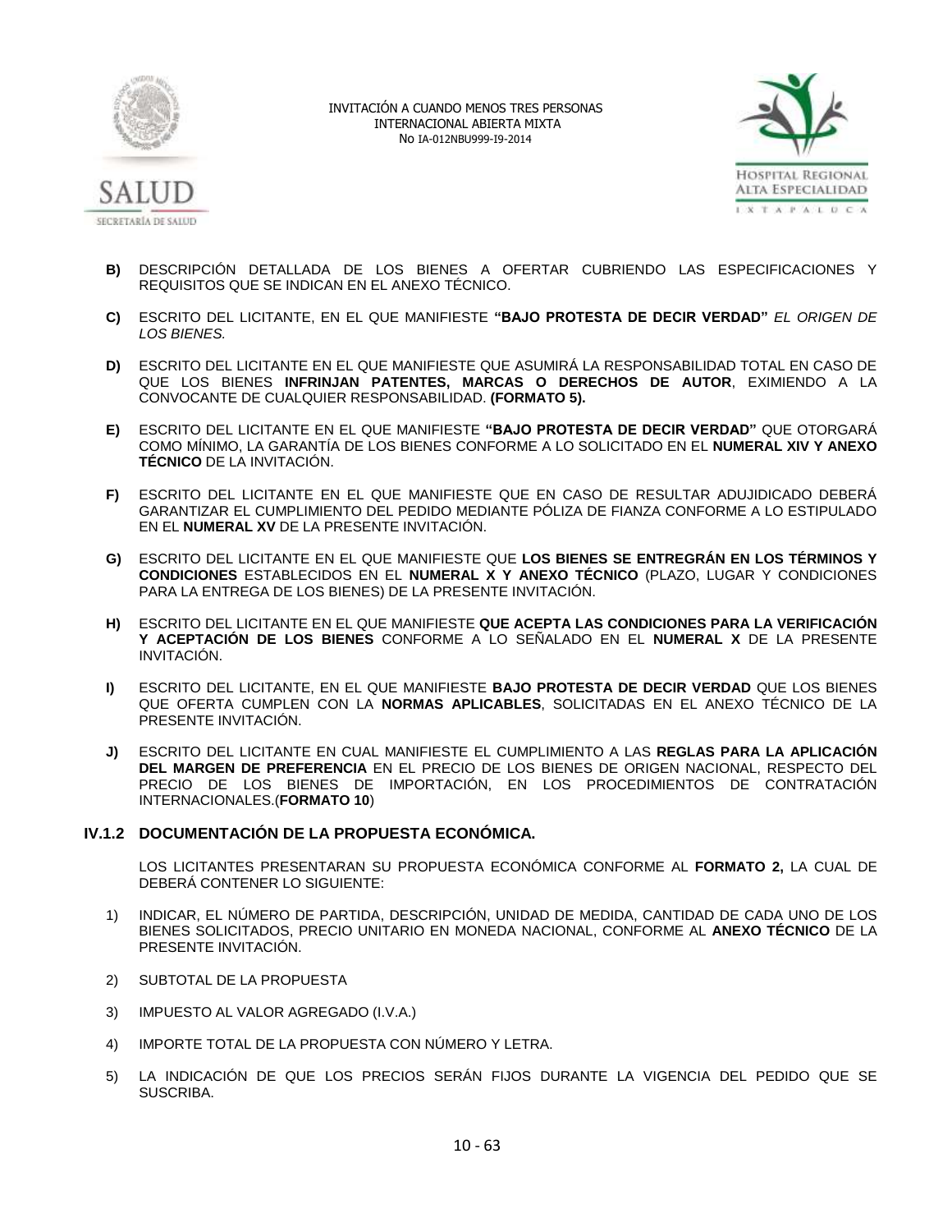**B)** DESCRIPCIÓN DETALLADA DE LOS BIENES A OFERTAR CUBRIENDO LAS ESPECIFICACIONES Y REQUISITOS QUE SE INDICAN EN EL ANEXO TÉCNICO.

**C)** ESCRITO DEL LICITANTE, EN EL QUE MANIFIESTE **"BAJO PROTESTA DE DECIR VERDAD"** *EL ORIGEN DE LOS BIENES.*

**D)** ESCRITO DEL LICITANTE EN EL QUE MANIFIESTE QUE ASUMIRÁ LA RESPONSABILIDAD TOTAL EN CASO DE QUE LOS BIENES **INFRINJAN PATENTES, MARCAS O DERECHOS DE AUTOR**, EXIMIENDO A LA CONVOCANTE DE CUALQUIER RESPONSABILIDAD. **(FORMATO 5).**

**E)** ESCRITO DEL LICITANTE EN EL QUE MANIFIESTE **"BAJO PROTESTA DE DECIR VERDAD"** QUE OTORGARÁ COMO MÍNIMO, LA GARANTÍA DE LOS BIENES CONFORME A LO SOLICITADO EN EL **NUMERAL XIV Y ANEXO TÉCNICO** DE LA INVITACIÓN.

**F)** ESCRITO DEL LICITANTE EN EL QUE MANIFIESTE QUE EN CASO DE RESULTAR ADUJIDICADO DEBERÁ GARANTIZAR EL CUMPLIMIENTO DEL PEDIDO MEDIANTE PÓLIZA DE FIANZA CONFORME A LO ESTIPULADO EN EL **NUMERAL XV** DE LA PRESENTE INVITACIÓN.

**G)** ESCRITO DEL LICITANTE EN EL QUE MANIFIESTE QUE **LOS BIENES SE ENTREGRÁN EN LOS TÉRMINOS Y CONDICIONES** ESTABLECIDOS EN EL **NUMERAL X Y ANEXO TÉCNICO** (PLAZO, LUGAR Y CONDICIONES PARA LA ENTREGA DE LOS BIENES) DE LA PRESENTE INVITACIÓN.

**H)** ESCRITO DEL LICITANTE EN EL QUE MANIFIESTE **QUE ACEPTA LAS CONDICIONES PARA LA VERIFICACIÓN Y ACEPTACIÓN DE LOS BIENES** CONFORME A LO SEÑALADO EN EL **NUMERAL X** DE LA PRESENTE INVITACIÓN.

**I)** ESCRITO DEL LICITANTE, EN EL QUE MANIFIESTE **BAJO PROTESTA DE DECIR VERDAD** QUE LOS BIENES QUE OFERTA CUMPLEN CON LA **NORMAS APLICABLES**, SOLICITADAS EN EL ANEXO TÉCNICO DE LA PRESENTE INVITACIÓN.

**J)** ESCRITO DEL LICITANTE EN CUAL MANIFIESTE EL CUMPLIMIENTO A LAS **REGLAS PARA LA APLICACIÓN DEL MARGEN DE PREFERENCIA** EN EL PRECIO DE LOS BIENES DE ORIGEN NACIONAL, RESPECTO DEL PRECIO DE LOS BIENES DE IMPORTACIÓN, EN LOS PROCEDIMIENTOS DE CONTRATACIÓN INTERNACIONALES.(**FORMATO 10**)

### IV.1.2 DOCUMENTACIÓN DE LA PROPUESTA ECONÓMICA.

LOS LICITANTES PRESENTARAN SU PROPUESTA ECONÓMICA CONFORME AL **FORMATO 2,** LA CUAL DE DEBERÁ CONTENER LO SIGUIENTE:

1) INDICAR, EL NÚMERO DE PARTIDA, DESCRIPCIÓN, UNIDAD DE MEDIDA, CANTIDAD DE CADA UNO DE LOS BIENES SOLICITADOS, PRECIO UNITARIO EN MONEDA NACIONAL, CONFORME AL **ANEXO TÉCNICO** DE LA PRESENTE INVITACIÓN.
2) SUBTOTAL DE LA PROPUESTA
3) IMPUESTO AL VALOR AGREGADO (I.V.A.)
4) IMPORTE TOTAL DE LA PROPUESTA CON NÚMERO Y LETRA.
5) LA INDICACIÓN DE QUE LOS PRECIOS SERÁN FIJOS DURANTE LA VIGENCIA DEL PEDIDO QUE SE SUSCRIBA.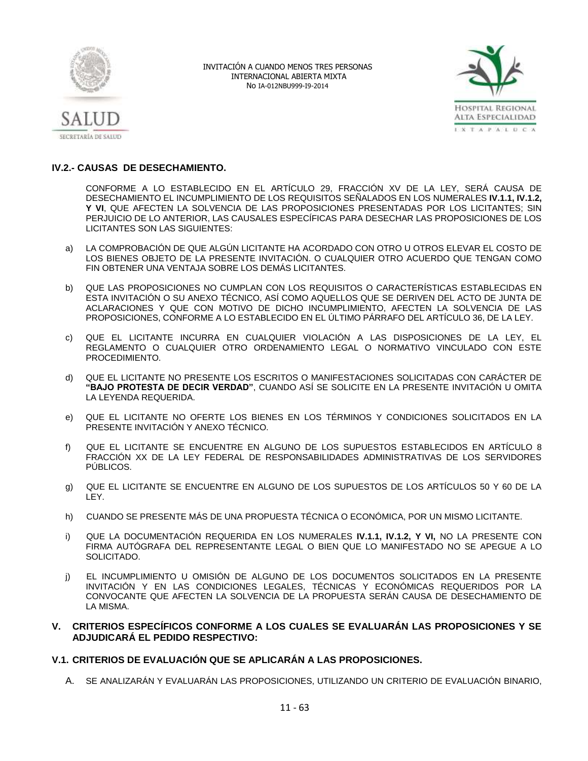## IV.2.- CAUSAS DE DESECHAMIENTO.

CONFORME A LO ESTABLECIDO EN EL ARTÍCULO 29, FRACCIÓN XV DE LA LEY, SERÁ CAUSA DE DESECHAMIENTO EL INCUMPLIMIENTO DE LOS REQUISITOS SEÑALADOS EN LOS NUMERALES **IV.1.1, IV.1.2, Y VI**, QUE AFECTEN LA SOLVENCIA DE LAS PROPOSICIONES PRESENTADAS POR LOS LICITANTES; SIN PERJUICIO DE LO ANTERIOR, LAS CAUSALES ESPECÍFICAS PARA DESECHAR LAS PROPOSICIONES DE LOS LICITANTES SON LAS SIGUIENTES:

a) LA COMPROBACIÓN DE QUE ALGÚN LICITANTE HA ACORDADO CON OTRO U OTROS ELEVAR EL COSTO DE LOS BIENES OBJETO DE LA PRESENTE INVITACIÓN. O CUALQUIER OTRO ACUERDO QUE TENGAN COMO FIN OBTENER UNA VENTAJA SOBRE LOS DEMÁS LICITANTES.

b) QUE LAS PROPOSICIONES NO CUMPLAN CON LOS REQUISITOS O CARACTERÍSTICAS ESTABLECIDAS EN ESTA INVITACIÓN O SU ANEXO TÉCNICO, ASÍ COMO AQUELLOS QUE SE DERIVEN DEL ACTO DE JUNTA DE ACLARACIONES Y QUE CON MOTIVO DE DICHO INCUMPLIMIENTO, AFECTEN LA SOLVENCIA DE LAS PROPOSICIONES, CONFORME A LO ESTABLECIDO EN EL ÚLTIMO PÁRRAFO DEL ARTÍCULO 36, DE LA LEY.

c) QUE EL LICITANTE INCURRA EN CUALQUIER VIOLACIÓN A LAS DISPOSICIONES DE LA LEY, EL REGLAMENTO O CUALQUIER OTRO ORDENAMIENTO LEGAL O NORMATIVO VINCULADO CON ESTE PROCEDIMIENTO.

d) QUE EL LICITANTE NO PRESENTE LOS ESCRITOS O MANIFESTACIONES SOLICITADAS CON CARÁCTER DE **"BAJO PROTESTA DE DECIR VERDAD"**, CUANDO ASÍ SE SOLICITE EN LA PRESENTE INVITACIÓN U OMITA LA LEYENDA REQUERIDA.

e) QUE EL LICITANTE NO OFERTE LOS BIENES EN LOS TÉRMINOS Y CONDICIONES SOLICITADOS EN LA PRESENTE INVITACIÓN Y ANEXO TÉCNICO.

f) QUE EL LICITANTE SE ENCUENTRE EN ALGUNO DE LOS SUPUESTOS ESTABLECIDOS EN ARTÍCULO 8 FRACCIÓN XX DE LA LEY FEDERAL DE RESPONSABILIDADES ADMINISTRATIVAS DE LOS SERVIDORES PÚBLICOS.

g) QUE EL LICITANTE SE ENCUENTRE EN ALGUNO DE LOS SUPUESTOS DE LOS ARTÍCULOS 50 Y 60 DE LA LEY.

h) CUANDO SE PRESENTE MÁS DE UNA PROPUESTA TÉCNICA O ECONÓMICA, POR UN MISMO LICITANTE.

i) QUE LA DOCUMENTACIÓN REQUERIDA EN LOS NUMERALES **IV.1.1, IV.1.2, Y VI,** NO LA PRESENTE CON FIRMA AUTÓGRAFA DEL REPRESENTANTE LEGAL O BIEN QUE LO MANIFESTADO NO SE APEGUE A LO SOLICITADO.

j) EL INCUMPLIMIENTO U OMISIÓN DE ALGUNO DE LOS DOCUMENTOS SOLICITADOS EN LA PRESENTE INVITACIÓN Y EN LAS CONDICIONES LEGALES, TÉCNICAS Y ECONÓMICAS REQUERIDOS POR LA CONVOCANTE QUE AFECTEN LA SOLVENCIA DE LA PROPUESTA SERÁN CAUSA DE DESECHAMIENTO DE LA MISMA.

## V. CRITERIOS ESPECÍFICOS CONFORME A LOS CUALES SE EVALUARÁN LAS PROPOSICIONES Y SE ADJUDICARÁ EL PEDIDO RESPECTIVO:

## V.1. CRITERIOS DE EVALUACIÓN QUE SE APLICARÁN A LAS PROPOSICIONES.

A. SE ANALIZARÁN Y EVALUARÁN LAS PROPOSICIONES, UTILIZANDO UN CRITERIO DE EVALUACIÓN BINARIO,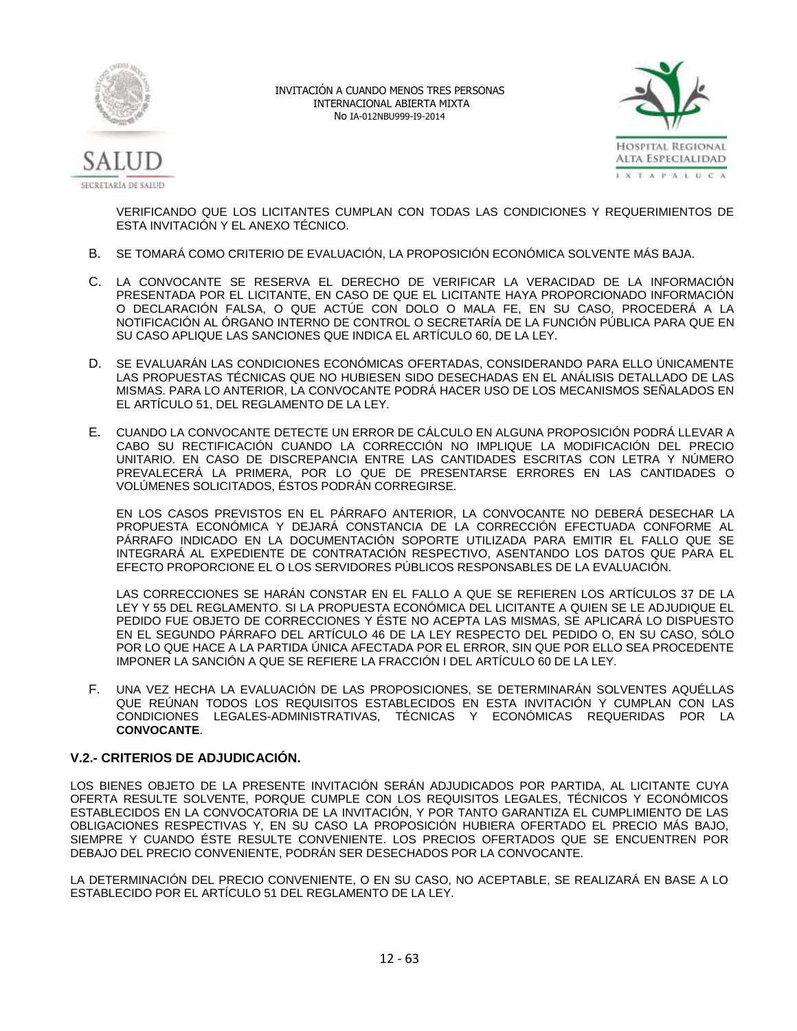VERIFICANDO QUE LOS LICITANTES CUMPLAN CON TODAS LAS CONDICIONES Y REQUERIMIENTOS DE ESTA INVITACIÓN Y EL ANEXO TÉCNICO.

B. SE TOMARÁ COMO CRITERIO DE EVALUACIÓN, LA PROPOSICIÓN ECONÓMICA SOLVENTE MÁS BAJA.

C. LA CONVOCANTE SE RESERVA EL DERECHO DE VERIFICAR LA VERACIDAD DE LA INFORMACIÓN PRESENTADA POR EL LICITANTE, EN CASO DE QUE EL LICITANTE HAYA PROPORCIONADO INFORMACIÓN O DECLARACIÓN FALSA, O QUE ACTÚE CON DOLO O MALA FE, EN SU CASO, PROCEDERÁ A LA NOTIFICACIÓN AL ÓRGANO INTERNO DE CONTROL O SECRETARÍA DE LA FUNCIÓN PÚBLICA PARA QUE EN SU CASO APLIQUE LAS SANCIONES QUE INDICA EL ARTÍCULO 60, DE LA LEY.

D. SE EVALUARÁN LAS CONDICIONES ECONÓMICAS OFERTADAS, CONSIDERANDO PARA ELLO ÚNICAMENTE LAS PROPUESTAS TÉCNICAS QUE NO HUBIESEN SIDO DESECHADAS EN EL ANÁLISIS DETALLADO DE LAS MISMAS. PARA LO ANTERIOR, LA CONVOCANTE PODRÁ HACER USO DE LOS MECANISMOS SEÑALADOS EN EL ARTÍCULO 51, DEL REGLAMENTO DE LA LEY.

E. CUANDO LA CONVOCANTE DETECTE UN ERROR DE CÁLCULO EN ALGUNA PROPOSICIÓN PODRÁ LLEVAR A CABO SU RECTIFICACIÓN CUANDO LA CORRECCIÓN NO IMPLIQUE LA MODIFICACIÓN DEL PRECIO UNITARIO. EN CASO DE DISCREPANCIA ENTRE LAS CANTIDADES ESCRITAS CON LETRA Y NÚMERO PREVALECERÁ LA PRIMERA, POR LO QUE DE PRESENTARSE ERRORES EN LAS CANTIDADES O VOLÚMENES SOLICITADOS, ÉSTOS PODRÁN CORREGIRSE.

   EN LOS CASOS PREVISTOS EN EL PÁRRAFO ANTERIOR, LA CONVOCANTE NO DEBERÁ DESECHAR LA PROPUESTA ECONÓMICA Y DEJARÁ CONSTANCIA DE LA CORRECCIÓN EFECTUADA CONFORME AL PÁRRAFO INDICADO EN LA DOCUMENTACIÓN SOPORTE UTILIZADA PARA EMITIR EL FALLO QUE SE INTEGRARÁ AL EXPEDIENTE DE CONTRATACIÓN RESPECTIVO, ASENTANDO LOS DATOS QUE PARA EL EFECTO PROPORCIONE EL O LOS SERVIDORES PÚBLICOS RESPONSABLES DE LA EVALUACIÓN.

   LAS CORRECCIONES SE HARÁN CONSTAR EN EL FALLO A QUE SE REFIEREN LOS ARTÍCULOS 37 DE LA LEY Y 55 DEL REGLAMENTO. SI LA PROPUESTA ECONÓMICA DEL LICITANTE A QUIEN SE LE ADJUDIQUE EL PEDIDO FUE OBJETO DE CORRECCIONES Y ÉSTE NO ACEPTA LAS MISMAS, SE APLICARÁ LO DISPUESTO EN EL SEGUNDO PÁRRAFO DEL ARTÍCULO 46 DE LA LEY RESPECTO DEL PEDIDO O, EN SU CASO, SÓLO POR LO QUE HACE A LA PARTIDA ÚNICA AFECTADA POR EL ERROR, SIN QUE POR ELLO SEA PROCEDENTE IMPONER LA SANCIÓN A QUE SE REFIERE LA FRACCIÓN I DEL ARTÍCULO 60 DE LA LEY.

F. UNA VEZ HECHA LA EVALUACIÓN DE LAS PROPOSICIONES, SE DETERMINARÁN SOLVENTES AQUÉLLAS QUE REÚNAN TODOS LOS REQUISITOS ESTABLECIDOS EN ESTA INVITACIÓN Y CUMPLAN CON LAS CONDICIONES LEGALES-ADMINISTRATIVAS, TÉCNICAS Y ECONÓMICAS REQUERIDAS POR LA **CONVOCANTE**.

### V.2.- CRITERIOS DE ADJUDICACIÓN.

LOS BIENES OBJETO DE LA PRESENTE INVITACIÓN SERÁN ADJUDICADOS POR PARTIDA, AL LICITANTE CUYA OFERTA RESULTE SOLVENTE, PORQUE CUMPLE CON LOS REQUISITOS LEGALES, TÉCNICOS Y ECONÓMICOS ESTABLECIDOS EN LA CONVOCATORIA DE LA INVITACIÓN, Y POR TANTO GARANTIZA EL CUMPLIMIENTO DE LAS OBLIGACIONES RESPECTIVAS Y, EN SU CASO LA PROPOSICIÓN HUBIERA OFERTADO EL PRECIO MÁS BAJO, SIEMPRE Y CUANDO ÉSTE RESULTE CONVENIENTE. LOS PRECIOS OFERTADOS QUE SE ENCUENTREN POR DEBAJO DEL PRECIO CONVENIENTE, PODRÁN SER DESECHADOS POR LA CONVOCANTE.

LA DETERMINACIÓN DEL PRECIO CONVENIENTE, O EN SU CASO, NO ACEPTABLE, SE REALIZARÁ EN BASE A LO ESTABLECIDO POR EL ARTÍCULO 51 DEL REGLAMENTO DE LA LEY.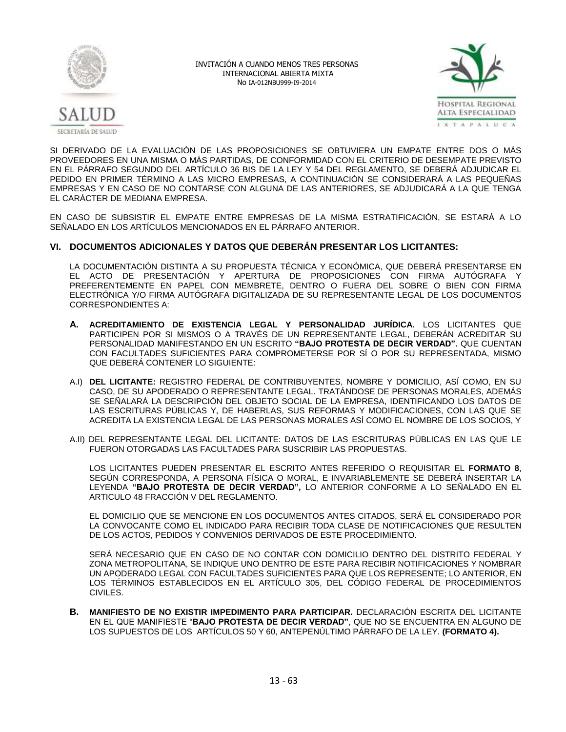SI DERIVADO DE LA EVALUACIÓN DE LAS PROPOSICIONES SE OBTUVIERA UN EMPATE ENTRE DOS O MÁS PROVEEDORES EN UNA MISMA O MÁS PARTIDAS, DE CONFORMIDAD CON EL CRITERIO DE DESEMPATE PREVISTO EN EL PÁRRAFO SEGUNDO DEL ARTÍCULO 36 BIS DE LA LEY Y 54 DEL REGLAMENTO, SE DEBERÁ ADJUDICAR EL PEDIDO EN PRIMER TÉRMINO A LAS MICRO EMPRESAS, A CONTINUACIÓN SE CONSIDERARÁ A LAS PEQUEÑAS EMPRESAS Y EN CASO DE NO CONTARSE CON ALGUNA DE LAS ANTERIORES, SE ADJUDICARÁ A LA QUE TENGA EL CARÁCTER DE MEDIANA EMPRESA.

EN CASO DE SUBSISTIR EL EMPATE ENTRE EMPRESAS DE LA MISMA ESTRATIFICACIÓN, SE ESTARÁ A LO SEÑALADO EN LOS ARTÍCULOS MENCIONADOS EN EL PÁRRAFO ANTERIOR.

## VI. DOCUMENTOS ADICIONALES Y DATOS QUE DEBERÁN PRESENTAR LOS LICITANTES:

LA DOCUMENTACIÓN DISTINTA A SU PROPUESTA TÉCNICA Y ECONÓMICA, QUE DEBERÁ PRESENTARSE EN EL ACTO DE PRESENTACIÓN Y APERTURA DE PROPOSICIONES CON FIRMA AUTÓGRAFA Y PREFERENTEMENTE EN PAPEL CON MEMBRETE, DENTRO O FUERA DEL SOBRE O BIEN CON FIRMA ELECTRÓNICA Y/O FIRMA AUTÓGRAFA DIGITALIZADA DE SU REPRESENTANTE LEGAL DE LOS DOCUMENTOS CORRESPONDIENTES A:

**A. ACREDITAMIENTO DE EXISTENCIA LEGAL Y PERSONALIDAD JURÍDICA.** LOS LICITANTES QUE PARTICIPEN POR SI MISMOS O A TRAVÉS DE UN REPRESENTANTE LEGAL, DEBERÁN ACREDITAR SU PERSONALIDAD MANIFESTANDO EN UN ESCRITO **"BAJO PROTESTA DE DECIR VERDAD".** QUE CUENTAN CON FACULTADES SUFICIENTES PARA COMPROMETERSE POR SÍ O POR SU REPRESENTADA, MISMO QUE DEBERÁ CONTENER LO SIGUIENTE:

A.I) **DEL LICITANTE:** REGISTRO FEDERAL DE CONTRIBUYENTES, NOMBRE Y DOMICILIO, ASÍ COMO, EN SU CASO, DE SU APODERADO O REPRESENTANTE LEGAL. TRATÁNDOSE DE PERSONAS MORALES, ADEMÁS SE SEÑALARÁ LA DESCRIPCIÓN DEL OBJETO SOCIAL DE LA EMPRESA, IDENTIFICANDO LOS DATOS DE LAS ESCRITURAS PÚBLICAS Y, DE HABERLAS, SUS REFORMAS Y MODIFICACIONES, CON LAS QUE SE ACREDITA LA EXISTENCIA LEGAL DE LAS PERSONAS MORALES ASÍ COMO EL NOMBRE DE LOS SOCIOS, Y

A.II) DEL REPRESENTANTE LEGAL DEL LICITANTE: DATOS DE LAS ESCRITURAS PÚBLICAS EN LAS QUE LE FUERON OTORGADAS LAS FACULTADES PARA SUSCRIBIR LAS PROPUESTAS.

LOS LICITANTES PUEDEN PRESENTAR EL ESCRITO ANTES REFERIDO O REQUISITAR EL **FORMATO 8**, SEGÚN CORRESPONDA, A PERSONA FÍSICA O MORAL, E INVARIABLEMENTE SE DEBERÁ INSERTAR LA LEYENDA **"BAJO PROTESTA DE DECIR VERDAD",** LO ANTERIOR CONFORME A LO SEÑALADO EN EL ARTICULO 48 FRACCIÓN V DEL REGLAMENTO.

EL DOMICILIO QUE SE MENCIONE EN LOS DOCUMENTOS ANTES CITADOS, SERÁ EL CONSIDERADO POR LA CONVOCANTE COMO EL INDICADO PARA RECIBIR TODA CLASE DE NOTIFICACIONES QUE RESULTEN DE LOS ACTOS, PEDIDOS Y CONVENIOS DERIVADOS DE ESTE PROCEDIMIENTO.

SERÁ NECESARIO QUE EN CASO DE NO CONTAR CON DOMICILIO DENTRO DEL DISTRITO FEDERAL Y ZONA METROPOLITANA, SE INDIQUE UNO DENTRO DE ESTE PARA RECIBIR NOTIFICACIONES Y NOMBRAR UN APODERADO LEGAL CON FACULTADES SUFICIENTES PARA QUE LOS REPRESENTE; LO ANTERIOR, EN LOS TÉRMINOS ESTABLECIDOS EN EL ARTÍCULO 305, DEL CÓDIGO FEDERAL DE PROCEDIMIENTOS CIVILES.

**B. MANIFIESTO DE NO EXISTIR IMPEDIMENTO PARA PARTICIPAR.** DECLARACIÓN ESCRITA DEL LICITANTE EN EL QUE MANIFIESTE "**BAJO PROTESTA DE DECIR VERDAD"**, QUE NO SE ENCUENTRA EN ALGUNO DE LOS SUPUESTOS DE LOS ARTÍCULOS 50 Y 60, ANTEPENÚLTIMO PÁRRAFO DE LA LEY. **(FORMATO 4).**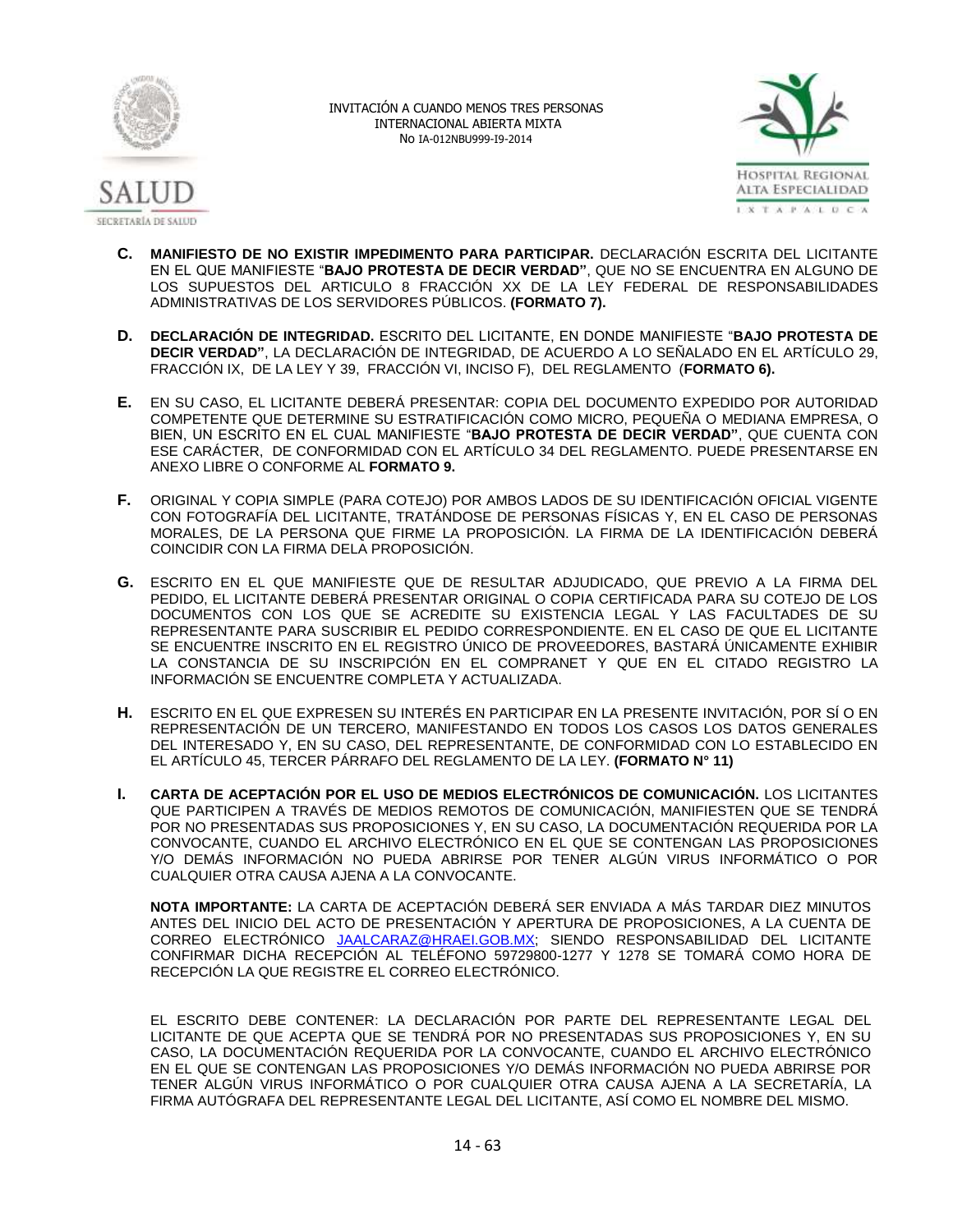**C.** **MANIFIESTO DE NO EXISTIR IMPEDIMENTO PARA PARTICIPAR.** DECLARACIÓN ESCRITA DEL LICITANTE EN EL QUE MANIFIESTE "**BAJO PROTESTA DE DECIR VERDAD"**, QUE NO SE ENCUENTRA EN ALGUNO DE LOS SUPUESTOS DEL ARTICULO 8 FRACCIÓN XX DE LA LEY FEDERAL DE RESPONSABILIDADES ADMINISTRATIVAS DE LOS SERVIDORES PÚBLICOS. **(FORMATO 7).**

**D.** **DECLARACIÓN DE INTEGRIDAD.** ESCRITO DEL LICITANTE, EN DONDE MANIFIESTE "**BAJO PROTESTA DE DECIR VERDAD"**, LA DECLARACIÓN DE INTEGRIDAD, DE ACUERDO A LO SEÑALADO EN EL ARTÍCULO 29, FRACCIÓN IX, DE LA LEY Y 39, FRACCIÓN VI, INCISO F), DEL REGLAMENTO (**FORMATO 6).**

**E.** EN SU CASO, EL LICITANTE DEBERÁ PRESENTAR: COPIA DEL DOCUMENTO EXPEDIDO POR AUTORIDAD COMPETENTE QUE DETERMINE SU ESTRATIFICACIÓN COMO MICRO, PEQUEÑA O MEDIANA EMPRESA, O BIEN, UN ESCRITO EN EL CUAL MANIFIESTE "**BAJO PROTESTA DE DECIR VERDAD"**, QUE CUENTA CON ESE CARÁCTER, DE CONFORMIDAD CON EL ARTÍCULO 34 DEL REGLAMENTO. PUEDE PRESENTARSE EN ANEXO LIBRE O CONFORME AL **FORMATO 9.**

**F.** ORIGINAL Y COPIA SIMPLE (PARA COTEJO) POR AMBOS LADOS DE SU IDENTIFICACIÓN OFICIAL VIGENTE CON FOTOGRAFÍA DEL LICITANTE, TRATÁNDOSE DE PERSONAS FÍSICAS Y, EN EL CASO DE PERSONAS MORALES, DE LA PERSONA QUE FIRME LA PROPOSICIÓN. LA FIRMA DE LA IDENTIFICACIÓN DEBERÁ COINCIDIR CON LA FIRMA DELA PROPOSICIÓN.

**G.** ESCRITO EN EL QUE MANIFIESTE QUE DE RESULTAR ADJUDICADO, QUE PREVIO A LA FIRMA DEL PEDIDO, EL LICITANTE DEBERÁ PRESENTAR ORIGINAL O COPIA CERTIFICADA PARA SU COTEJO DE LOS DOCUMENTOS CON LOS QUE SE ACREDITE SU EXISTENCIA LEGAL Y LAS FACULTADES DE SU REPRESENTANTE PARA SUSCRIBIR EL PEDIDO CORRESPONDIENTE. EN EL CASO DE QUE EL LICITANTE SE ENCUENTRE INSCRITO EN EL REGISTRO ÚNICO DE PROVEEDORES, BASTARÁ ÚNICAMENTE EXHIBIR LA CONSTANCIA DE SU INSCRIPCIÓN EN EL COMPRANET Y QUE EN EL CITADO REGISTRO LA INFORMACIÓN SE ENCUENTRE COMPLETA Y ACTUALIZADA.

**H.** ESCRITO EN EL QUE EXPRESEN SU INTERÉS EN PARTICIPAR EN LA PRESENTE INVITACIÓN, POR SÍ O EN REPRESENTACIÓN DE UN TERCERO, MANIFESTANDO EN TODOS LOS CASOS LOS DATOS GENERALES DEL INTERESADO Y, EN SU CASO, DEL REPRESENTANTE, DE CONFORMIDAD CON LO ESTABLECIDO EN EL ARTÍCULO 45, TERCER PÁRRAFO DEL REGLAMENTO DE LA LEY. **(FORMATO N° 11)**

**I.** **CARTA DE ACEPTACIÓN POR EL USO DE MEDIOS ELECTRÓNICOS DE COMUNICACIÓN.** LOS LICITANTES QUE PARTICIPEN A TRAVÉS DE MEDIOS REMOTOS DE COMUNICACIÓN, MANIFIESTEN QUE SE TENDRÁ POR NO PRESENTADAS SUS PROPOSICIONES Y, EN SU CASO, LA DOCUMENTACIÓN REQUERIDA POR LA CONVOCANTE, CUANDO EL ARCHIVO ELECTRÓNICO EN EL QUE SE CONTENGAN LAS PROPOSICIONES Y/O DEMÁS INFORMACIÓN NO PUEDA ABRIRSE POR TENER ALGÚN VIRUS INFORMÁTICO O POR CUALQUIER OTRA CAUSA AJENA A LA CONVOCANTE.

**NOTA IMPORTANTE:** LA CARTA DE ACEPTACIÓN DEBERÁ SER ENVIADA A MÁS TARDAR DIEZ MINUTOS ANTES DEL INICIO DEL ACTO DE PRESENTACIÓN Y APERTURA DE PROPOSICIONES, A LA CUENTA DE CORREO ELECTRÓNICO JAALCARAZ@HRAEI.GOB.MX; SIENDO RESPONSABILIDAD DEL LICITANTE CONFIRMAR DICHA RECEPCIÓN AL TELÉFONO 59729800-1277 Y 1278 SE TOMARÁ COMO HORA DE RECEPCIÓN LA QUE REGISTRE EL CORREO ELECTRÓNICO.

EL ESCRITO DEBE CONTENER: LA DECLARACIÓN POR PARTE DEL REPRESENTANTE LEGAL DEL LICITANTE DE QUE ACEPTA QUE SE TENDRÁ POR NO PRESENTADAS SUS PROPOSICIONES Y, EN SU CASO, LA DOCUMENTACIÓN REQUERIDA POR LA CONVOCANTE, CUANDO EL ARCHIVO ELECTRÓNICO EN EL QUE SE CONTENGAN LAS PROPOSICIONES Y/O DEMÁS INFORMACIÓN NO PUEDA ABRIRSE POR TENER ALGÚN VIRUS INFORMÁTICO O POR CUALQUIER OTRA CAUSA AJENA A LA SECRETARÍA, LA FIRMA AUTÓGRAFA DEL REPRESENTANTE LEGAL DEL LICITANTE, ASÍ COMO EL NOMBRE DEL MISMO.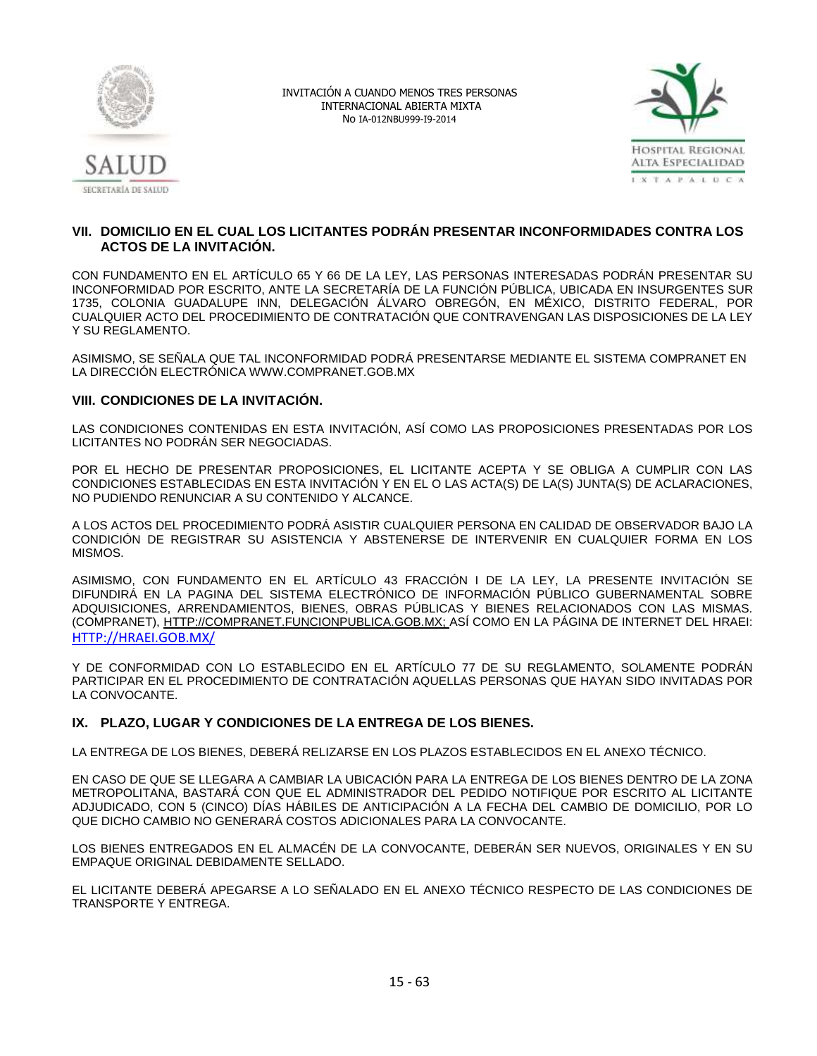## VII. DOMICILIO EN EL CUAL LOS LICITANTES PODRÁN PRESENTAR INCONFORMIDADES CONTRA LOS ACTOS DE LA INVITACIÓN.

CON FUNDAMENTO EN EL ARTÍCULO 65 Y 66 DE LA LEY, LAS PERSONAS INTERESADAS PODRÁN PRESENTAR SU INCONFORMIDAD POR ESCRITO, ANTE LA SECRETARÍA DE LA FUNCIÓN PÚBLICA, UBICADA EN INSURGENTES SUR 1735, COLONIA GUADALUPE INN, DELEGACIÓN ÁLVARO OBREGÓN, EN MÉXICO, DISTRITO FEDERAL, POR CUALQUIER ACTO DEL PROCEDIMIENTO DE CONTRATACIÓN QUE CONTRAVENGAN LAS DISPOSICIONES DE LA LEY Y SU REGLAMENTO.

ASIMISMO, SE SEÑALA QUE TAL INCONFORMIDAD PODRÁ PRESENTARSE MEDIANTE EL SISTEMA COMPRANET EN LA DIRECCIÓN ELECTRÓNICA WWW.COMPRANET.GOB.MX

## VIII. CONDICIONES DE LA INVITACIÓN.

LAS CONDICIONES CONTENIDAS EN ESTA INVITACIÓN, ASÍ COMO LAS PROPOSICIONES PRESENTADAS POR LOS LICITANTES NO PODRÁN SER NEGOCIADAS.

POR EL HECHO DE PRESENTAR PROPOSICIONES, EL LICITANTE ACEPTA Y SE OBLIGA A CUMPLIR CON LAS CONDICIONES ESTABLECIDAS EN ESTA INVITACIÓN Y EN EL O LAS ACTA(S) DE LA(S) JUNTA(S) DE ACLARACIONES, NO PUDIENDO RENUNCIAR A SU CONTENIDO Y ALCANCE.

A LOS ACTOS DEL PROCEDIMIENTO PODRÁ ASISTIR CUALQUIER PERSONA EN CALIDAD DE OBSERVADOR BAJO LA CONDICIÓN DE REGISTRAR SU ASISTENCIA Y ABSTENERSE DE INTERVENIR EN CUALQUIER FORMA EN LOS MISMOS.

ASIMISMO, CON FUNDAMENTO EN EL ARTÍCULO 43 FRACCIÓN I DE LA LEY, LA PRESENTE INVITACIÓN SE DIFUNDIRÁ EN LA PAGINA DEL SISTEMA ELECTRÓNICO DE INFORMACIÓN PÚBLICO GUBERNAMENTAL SOBRE ADQUISICIONES, ARRENDAMIENTOS, BIENES, OBRAS PÚBLICAS Y BIENES RELACIONADOS CON LAS MISMAS. (COMPRANET), HTTP://COMPRANET.FUNCIONPUBLICA.GOB.MX; ASÍ COMO EN LA PÁGINA DE INTERNET DEL HRAEI: HTTP://HRAEI.GOB.MX/

Y DE CONFORMIDAD CON LO ESTABLECIDO EN EL ARTÍCULO 77 DE SU REGLAMENTO, SOLAMENTE PODRÁN PARTICIPAR EN EL PROCEDIMIENTO DE CONTRATACIÓN AQUELLAS PERSONAS QUE HAYAN SIDO INVITADAS POR LA CONVOCANTE.

## IX. PLAZO, LUGAR Y CONDICIONES DE LA ENTREGA DE LOS BIENES.

LA ENTREGA DE LOS BIENES, DEBERÁ RELIZARSE EN LOS PLAZOS ESTABLECIDOS EN EL ANEXO TÉCNICO.

EN CASO DE QUE SE LLEGARA A CAMBIAR LA UBICACIÓN PARA LA ENTREGA DE LOS BIENES DENTRO DE LA ZONA METROPOLITANA, BASTARÁ CON QUE EL ADMINISTRADOR DEL PEDIDO NOTIFIQUE POR ESCRITO AL LICITANTE ADJUDICADO, CON 5 (CINCO) DÍAS HÁBILES DE ANTICIPACIÓN A LA FECHA DEL CAMBIO DE DOMICILIO, POR LO QUE DICHO CAMBIO NO GENERARÁ COSTOS ADICIONALES PARA LA CONVOCANTE.

LOS BIENES ENTREGADOS EN EL ALMACÉN DE LA CONVOCANTE, DEBERÁN SER NUEVOS, ORIGINALES Y EN SU EMPAQUE ORIGINAL DEBIDAMENTE SELLADO.

EL LICITANTE DEBERÁ APEGARSE A LO SEÑALADO EN EL ANEXO TÉCNICO RESPECTO DE LAS CONDICIONES DE TRANSPORTE Y ENTREGA.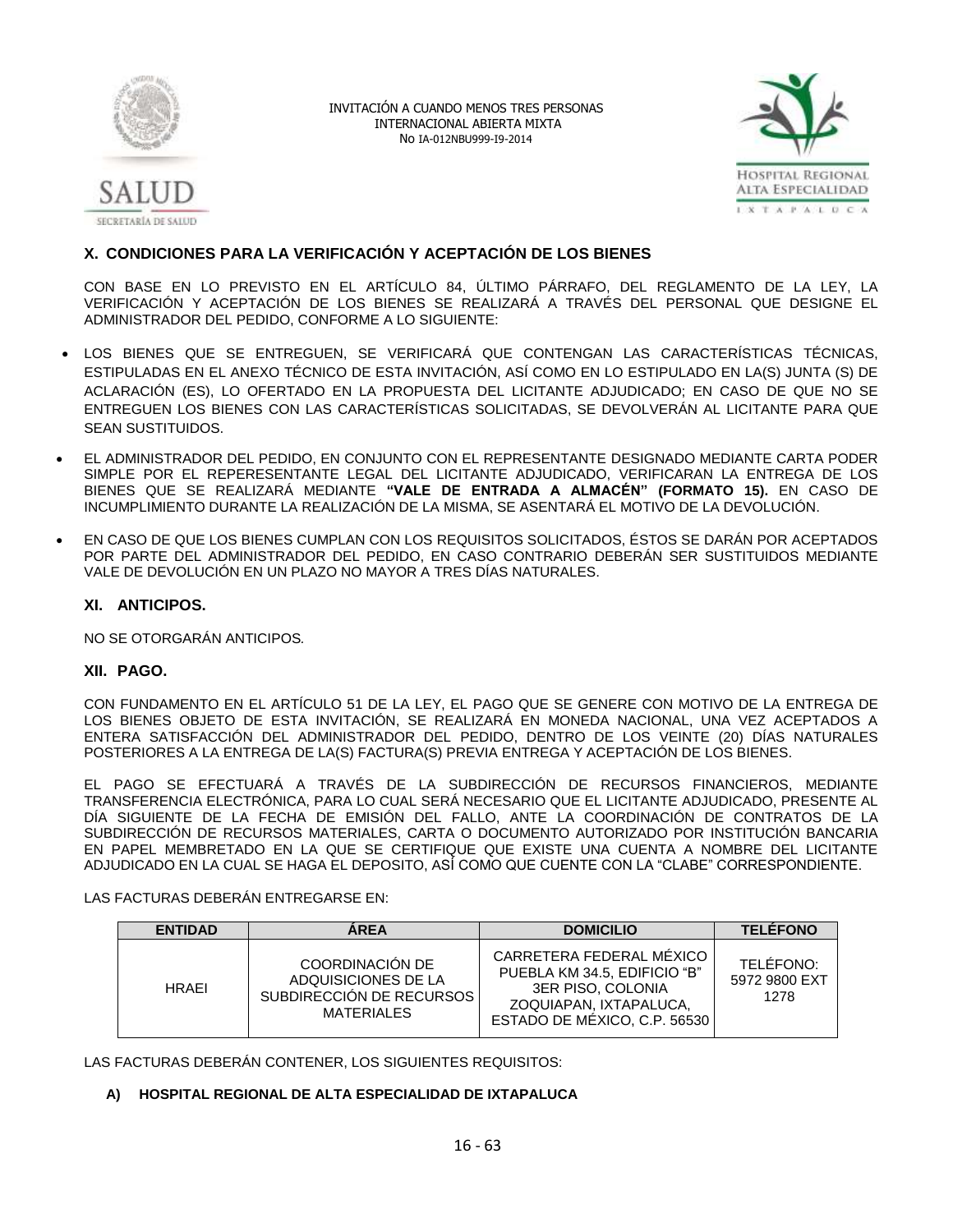## X. CONDICIONES PARA LA VERIFICACIÓN Y ACEPTACIÓN DE LOS BIENES

CON BASE EN LO PREVISTO EN EL ARTÍCULO 84, ÚLTIMO PÁRRAFO, DEL REGLAMENTO DE LA LEY, LA VERIFICACIÓN Y ACEPTACIÓN DE LOS BIENES SE REALIZARÁ A TRAVÉS DEL PERSONAL QUE DESIGNE EL ADMINISTRADOR DEL PEDIDO, CONFORME A LO SIGUIENTE:

- LOS BIENES QUE SE ENTREGUEN, SE VERIFICARÁ QUE CONTENGAN LAS CARACTERÍSTICAS TÉCNICAS, ESTIPULADAS EN EL ANEXO TÉCNICO DE ESTA INVITACIÓN, ASÍ COMO EN LO ESTIPULADO EN LA(S) JUNTA (S) DE ACLARACIÓN (ES), LO OFERTADO EN LA PROPUESTA DEL LICITANTE ADJUDICADO; EN CASO DE QUE NO SE ENTREGUEN LOS BIENES CON LAS CARACTERÍSTICAS SOLICITADAS, SE DEVOLVERÁN AL LICITANTE PARA QUE SEAN SUSTITUIDOS.
- EL ADMINISTRADOR DEL PEDIDO, EN CONJUNTO CON EL REPRESENTANTE DESIGNADO MEDIANTE CARTA PODER SIMPLE POR EL REPERESENTANTE LEGAL DEL LICITANTE ADJUDICADO, VERIFICARAN LA ENTREGA DE LOS BIENES QUE SE REALIZARÁ MEDIANTE **"VALE DE ENTRADA A ALMACÉN" (FORMATO 15).** EN CASO DE INCUMPLIMIENTO DURANTE LA REALIZACIÓN DE LA MISMA, SE ASENTARÁ EL MOTIVO DE LA DEVOLUCIÓN.
- EN CASO DE QUE LOS BIENES CUMPLAN CON LOS REQUISITOS SOLICITADOS, ÉSTOS SE DARÁN POR ACEPTADOS POR PARTE DEL ADMINISTRADOR DEL PEDIDO, EN CASO CONTRARIO DEBERÁN SER SUSTITUIDOS MEDIANTE VALE DE DEVOLUCIÓN EN UN PLAZO NO MAYOR A TRES DÍAS NATURALES.

### XI. ANTICIPOS.

NO SE OTORGARÁN ANTICIPOS.

### XII. PAGO.

CON FUNDAMENTO EN EL ARTÍCULO 51 DE LA LEY, EL PAGO QUE SE GENERE CON MOTIVO DE LA ENTREGA DE LOS BIENES OBJETO DE ESTA INVITACIÓN, SE REALIZARÁ EN MONEDA NACIONAL, UNA VEZ ACEPTADOS A ENTERA SATISFACCIÓN DEL ADMINISTRADOR DEL PEDIDO, DENTRO DE LOS VEINTE (20) DÍAS NATURALES POSTERIORES A LA ENTREGA DE LA(S) FACTURA(S) PREVIA ENTREGA Y ACEPTACIÓN DE LOS BIENES.

EL PAGO SE EFECTUARÁ A TRAVÉS DE LA SUBDIRECCIÓN DE RECURSOS FINANCIEROS, MEDIANTE TRANSFERENCIA ELECTRÓNICA, PARA LO CUAL SERÁ NECESARIO QUE EL LICITANTE ADJUDICADO, PRESENTE AL DÍA SIGUIENTE DE LA FECHA DE EMISIÓN DEL FALLO, ANTE LA COORDINACIÓN DE CONTRATOS DE LA SUBDIRECCIÓN DE RECURSOS MATERIALES, CARTA O DOCUMENTO AUTORIZADO POR INSTITUCIÓN BANCARIA EN PAPEL MEMBRETADO EN LA QUE SE CERTIFIQUE QUE EXISTE UNA CUENTA A NOMBRE DEL LICITANTE ADJUDICADO EN LA CUAL SE HAGA EL DEPOSITO, ASÍ COMO QUE CUENTE CON LA "CLABE" CORRESPONDIENTE.

LAS FACTURAS DEBERÁN ENTREGARSE EN:

| ENTIDAD | ÁREA | DOMICILIO | TELÉFONO |
|---|---|---|---|
| HRAEI | COORDINACIÓN DE ADQUISICIONES DE LA SUBDIRECCIÓN DE RECURSOS MATERIALES | CARRETERA FEDERAL MÉXICO PUEBLA KM 34.5, EDIFICIO "B" 3ER PISO, COLONIA ZOQUIAPAN, IXTAPALUCA, ESTADO DE MÉXICO, C.P. 56530 | TELÉFONO: 5972 9800 EXT 1278 |

LAS FACTURAS DEBERÁN CONTENER, LOS SIGUIENTES REQUISITOS:

**A) HOSPITAL REGIONAL DE ALTA ESPECIALIDAD DE IXTAPALUCA**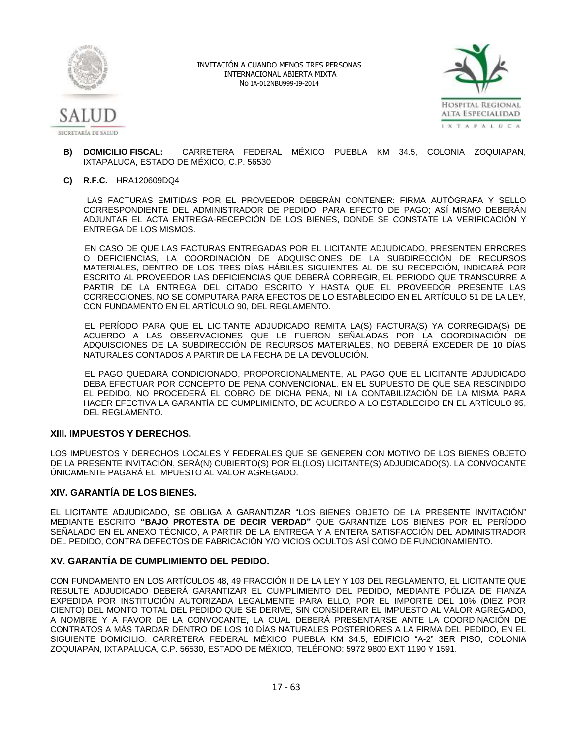**B) DOMICILIO FISCAL:** CARRETERA FEDERAL MÉXICO PUEBLA KM 34.5, COLONIA ZOQUIAPAN, IXTAPALUCA, ESTADO DE MÉXICO, C.P. 56530

**C) R.F.C.** HRA120609DQ4

LAS FACTURAS EMITIDAS POR EL PROVEEDOR DEBERÁN CONTENER: FIRMA AUTÓGRAFA Y SELLO CORRESPONDIENTE DEL ADMINISTRADOR DE PEDIDO, PARA EFECTO DE PAGO; ASÍ MISMO DEBERÁN ADJUNTAR EL ACTA ENTREGA-RECEPCIÓN DE LOS BIENES, DONDE SE CONSTATE LA VERIFICACIÓN Y ENTREGA DE LOS MISMOS.

EN CASO DE QUE LAS FACTURAS ENTREGADAS POR EL LICITANTE ADJUDICADO, PRESENTEN ERRORES O DEFICIENCIAS, LA COORDINACIÓN DE ADQUISCIONES DE LA SUBDIRECCIÓN DE RECURSOS MATERIALES, DENTRO DE LOS TRES DÍAS HÁBILES SIGUIENTES AL DE SU RECEPCIÓN, INDICARÁ POR ESCRITO AL PROVEEDOR LAS DEFICIENCIAS QUE DEBERÁ CORREGIR, EL PERIODO QUE TRANSCURRE A PARTIR DE LA ENTREGA DEL CITADO ESCRITO Y HASTA QUE EL PROVEEDOR PRESENTE LAS CORRECCIONES, NO SE COMPUTARA PARA EFECTOS DE LO ESTABLECIDO EN EL ARTÍCULO 51 DE LA LEY, CON FUNDAMENTO EN EL ARTÍCULO 90, DEL REGLAMENTO.

EL PERÍODO PARA QUE EL LICITANTE ADJUDICADO REMITA LA(S) FACTURA(S) YA CORREGIDA(S) DE ACUERDO A LAS OBSERVACIONES QUE LE FUERON SEÑALADAS POR LA COORDINACIÓN DE ADQUISCIONES DE LA SUBDIRECCIÓN DE RECURSOS MATERIALES, NO DEBERÁ EXCEDER DE 10 DÍAS NATURALES CONTADOS A PARTIR DE LA FECHA DE LA DEVOLUCIÓN.

EL PAGO QUEDARÁ CONDICIONADO, PROPORCIONALMENTE, AL PAGO QUE EL LICITANTE ADJUDICADO DEBA EFECTUAR POR CONCEPTO DE PENA CONVENCIONAL. EN EL SUPUESTO DE QUE SEA RESCINDIDO EL PEDIDO, NO PROCEDERÁ EL COBRO DE DICHA PENA, NI LA CONTABILIZACIÓN DE LA MISMA PARA HACER EFECTIVA LA GARANTÍA DE CUMPLIMIENTO, DE ACUERDO A LO ESTABLECIDO EN EL ARTÍCULO 95, DEL REGLAMENTO.

## XIII. IMPUESTOS Y DERECHOS.

LOS IMPUESTOS Y DERECHOS LOCALES Y FEDERALES QUE SE GENEREN CON MOTIVO DE LOS BIENES OBJETO DE LA PRESENTE INVITACIÓN, SERÁ(N) CUBIERTO(S) POR EL(LOS) LICITANTE(S) ADJUDICADO(S). LA CONVOCANTE ÚNICAMENTE PAGARÁ EL IMPUESTO AL VALOR AGREGADO.

## XIV. GARANTÍA DE LOS BIENES.

EL LICITANTE ADJUDICADO, SE OBLIGA A GARANTIZAR "LOS BIENES OBJETO DE LA PRESENTE INVITACIÓN" MEDIANTE ESCRITO **"BAJO PROTESTA DE DECIR VERDAD"** QUE GARANTIZE LOS BIENES POR EL PERÍODO SEÑALADO EN EL ANEXO TÉCNICO, A PARTIR DE LA ENTREGA Y A ENTERA SATISFACCIÓN DEL ADMINISTRADOR DEL PEDIDO, CONTRA DEFECTOS DE FABRICACIÓN Y/O VICIOS OCULTOS ASÍ COMO DE FUNCIONAMIENTO.

## XV. GARANTÍA DE CUMPLIMIENTO DEL PEDIDO.

CON FUNDAMENTO EN LOS ARTÍCULOS 48, 49 FRACCIÓN II DE LA LEY Y 103 DEL REGLAMENTO, EL LICITANTE QUE RESULTE ADJUDICADO DEBERÁ GARANTIZAR EL CUMPLIMIENTO DEL PEDIDO, MEDIANTE PÓLIZA DE FIANZA EXPEDIDA POR INSTITUCIÓN AUTORIZADA LEGALMENTE PARA ELLO, POR EL IMPORTE DEL 10% (DIEZ POR CIENTO) DEL MONTO TOTAL DEL PEDIDO QUE SE DERIVE, SIN CONSIDERAR EL IMPUESTO AL VALOR AGREGADO, A NOMBRE Y A FAVOR DE LA CONVOCANTE, LA CUAL DEBERÁ PRESENTARSE ANTE LA COORDINACIÓN DE CONTRATOS A MÁS TARDAR DENTRO DE LOS 10 DÍAS NATURALES POSTERIORES A LA FIRMA DEL PEDIDO, EN EL SIGUIENTE DOMICILIO: CARRETERA FEDERAL MÉXICO PUEBLA KM 34.5, EDIFICIO "A-2" 3ER PISO, COLONIA ZOQUIAPAN, IXTAPALUCA, C.P. 56530, ESTADO DE MÉXICO, TELÉFONO: 5972 9800 EXT 1190 Y 1591.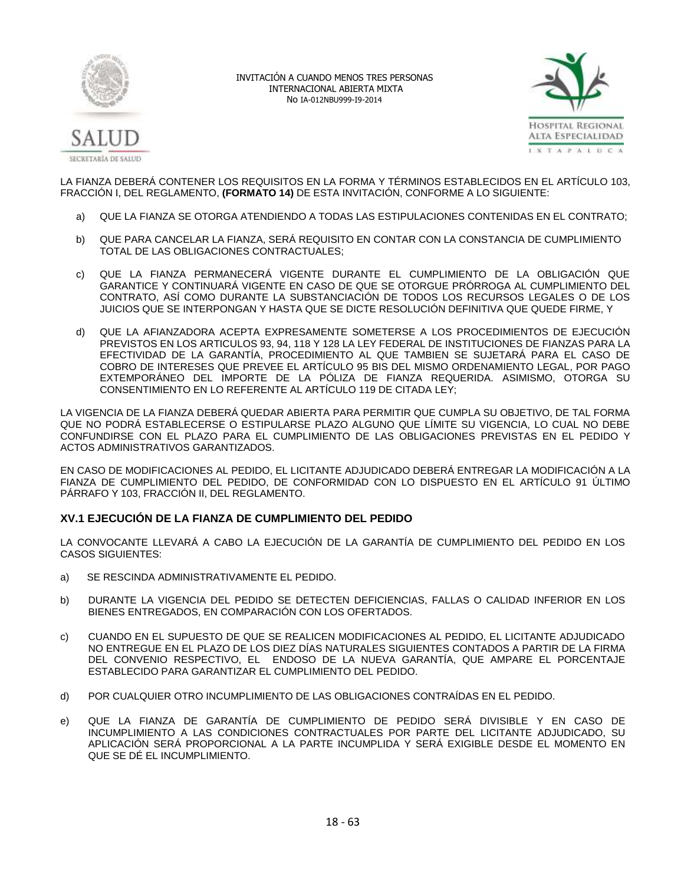LA FIANZA DEBERÁ CONTENER LOS REQUISITOS EN LA FORMA Y TÉRMINOS ESTABLECIDOS EN EL ARTÍCULO 103, FRACCIÓN I, DEL REGLAMENTO, **(FORMATO 14)** DE ESTA INVITACIÓN, CONFORME A LO SIGUIENTE:

a) QUE LA FIANZA SE OTORGA ATENDIENDO A TODAS LAS ESTIPULACIONES CONTENIDAS EN EL CONTRATO;

b) QUE PARA CANCELAR LA FIANZA, SERÁ REQUISITO EN CONTAR CON LA CONSTANCIA DE CUMPLIMIENTO TOTAL DE LAS OBLIGACIONES CONTRACTUALES;

c) QUE LA FIANZA PERMANECERÁ VIGENTE DURANTE EL CUMPLIMIENTO DE LA OBLIGACIÓN QUE GARANTICE Y CONTINUARÁ VIGENTE EN CASO DE QUE SE OTORGUE PRÓRROGA AL CUMPLIMIENTO DEL CONTRATO, ASÍ COMO DURANTE LA SUBSTANCIACIÓN DE TODOS LOS RECURSOS LEGALES O DE LOS JUICIOS QUE SE INTERPONGAN Y HASTA QUE SE DICTE RESOLUCIÓN DEFINITIVA QUE QUEDE FIRME, Y

d) QUE LA AFIANZADORA ACEPTA EXPRESAMENTE SOMETERSE A LOS PROCEDIMIENTOS DE EJECUCIÓN PREVISTOS EN LOS ARTICULOS 93, 94, 118 Y 128 LA LEY FEDERAL DE INSTITUCIONES DE FIANZAS PARA LA EFECTIVIDAD DE LA GARANTÍA, PROCEDIMIENTO AL QUE TAMBIEN SE SUJETARÁ PARA EL CASO DE COBRO DE INTERESES QUE PREVEE EL ARTÍCULO 95 BIS DEL MISMO ORDENAMIENTO LEGAL, POR PAGO EXTEMPORÁNEO DEL IMPORTE DE LA PÓLIZA DE FIANZA REQUERIDA. ASIMISMO, OTORGA SU CONSENTIMIENTO EN LO REFERENTE AL ARTÍCULO 119 DE CITADA LEY;

LA VIGENCIA DE LA FIANZA DEBERÁ QUEDAR ABIERTA PARA PERMITIR QUE CUMPLA SU OBJETIVO, DE TAL FORMA QUE NO PODRÁ ESTABLECERSE O ESTIPULARSE PLAZO ALGUNO QUE LÍMITE SU VIGENCIA, LO CUAL NO DEBE CONFUNDIRSE CON EL PLAZO PARA EL CUMPLIMIENTO DE LAS OBLIGACIONES PREVISTAS EN EL PEDIDO Y ACTOS ADMINISTRATIVOS GARANTIZADOS.

EN CASO DE MODIFICACIONES AL PEDIDO, EL LICITANTE ADJUDICADO DEBERÁ ENTREGAR LA MODIFICACIÓN A LA FIANZA DE CUMPLIMIENTO DEL PEDIDO, DE CONFORMIDAD CON LO DISPUESTO EN EL ARTÍCULO 91 ÚLTIMO PÁRRAFO Y 103, FRACCIÓN II, DEL REGLAMENTO.

### XV.1 EJECUCIÓN DE LA FIANZA DE CUMPLIMIENTO DEL PEDIDO

LA CONVOCANTE LLEVARÁ A CABO LA EJECUCIÓN DE LA GARANTÍA DE CUMPLIMIENTO DEL PEDIDO EN LOS CASOS SIGUIENTES:

a) SE RESCINDA ADMINISTRATIVAMENTE EL PEDIDO.

b) DURANTE LA VIGENCIA DEL PEDIDO SE DETECTEN DEFICIENCIAS, FALLAS O CALIDAD INFERIOR EN LOS BIENES ENTREGADOS, EN COMPARACIÓN CON LOS OFERTADOS.

c) CUANDO EN EL SUPUESTO DE QUE SE REALICEN MODIFICACIONES AL PEDIDO, EL LICITANTE ADJUDICADO NO ENTREGUE EN EL PLAZO DE LOS DIEZ DÍAS NATURALES SIGUIENTES CONTADOS A PARTIR DE LA FIRMA DEL CONVENIO RESPECTIVO, EL ENDOSO DE LA NUEVA GARANTÍA, QUE AMPARE EL PORCENTAJE ESTABLECIDO PARA GARANTIZAR EL CUMPLIMIENTO DEL PEDIDO.

d) POR CUALQUIER OTRO INCUMPLIMIENTO DE LAS OBLIGACIONES CONTRAÍDAS EN EL PEDIDO.

e) QUE LA FIANZA DE GARANTÍA DE CUMPLIMIENTO DE PEDIDO SERÁ DIVISIBLE Y EN CASO DE INCUMPLIMIENTO A LAS CONDICIONES CONTRACTUALES POR PARTE DEL LICITANTE ADJUDICADO, SU APLICACIÓN SERÁ PROPORCIONAL A LA PARTE INCUMPLIDA Y SERÁ EXIGIBLE DESDE EL MOMENTO EN QUE SE DÉ EL INCUMPLIMIENTO.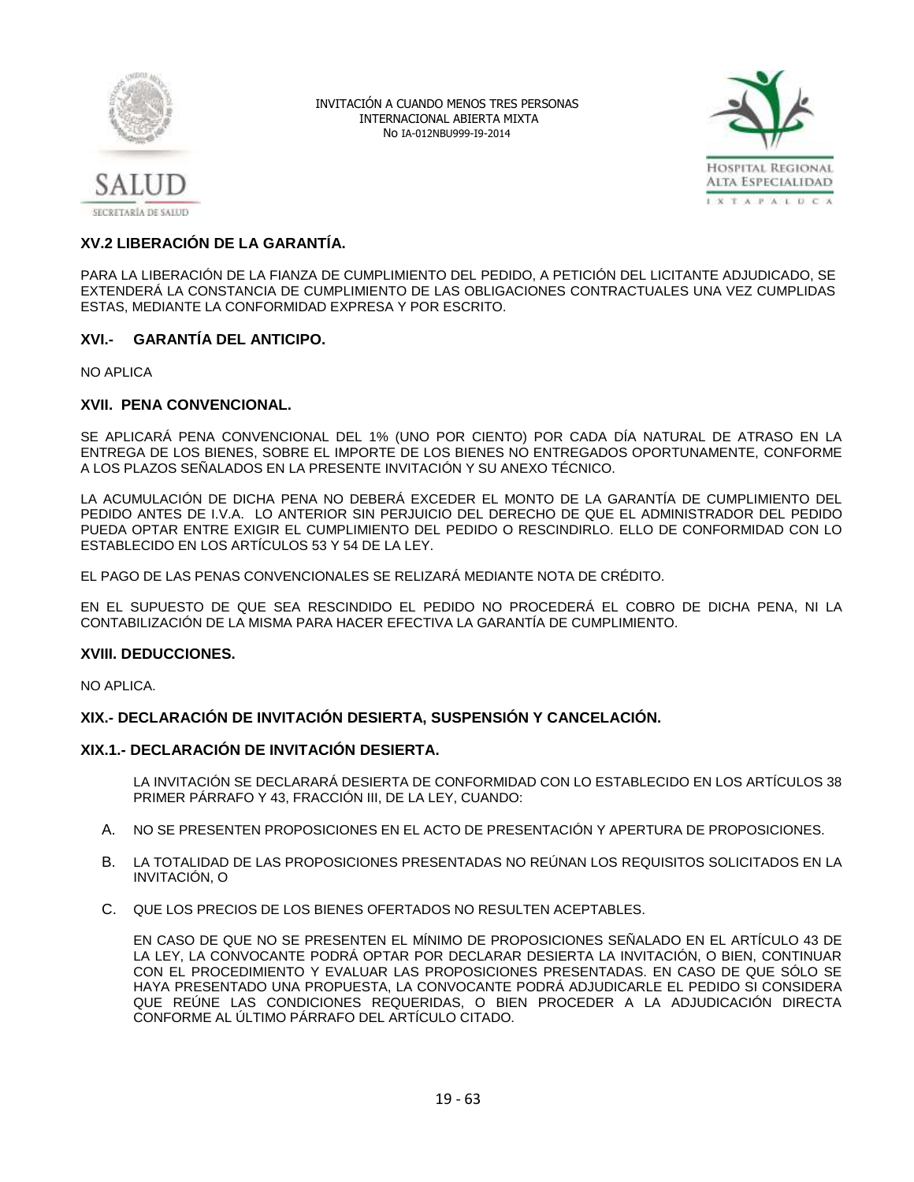## XV.2 LIBERACIÓN DE LA GARANTÍA.

PARA LA LIBERACIÓN DE LA FIANZA DE CUMPLIMIENTO DEL PEDIDO, A PETICIÓN DEL LICITANTE ADJUDICADO, SE EXTENDERÁ LA CONSTANCIA DE CUMPLIMIENTO DE LAS OBLIGACIONES CONTRACTUALES UNA VEZ CUMPLIDAS ESTAS, MEDIANTE LA CONFORMIDAD EXPRESA Y POR ESCRITO.

## XVI.- GARANTÍA DEL ANTICIPO.

NO APLICA

## XVII. PENA CONVENCIONAL.

SE APLICARÁ PENA CONVENCIONAL DEL 1% (UNO POR CIENTO) POR CADA DÍA NATURAL DE ATRASO EN LA ENTREGA DE LOS BIENES, SOBRE EL IMPORTE DE LOS BIENES NO ENTREGADOS OPORTUNAMENTE, CONFORME A LOS PLAZOS SEÑALADOS EN LA PRESENTE INVITACIÓN Y SU ANEXO TÉCNICO.

LA ACUMULACIÓN DE DICHA PENA NO DEBERÁ EXCEDER EL MONTO DE LA GARANTÍA DE CUMPLIMIENTO DEL PEDIDO ANTES DE I.V.A. LO ANTERIOR SIN PERJUICIO DEL DERECHO DE QUE EL ADMINISTRADOR DEL PEDIDO PUEDA OPTAR ENTRE EXIGIR EL CUMPLIMIENTO DEL PEDIDO O RESCINDIRLO. ELLO DE CONFORMIDAD CON LO ESTABLECIDO EN LOS ARTÍCULOS 53 Y 54 DE LA LEY.

EL PAGO DE LAS PENAS CONVENCIONALES SE RELIZARÁ MEDIANTE NOTA DE CRÉDITO.

EN EL SUPUESTO DE QUE SEA RESCINDIDO EL PEDIDO NO PROCEDERÁ EL COBRO DE DICHA PENA, NI LA CONTABILIZACIÓN DE LA MISMA PARA HACER EFECTIVA LA GARANTÍA DE CUMPLIMIENTO.

## XVIII. DEDUCCIONES.

NO APLICA.

## XIX.- DECLARACIÓN DE INVITACIÓN DESIERTA, SUSPENSIÓN Y CANCELACIÓN.

### XIX.1.- DECLARACIÓN DE INVITACIÓN DESIERTA.

LA INVITACIÓN SE DECLARARÁ DESIERTA DE CONFORMIDAD CON LO ESTABLECIDO EN LOS ARTÍCULOS 38 PRIMER PÁRRAFO Y 43, FRACCIÓN III, DE LA LEY, CUANDO:

A. NO SE PRESENTEN PROPOSICIONES EN EL ACTO DE PRESENTACIÓN Y APERTURA DE PROPOSICIONES.

B. LA TOTALIDAD DE LAS PROPOSICIONES PRESENTADAS NO REÚNAN LOS REQUISITOS SOLICITADOS EN LA INVITACIÓN, O

C. QUE LOS PRECIOS DE LOS BIENES OFERTADOS NO RESULTEN ACEPTABLES.

EN CASO DE QUE NO SE PRESENTEN EL MÍNIMO DE PROPOSICIONES SEÑALADO EN EL ARTÍCULO 43 DE LA LEY, LA CONVOCANTE PODRÁ OPTAR POR DECLARAR DESIERTA LA INVITACIÓN, O BIEN, CONTINUAR CON EL PROCEDIMIENTO Y EVALUAR LAS PROPOSICIONES PRESENTADAS. EN CASO DE QUE SÓLO SE HAYA PRESENTADO UNA PROPUESTA, LA CONVOCANTE PODRÁ ADJUDICARLE EL PEDIDO SI CONSIDERA QUE REÚNE LAS CONDICIONES REQUERIDAS, O BIEN PROCEDER A LA ADJUDICACIÓN DIRECTA CONFORME AL ÚLTIMO PÁRRAFO DEL ARTÍCULO CITADO.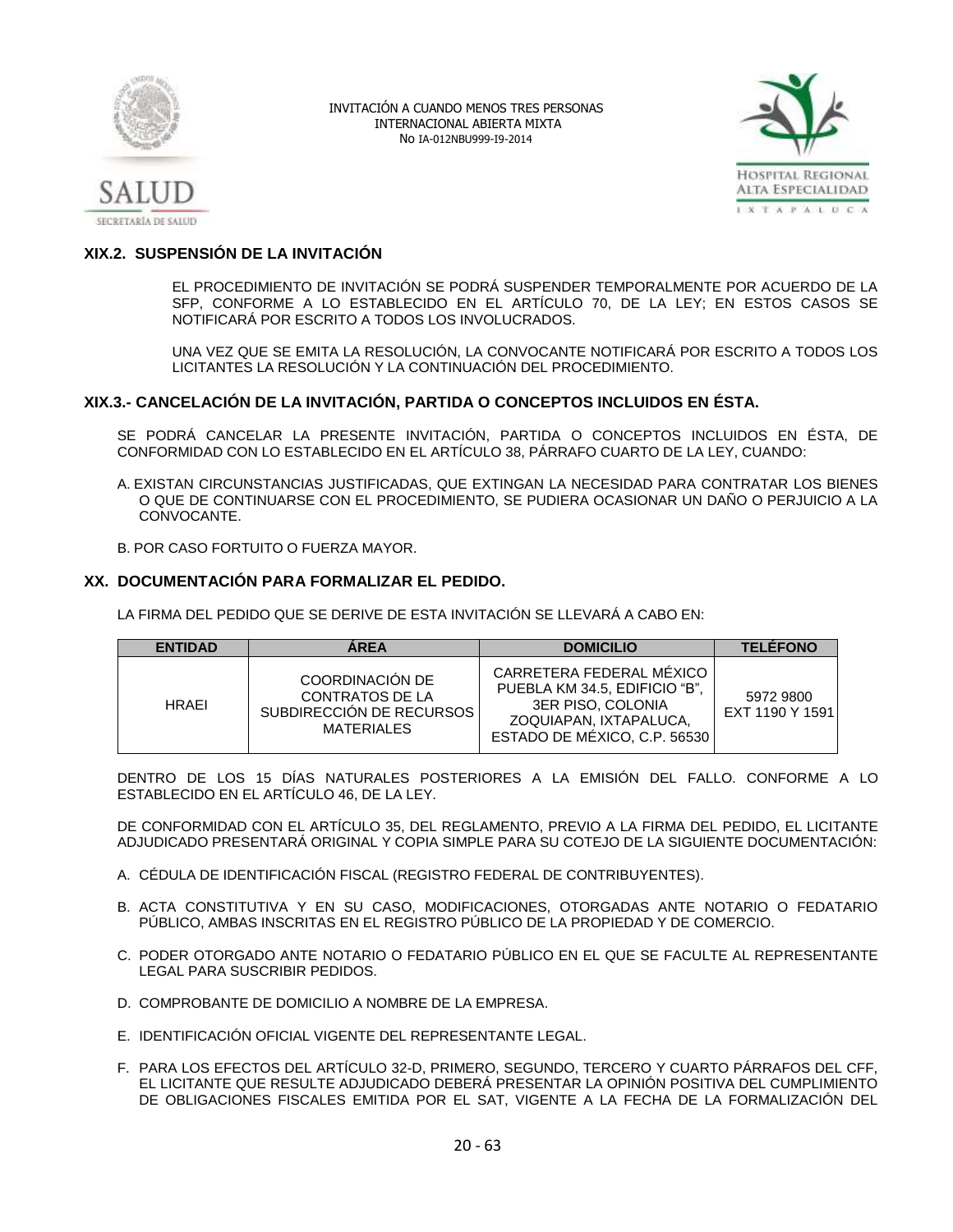## XIX.2. SUSPENSIÓN DE LA INVITACIÓN

EL PROCEDIMIENTO DE INVITACIÓN SE PODRÁ SUSPENDER TEMPORALMENTE POR ACUERDO DE LA SFP, CONFORME A LO ESTABLECIDO EN EL ARTÍCULO 70, DE LA LEY; EN ESTOS CASOS SE NOTIFICARÁ POR ESCRITO A TODOS LOS INVOLUCRADOS.

UNA VEZ QUE SE EMITA LA RESOLUCIÓN, LA CONVOCANTE NOTIFICARÁ POR ESCRITO A TODOS LOS LICITANTES LA RESOLUCIÓN Y LA CONTINUACIÓN DEL PROCEDIMIENTO.

## XIX.3.- CANCELACIÓN DE LA INVITACIÓN, PARTIDA O CONCEPTOS INCLUIDOS EN ÉSTA.

SE PODRÁ CANCELAR LA PRESENTE INVITACIÓN, PARTIDA O CONCEPTOS INCLUIDOS EN ÉSTA, DE CONFORMIDAD CON LO ESTABLECIDO EN EL ARTÍCULO 38, PÁRRAFO CUARTO DE LA LEY, CUANDO:

A. EXISTAN CIRCUNSTANCIAS JUSTIFICADAS, QUE EXTINGAN LA NECESIDAD PARA CONTRATAR LOS BIENES O QUE DE CONTINUARSE CON EL PROCEDIMIENTO, SE PUDIERA OCASIONAR UN DAÑO O PERJUICIO A LA CONVOCANTE.

B. POR CASO FORTUITO O FUERZA MAYOR.

## XX. DOCUMENTACIÓN PARA FORMALIZAR EL PEDIDO.

LA FIRMA DEL PEDIDO QUE SE DERIVE DE ESTA INVITACIÓN SE LLEVARÁ A CABO EN:

| ENTIDAD | ÁREA | DOMICILIO | TELÉFONO |
|---|---|---|---|
| HRAEI | COORDINACIÓN DE CONTRATOS DE LA SUBDIRECCIÓN DE RECURSOS MATERIALES | CARRETERA FEDERAL MÉXICO PUEBLA KM 34.5, EDIFICIO "B", 3ER PISO, COLONIA ZOQUIAPAN, IXTAPALUCA, ESTADO DE MÉXICO, C.P. 56530 | 5972 9800 EXT 1190 Y 1591 |

DENTRO DE LOS 15 DÍAS NATURALES POSTERIORES A LA EMISIÓN DEL FALLO. CONFORME A LO ESTABLECIDO EN EL ARTÍCULO 46, DE LA LEY.

DE CONFORMIDAD CON EL ARTÍCULO 35, DEL REGLAMENTO, PREVIO A LA FIRMA DEL PEDIDO, EL LICITANTE ADJUDICADO PRESENTARÁ ORIGINAL Y COPIA SIMPLE PARA SU COTEJO DE LA SIGUIENTE DOCUMENTACIÓN:

A. CÉDULA DE IDENTIFICACIÓN FISCAL (REGISTRO FEDERAL DE CONTRIBUYENTES).

B. ACTA CONSTITUTIVA Y EN SU CASO, MODIFICACIONES, OTORGADAS ANTE NOTARIO O FEDATARIO PÚBLICO, AMBAS INSCRITAS EN EL REGISTRO PÚBLICO DE LA PROPIEDAD Y DE COMERCIO.

C. PODER OTORGADO ANTE NOTARIO O FEDATARIO PÚBLICO EN EL QUE SE FACULTE AL REPRESENTANTE LEGAL PARA SUSCRIBIR PEDIDOS.

D. COMPROBANTE DE DOMICILIO A NOMBRE DE LA EMPRESA.

E. IDENTIFICACIÓN OFICIAL VIGENTE DEL REPRESENTANTE LEGAL.

F. PARA LOS EFECTOS DEL ARTÍCULO 32-D, PRIMERO, SEGUNDO, TERCERO Y CUARTO PÁRRAFOS DEL CFF, EL LICITANTE QUE RESULTE ADJUDICADO DEBERÁ PRESENTAR LA OPINIÓN POSITIVA DEL CUMPLIMIENTO DE OBLIGACIONES FISCALES EMITIDA POR EL SAT, VIGENTE A LA FECHA DE LA FORMALIZACIÓN DEL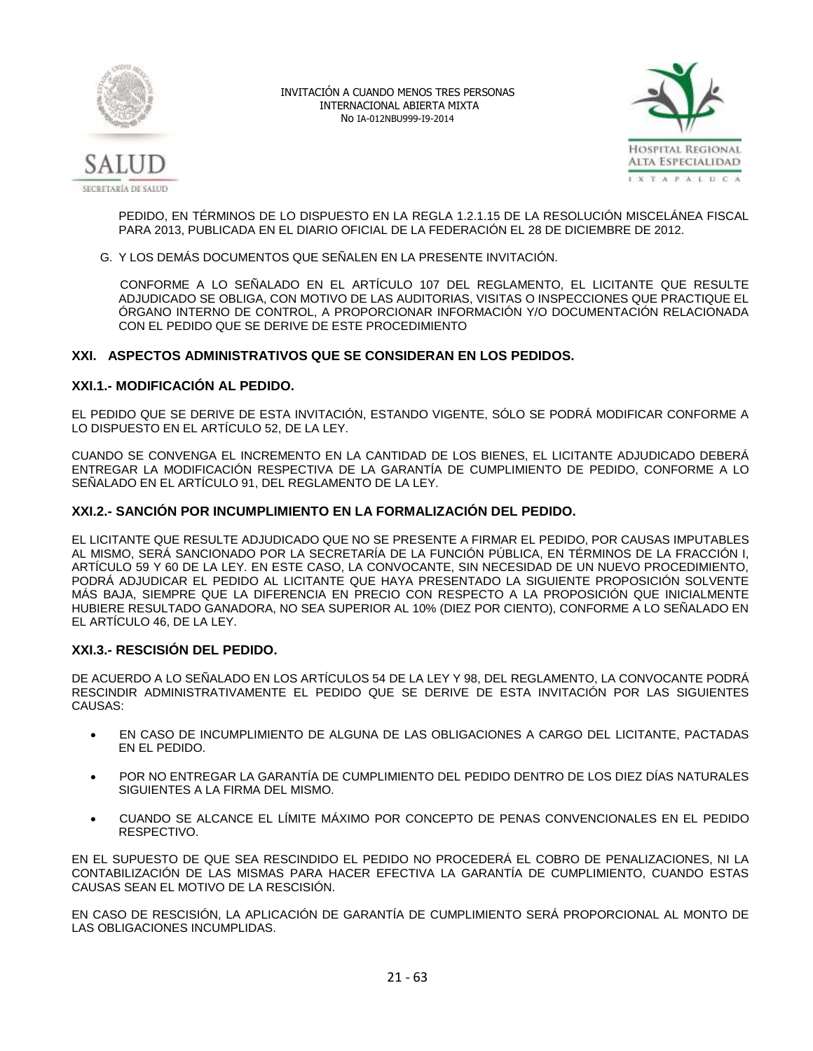PEDIDO, EN TÉRMINOS DE LO DISPUESTO EN LA REGLA 1.2.1.15 DE LA RESOLUCIÓN MISCELÁNEA FISCAL PARA 2013, PUBLICADA EN EL DIARIO OFICIAL DE LA FEDERACIÓN EL 28 DE DICIEMBRE DE 2012.

G. Y LOS DEMÁS DOCUMENTOS QUE SEÑALEN EN LA PRESENTE INVITACIÓN.

CONFORME A LO SEÑALADO EN EL ARTÍCULO 107 DEL REGLAMENTO, EL LICITANTE QUE RESULTE ADJUDICADO SE OBLIGA, CON MOTIVO DE LAS AUDITORIAS, VISITAS O INSPECCIONES QUE PRACTIQUE EL ÓRGANO INTERNO DE CONTROL, A PROPORCIONAR INFORMACIÓN Y/O DOCUMENTACIÓN RELACIONADA CON EL PEDIDO QUE SE DERIVE DE ESTE PROCEDIMIENTO

## XXI. ASPECTOS ADMINISTRATIVOS QUE SE CONSIDERAN EN LOS PEDIDOS.

### XXI.1.- MODIFICACIÓN AL PEDIDO.

EL PEDIDO QUE SE DERIVE DE ESTA INVITACIÓN, ESTANDO VIGENTE, SÓLO SE PODRÁ MODIFICAR CONFORME A LO DISPUESTO EN EL ARTÍCULO 52, DE LA LEY.

CUANDO SE CONVENGA EL INCREMENTO EN LA CANTIDAD DE LOS BIENES, EL LICITANTE ADJUDICADO DEBERÁ ENTREGAR LA MODIFICACIÓN RESPECTIVA DE LA GARANTÍA DE CUMPLIMIENTO DE PEDIDO, CONFORME A LO SEÑALADO EN EL ARTÍCULO 91, DEL REGLAMENTO DE LA LEY.

### XXI.2.- SANCIÓN POR INCUMPLIMIENTO EN LA FORMALIZACIÓN DEL PEDIDO.

EL LICITANTE QUE RESULTE ADJUDICADO QUE NO SE PRESENTE A FIRMAR EL PEDIDO, POR CAUSAS IMPUTABLES AL MISMO, SERÁ SANCIONADO POR LA SECRETARÍA DE LA FUNCIÓN PÚBLICA, EN TÉRMINOS DE LA FRACCIÓN I, ARTÍCULO 59 Y 60 DE LA LEY. EN ESTE CASO, LA CONVOCANTE, SIN NECESIDAD DE UN NUEVO PROCEDIMIENTO, PODRÁ ADJUDICAR EL PEDIDO AL LICITANTE QUE HAYA PRESENTADO LA SIGUIENTE PROPOSICIÓN SOLVENTE MÁS BAJA, SIEMPRE QUE LA DIFERENCIA EN PRECIO CON RESPECTO A LA PROPOSICIÓN QUE INICIALMENTE HUBIERE RESULTADO GANADORA, NO SEA SUPERIOR AL 10% (DIEZ POR CIENTO), CONFORME A LO SEÑALADO EN EL ARTÍCULO 46, DE LA LEY.

### XXI.3.- RESCISIÓN DEL PEDIDO.

DE ACUERDO A LO SEÑALADO EN LOS ARTÍCULOS 54 DE LA LEY Y 98, DEL REGLAMENTO, LA CONVOCANTE PODRÁ RESCINDIR ADMINISTRATIVAMENTE EL PEDIDO QUE SE DERIVE DE ESTA INVITACIÓN POR LAS SIGUIENTES CAUSAS:

- EN CASO DE INCUMPLIMIENTO DE ALGUNA DE LAS OBLIGACIONES A CARGO DEL LICITANTE, PACTADAS EN EL PEDIDO.
- POR NO ENTREGAR LA GARANTÍA DE CUMPLIMIENTO DEL PEDIDO DENTRO DE LOS DIEZ DÍAS NATURALES SIGUIENTES A LA FIRMA DEL MISMO.
- CUANDO SE ALCANCE EL LÍMITE MÁXIMO POR CONCEPTO DE PENAS CONVENCIONALES EN EL PEDIDO RESPECTIVO.

EN EL SUPUESTO DE QUE SEA RESCINDIDO EL PEDIDO NO PROCEDERÁ EL COBRO DE PENALIZACIONES, NI LA CONTABILIZACIÓN DE LAS MISMAS PARA HACER EFECTIVA LA GARANTÍA DE CUMPLIMIENTO, CUANDO ESTAS CAUSAS SEAN EL MOTIVO DE LA RESCISIÓN.

EN CASO DE RESCISIÓN, LA APLICACIÓN DE GARANTÍA DE CUMPLIMIENTO SERÁ PROPORCIONAL AL MONTO DE LAS OBLIGACIONES INCUMPLIDAS.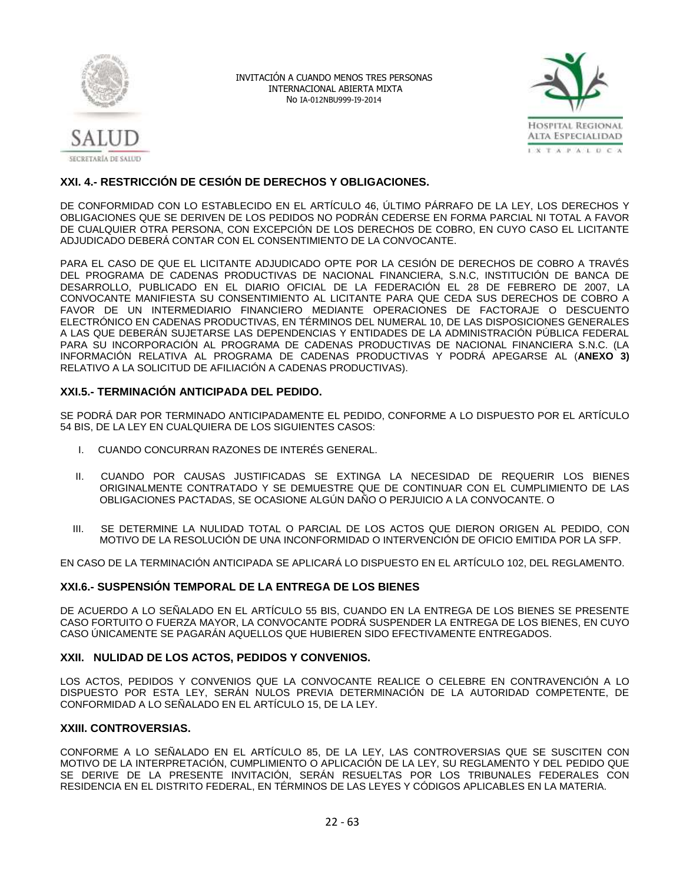### XXI. 4.- RESTRICCIÓN DE CESIÓN DE DERECHOS Y OBLIGACIONES.

DE CONFORMIDAD CON LO ESTABLECIDO EN EL ARTÍCULO 46, ÚLTIMO PÁRRAFO DE LA LEY, LOS DERECHOS Y OBLIGACIONES QUE SE DERIVEN DE LOS PEDIDOS NO PODRÁN CEDERSE EN FORMA PARCIAL NI TOTAL A FAVOR DE CUALQUIER OTRA PERSONA, CON EXCEPCIÓN DE LOS DERECHOS DE COBRO, EN CUYO CASO EL LICITANTE ADJUDICADO DEBERÁ CONTAR CON EL CONSENTIMIENTO DE LA CONVOCANTE.

PARA EL CASO DE QUE EL LICITANTE ADJUDICADO OPTE POR LA CESIÓN DE DERECHOS DE COBRO A TRAVÉS DEL PROGRAMA DE CADENAS PRODUCTIVAS DE NACIONAL FINANCIERA, S.N.C, INSTITUCIÓN DE BANCA DE DESARROLLO, PUBLICADO EN EL DIARIO OFICIAL DE LA FEDERACIÓN EL 28 DE FEBRERO DE 2007, LA CONVOCANTE MANIFIESTA SU CONSENTIMIENTO AL LICITANTE PARA QUE CEDA SUS DERECHOS DE COBRO A FAVOR DE UN INTERMEDIARIO FINANCIERO MEDIANTE OPERACIONES DE FACTORAJE O DESCUENTO ELECTRÓNICO EN CADENAS PRODUCTIVAS, EN TÉRMINOS DEL NUMERAL 10, DE LAS DISPOSICIONES GENERALES A LAS QUE DEBERÁN SUJETARSE LAS DEPENDENCIAS Y ENTIDADES DE LA ADMINISTRACIÓN PÚBLICA FEDERAL PARA SU INCORPORACIÓN AL PROGRAMA DE CADENAS PRODUCTIVAS DE NACIONAL FINANCIERA S.N.C. (LA INFORMACIÓN RELATIVA AL PROGRAMA DE CADENAS PRODUCTIVAS Y PODRÁ APEGARSE AL (**ANEXO 3)** RELATIVO A LA SOLICITUD DE AFILIACIÓN A CADENAS PRODUCTIVAS).

### XXI.5.- TERMINACIÓN ANTICIPADA DEL PEDIDO.

SE PODRÁ DAR POR TERMINADO ANTICIPADAMENTE EL PEDIDO, CONFORME A LO DISPUESTO POR EL ARTÍCULO 54 BIS, DE LA LEY EN CUALQUIERA DE LOS SIGUIENTES CASOS:

I. CUANDO CONCURRAN RAZONES DE INTERÉS GENERAL.

II. CUANDO POR CAUSAS JUSTIFICADAS SE EXTINGA LA NECESIDAD DE REQUERIR LOS BIENES ORIGINALMENTE CONTRATADO Y SE DEMUESTRE QUE DE CONTINUAR CON EL CUMPLIMIENTO DE LAS OBLIGACIONES PACTADAS, SE OCASIONE ALGÚN DAÑO O PERJUICIO A LA CONVOCANTE. O

III. SE DETERMINE LA NULIDAD TOTAL O PARCIAL DE LOS ACTOS QUE DIERON ORIGEN AL PEDIDO, CON MOTIVO DE LA RESOLUCIÓN DE UNA INCONFORMIDAD O INTERVENCIÓN DE OFICIO EMITIDA POR LA SFP.

EN CASO DE LA TERMINACIÓN ANTICIPADA SE APLICARÁ LO DISPUESTO EN EL ARTÍCULO 102, DEL REGLAMENTO.

### XXI.6.- SUSPENSIÓN TEMPORAL DE LA ENTREGA DE LOS BIENES

DE ACUERDO A LO SEÑALADO EN EL ARTÍCULO 55 BIS, CUANDO EN LA ENTREGA DE LOS BIENES SE PRESENTE CASO FORTUITO O FUERZA MAYOR, LA CONVOCANTE PODRÁ SUSPENDER LA ENTREGA DE LOS BIENES, EN CUYO CASO ÚNICAMENTE SE PAGARÁN AQUELLOS QUE HUBIEREN SIDO EFECTIVAMENTE ENTREGADOS.

### XXII. NULIDAD DE LOS ACTOS, PEDIDOS Y CONVENIOS.

LOS ACTOS, PEDIDOS Y CONVENIOS QUE LA CONVOCANTE REALICE O CELEBRE EN CONTRAVENCIÓN A LO DISPUESTO POR ESTA LEY, SERÁN NULOS PREVIA DETERMINACIÓN DE LA AUTORIDAD COMPETENTE, DE CONFORMIDAD A LO SEÑALADO EN EL ARTÍCULO 15, DE LA LEY.

### XXIII. CONTROVERSIAS.

CONFORME A LO SEÑALADO EN EL ARTÍCULO 85, DE LA LEY, LAS CONTROVERSIAS QUE SE SUSCITEN CON MOTIVO DE LA INTERPRETACIÓN, CUMPLIMIENTO O APLICACIÓN DE LA LEY, SU REGLAMENTO Y DEL PEDIDO QUE SE DERIVE DE LA PRESENTE INVITACIÓN, SERÁN RESUELTAS POR LOS TRIBUNALES FEDERALES CON RESIDENCIA EN EL DISTRITO FEDERAL, EN TÉRMINOS DE LAS LEYES Y CÓDIGOS APLICABLES EN LA MATERIA.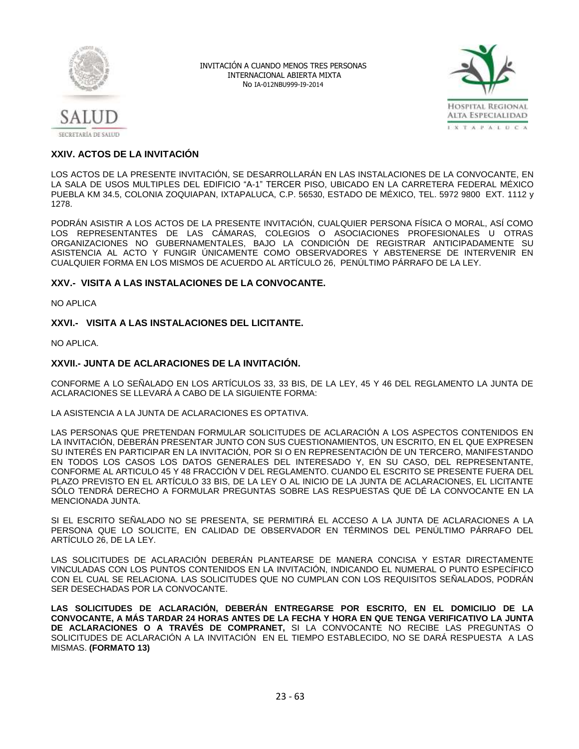## XXIV. ACTOS DE LA INVITACIÓN

LOS ACTOS DE LA PRESENTE INVITACIÓN, SE DESARROLLARÁN EN LAS INSTALACIONES DE LA CONVOCANTE, EN LA SALA DE USOS MULTIPLES DEL EDIFICIO "A-1" TERCER PISO, UBICADO EN LA CARRETERA FEDERAL MÉXICO PUEBLA KM 34.5, COLONIA ZOQUIAPAN, IXTAPALUCA, C.P. 56530, ESTADO DE MÉXICO, TEL. 5972 9800 EXT. 1112 y 1278.

PODRÁN ASISTIR A LOS ACTOS DE LA PRESENTE INVITACIÓN, CUALQUIER PERSONA FÍSICA O MORAL, ASÍ COMO LOS REPRESENTANTES DE LAS CÁMARAS, COLEGIOS O ASOCIACIONES PROFESIONALES U OTRAS ORGANIZACIONES NO GUBERNAMENTALES, BAJO LA CONDICIÓN DE REGISTRAR ANTICIPADAMENTE SU ASISTENCIA AL ACTO Y FUNGIR ÚNICAMENTE COMO OBSERVADORES Y ABSTENERSE DE INTERVENIR EN CUALQUIER FORMA EN LOS MISMOS DE ACUERDO AL ARTÍCULO 26, PENÚLTIMO PÁRRAFO DE LA LEY.

## XXV.- VISITA A LAS INSTALACIONES DE LA CONVOCANTE.

NO APLICA

## XXVI.- VISITA A LAS INSTALACIONES DEL LICITANTE.

NO APLICA.

## XXVII.- JUNTA DE ACLARACIONES DE LA INVITACIÓN.

CONFORME A LO SEÑALADO EN LOS ARTÍCULOS 33, 33 BIS, DE LA LEY, 45 Y 46 DEL REGLAMENTO LA JUNTA DE ACLARACIONES SE LLEVARÁ A CABO DE LA SIGUIENTE FORMA:

LA ASISTENCIA A LA JUNTA DE ACLARACIONES ES OPTATIVA.

LAS PERSONAS QUE PRETENDAN FORMULAR SOLICITUDES DE ACLARACIÓN A LOS ASPECTOS CONTENIDOS EN LA INVITACIÓN, DEBERÁN PRESENTAR JUNTO CON SUS CUESTIONAMIENTOS, UN ESCRITO, EN EL QUE EXPRESEN SU INTERÉS EN PARTICIPAR EN LA INVITACIÓN, POR SI O EN REPRESENTACIÓN DE UN TERCERO, MANIFESTANDO EN TODOS LOS CASOS LOS DATOS GENERALES DEL INTERESADO Y, EN SU CASO, DEL REPRESENTANTE, CONFORME AL ARTICULO 45 Y 48 FRACCIÓN V DEL REGLAMENTO. CUANDO EL ESCRITO SE PRESENTE FUERA DEL PLAZO PREVISTO EN EL ARTÍCULO 33 BIS, DE LA LEY O AL INICIO DE LA JUNTA DE ACLARACIONES, EL LICITANTE SÓLO TENDRÁ DERECHO A FORMULAR PREGUNTAS SOBRE LAS RESPUESTAS QUE DÉ LA CONVOCANTE EN LA MENCIONADA JUNTA.

SI EL ESCRITO SEÑALADO NO SE PRESENTA, SE PERMITIRÁ EL ACCESO A LA JUNTA DE ACLARACIONES A LA PERSONA QUE LO SOLICITE, EN CALIDAD DE OBSERVADOR EN TÉRMINOS DEL PENÚLTIMO PÁRRAFO DEL ARTÍCULO 26, DE LA LEY.

LAS SOLICITUDES DE ACLARACIÓN DEBERÁN PLANTEARSE DE MANERA CONCISA Y ESTAR DIRECTAMENTE VINCULADAS CON LOS PUNTOS CONTENIDOS EN LA INVITACIÓN, INDICANDO EL NUMERAL O PUNTO ESPECÍFICO CON EL CUAL SE RELACIONA. LAS SOLICITUDES QUE NO CUMPLAN CON LOS REQUISITOS SEÑALADOS, PODRÁN SER DESECHADAS POR LA CONVOCANTE.

**LAS SOLICITUDES DE ACLARACIÓN, DEBERÁN ENTREGARSE POR ESCRITO, EN EL DOMICILIO DE LA CONVOCANTE, A MÁS TARDAR 24 HORAS ANTES DE LA FECHA Y HORA EN QUE TENGA VERIFICATIVO LA JUNTA DE ACLARACIONES O A TRAVÉS DE COMPRANET,** SI LA CONVOCANTE NO RECIBE LAS PREGUNTAS O SOLICITUDES DE ACLARACIÓN A LA INVITACIÓN EN EL TIEMPO ESTABLECIDO, NO SE DARÁ RESPUESTA A LAS MISMAS. **(FORMATO 13)**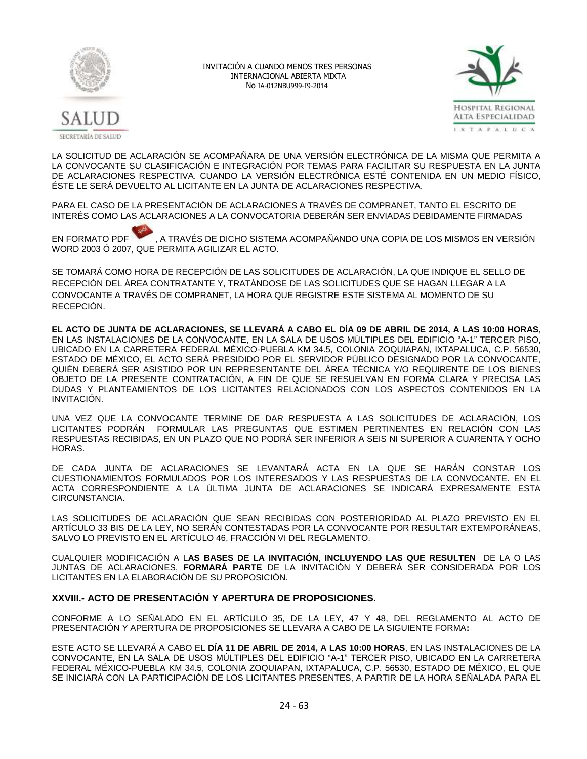LA SOLICITUD DE ACLARACIÓN SE ACOMPAÑARA DE UNA VERSIÓN ELECTRÓNICA DE LA MISMA QUE PERMITA A LA CONVOCANTE SU CLASIFICACIÓN E INTEGRACIÓN POR TEMAS PARA FACILITAR SU RESPUESTA EN LA JUNTA DE ACLARACIONES RESPECTIVA. CUANDO LA VERSIÓN ELECTRÓNICA ESTÉ CONTENIDA EN UN MEDIO FÍSICO, ÉSTE LE SERÁ DEVUELTO AL LICITANTE EN LA JUNTA DE ACLARACIONES RESPECTIVA.

PARA EL CASO DE LA PRESENTACIÓN DE ACLARACIONES A TRAVÉS DE COMPRANET, TANTO EL ESCRITO DE INTERÉS COMO LAS ACLARACIONES A LA CONVOCATORIA DEBERÁN SER ENVIADAS DEBIDAMENTE FIRMADAS EN FORMATO PDF, A TRAVÉS DE DICHO SISTEMA ACOMPAÑANDO UNA COPIA DE LOS MISMOS EN VERSIÓN WORD 2003 Ó 2007, QUE PERMITA AGILIZAR EL ACTO.

SE TOMARÁ COMO HORA DE RECEPCIÓN DE LAS SOLICITUDES DE ACLARACIÓN, LA QUE INDIQUE EL SELLO DE RECEPCIÓN DEL ÁREA CONTRATANTE Y, TRATÁNDOSE DE LAS SOLICITUDES QUE SE HAGAN LLEGAR A LA CONVOCANTE A TRAVÉS DE COMPRANET, LA HORA QUE REGISTRE ESTE SISTEMA AL MOMENTO DE SU RECEPCIÓN.

**EL ACTO DE JUNTA DE ACLARACIONES, SE LLEVARÁ A CABO EL DÍA 09 DE ABRIL DE 2014, A LAS 10:00 HORAS**, EN LAS INSTALACIONES DE LA CONVOCANTE, EN LA SALA DE USOS MÚLTIPLES DEL EDIFICIO "A-1" TERCER PISO, UBICADO EN LA CARRETERA FEDERAL MÉXICO-PUEBLA KM 34.5, COLONIA ZOQUIAPAN, IXTAPALUCA, C.P. 56530, ESTADO DE MÉXICO, EL ACTO SERÁ PRESIDIDO POR EL SERVIDOR PÚBLICO DESIGNADO POR LA CONVOCANTE, QUIÉN DEBERÁ SER ASISTIDO POR UN REPRESENTANTE DEL ÁREA TÉCNICA Y/O REQUIRENTE DE LOS BIENES OBJETO DE LA PRESENTE CONTRATACIÓN, A FIN DE QUE SE RESUELVAN EN FORMA CLARA Y PRECISA LAS DUDAS Y PLANTEAMIENTOS DE LOS LICITANTES RELACIONADOS CON LOS ASPECTOS CONTENIDOS EN LA INVITACIÓN.

UNA VEZ QUE LA CONVOCANTE TERMINE DE DAR RESPUESTA A LAS SOLICITUDES DE ACLARACIÓN, LOS LICITANTES PODRÁN FORMULAR LAS PREGUNTAS QUE ESTIMEN PERTINENTES EN RELACIÓN CON LAS RESPUESTAS RECIBIDAS, EN UN PLAZO QUE NO PODRÁ SER INFERIOR A SEIS NI SUPERIOR A CUARENTA Y OCHO HORAS.

DE CADA JUNTA DE ACLARACIONES SE LEVANTARÁ ACTA EN LA QUE SE HARÁN CONSTAR LOS CUESTIONAMIENTOS FORMULADOS POR LOS INTERESADOS Y LAS RESPUESTAS DE LA CONVOCANTE. EN EL ACTA CORRESPONDIENTE A LA ÚLTIMA JUNTA DE ACLARACIONES SE INDICARÁ EXPRESAMENTE ESTA CIRCUNSTANCIA.

LAS SOLICITUDES DE ACLARACIÓN QUE SEAN RECIBIDAS CON POSTERIORIDAD AL PLAZO PREVISTO EN EL ARTÍCULO 33 BIS DE LA LEY, NO SERÁN CONTESTADAS POR LA CONVOCANTE POR RESULTAR EXTEMPORÁNEAS, SALVO LO PREVISTO EN EL ARTÍCULO 46, FRACCIÓN VI DEL REGLAMENTO.

CUALQUIER MODIFICACIÓN A L**AS BASES DE LA INVITACIÓN**, **INCLUYENDO LAS QUE RESULTEN** DE LA O LAS JUNTAS DE ACLARACIONES, **FORMARÁ PARTE** DE LA INVITACIÓN Y DEBERÁ SER CONSIDERADA POR LOS LICITANTES EN LA ELABORACIÓN DE SU PROPOSICIÓN.

### XXVIII.- ACTO DE PRESENTACIÓN Y APERTURA DE PROPOSICIONES.

CONFORME A LO SEÑALADO EN EL ARTÍCULO 35, DE LA LEY, 47 Y 48, DEL REGLAMENTO AL ACTO DE PRESENTACIÓN Y APERTURA DE PROPOSICIONES SE LLEVARA A CABO DE LA SIGUIENTE FORMA**:**

ESTE ACTO SE LLEVARÁ A CABO EL **DÍA 11 DE ABRIL DE 2014, A LAS 10:00 HORAS**, EN LAS INSTALACIONES DE LA CONVOCANTE, EN LA SALA DE USOS MÚLTIPLES DEL EDIFICIO "A-1" TERCER PISO, UBICADO EN LA CARRETERA FEDERAL MÉXICO-PUEBLA KM 34.5, COLONIA ZOQUIAPAN, IXTAPALUCA, C.P. 56530, ESTADO DE MÉXICO, EL QUE SE INICIARÁ CON LA PARTICIPACIÓN DE LOS LICITANTES PRESENTES, A PARTIR DE LA HORA SEÑALADA PARA EL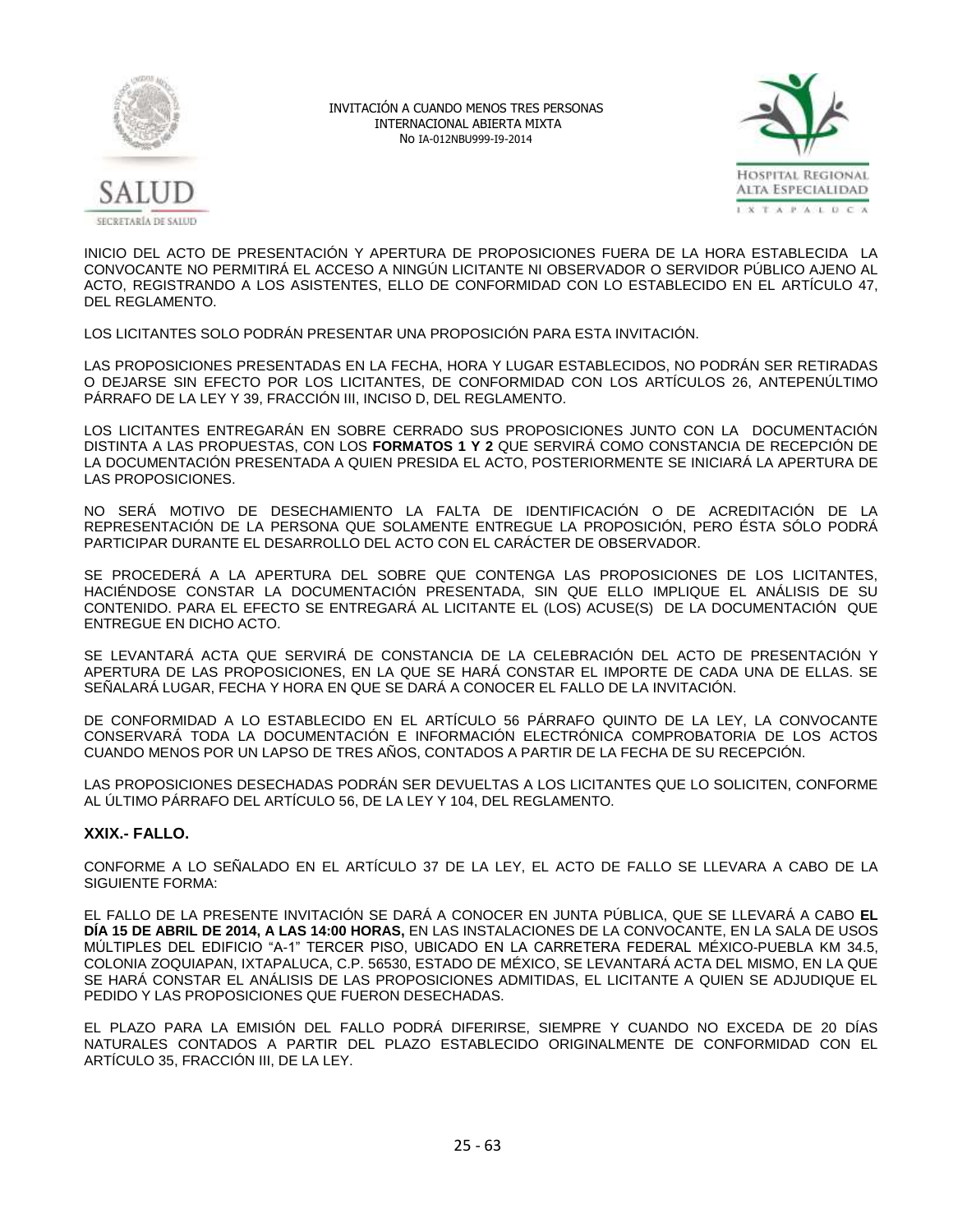INICIO DEL ACTO DE PRESENTACIÓN Y APERTURA DE PROPOSICIONES FUERA DE LA HORA ESTABLECIDA LA CONVOCANTE NO PERMITIRÁ EL ACCESO A NINGÚN LICITANTE NI OBSERVADOR O SERVIDOR PÚBLICO AJENO AL ACTO, REGISTRANDO A LOS ASISTENTES, ELLO DE CONFORMIDAD CON LO ESTABLECIDO EN EL ARTÍCULO 47, DEL REGLAMENTO.

LOS LICITANTES SOLO PODRÁN PRESENTAR UNA PROPOSICIÓN PARA ESTA INVITACIÓN.

LAS PROPOSICIONES PRESENTADAS EN LA FECHA, HORA Y LUGAR ESTABLECIDOS, NO PODRÁN SER RETIRADAS O DEJARSE SIN EFECTO POR LOS LICITANTES, DE CONFORMIDAD CON LOS ARTÍCULOS 26, ANTEPENÚLTIMO PÁRRAFO DE LA LEY Y 39, FRACCIÓN III, INCISO D, DEL REGLAMENTO.

LOS LICITANTES ENTREGARÁN EN SOBRE CERRADO SUS PROPOSICIONES JUNTO CON LA DOCUMENTACIÓN DISTINTA A LAS PROPUESTAS, CON LOS **FORMATOS 1 Y 2** QUE SERVIRÁ COMO CONSTANCIA DE RECEPCIÓN DE LA DOCUMENTACIÓN PRESENTADA A QUIEN PRESIDA EL ACTO, POSTERIORMENTE SE INICIARÁ LA APERTURA DE LAS PROPOSICIONES.

NO SERÁ MOTIVO DE DESECHAMIENTO LA FALTA DE IDENTIFICACIÓN O DE ACREDITACIÓN DE LA REPRESENTACIÓN DE LA PERSONA QUE SOLAMENTE ENTREGUE LA PROPOSICIÓN, PERO ÉSTA SÓLO PODRÁ PARTICIPAR DURANTE EL DESARROLLO DEL ACTO CON EL CARÁCTER DE OBSERVADOR.

SE PROCEDERÁ A LA APERTURA DEL SOBRE QUE CONTENGA LAS PROPOSICIONES DE LOS LICITANTES, HACIÉNDOSE CONSTAR LA DOCUMENTACIÓN PRESENTADA, SIN QUE ELLO IMPLIQUE EL ANÁLISIS DE SU CONTENIDO. PARA EL EFECTO SE ENTREGARÁ AL LICITANTE EL (LOS) ACUSE(S) DE LA DOCUMENTACIÓN QUE ENTREGUE EN DICHO ACTO.

SE LEVANTARÁ ACTA QUE SERVIRÁ DE CONSTANCIA DE LA CELEBRACIÓN DEL ACTO DE PRESENTACIÓN Y APERTURA DE LAS PROPOSICIONES, EN LA QUE SE HARÁ CONSTAR EL IMPORTE DE CADA UNA DE ELLAS. SE SEÑALARÁ LUGAR, FECHA Y HORA EN QUE SE DARÁ A CONOCER EL FALLO DE LA INVITACIÓN.

DE CONFORMIDAD A LO ESTABLECIDO EN EL ARTÍCULO 56 PÁRRAFO QUINTO DE LA LEY, LA CONVOCANTE CONSERVARÁ TODA LA DOCUMENTACIÓN E INFORMACIÓN ELECTRÓNICA COMPROBATORIA DE LOS ACTOS CUANDO MENOS POR UN LAPSO DE TRES AÑOS, CONTADOS A PARTIR DE LA FECHA DE SU RECEPCIÓN.

LAS PROPOSICIONES DESECHADAS PODRÁN SER DEVUELTAS A LOS LICITANTES QUE LO SOLICITEN, CONFORME AL ÚLTIMO PÁRRAFO DEL ARTÍCULO 56, DE LA LEY Y 104, DEL REGLAMENTO.

## XXIX.- FALLO.

CONFORME A LO SEÑALADO EN EL ARTÍCULO 37 DE LA LEY, EL ACTO DE FALLO SE LLEVARA A CABO DE LA SIGUIENTE FORMA:

EL FALLO DE LA PRESENTE INVITACIÓN SE DARÁ A CONOCER EN JUNTA PÚBLICA, QUE SE LLEVARÁ A CABO **EL DÍA 15 DE ABRIL DE 2014, A LAS 14:00 HORAS,** EN LAS INSTALACIONES DE LA CONVOCANTE, EN LA SALA DE USOS MÚLTIPLES DEL EDIFICIO "A-1" TERCER PISO, UBICADO EN LA CARRETERA FEDERAL MÉXICO-PUEBLA KM 34.5, COLONIA ZOQUIAPAN, IXTAPALUCA, C.P. 56530, ESTADO DE MÉXICO, SE LEVANTARÁ ACTA DEL MISMO, EN LA QUE SE HARÁ CONSTAR EL ANÁLISIS DE LAS PROPOSICIONES ADMITIDAS, EL LICITANTE A QUIEN SE ADJUDIQUE EL PEDIDO Y LAS PROPOSICIONES QUE FUERON DESECHADAS.

EL PLAZO PARA LA EMISIÓN DEL FALLO PODRÁ DIFERIRSE, SIEMPRE Y CUANDO NO EXCEDA DE 20 DÍAS NATURALES CONTADOS A PARTIR DEL PLAZO ESTABLECIDO ORIGINALMENTE DE CONFORMIDAD CON EL ARTÍCULO 35, FRACCIÓN III, DE LA LEY.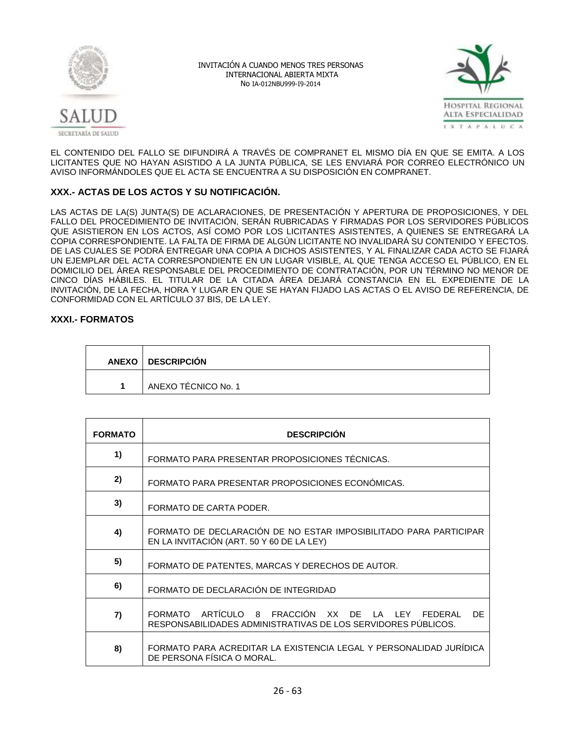EL CONTENIDO DEL FALLO SE DIFUNDIRÁ A TRAVÉS DE COMPRANET EL MISMO DÍA EN QUE SE EMITA. A LOS LICITANTES QUE NO HAYAN ASISTIDO A LA JUNTA PÚBLICA, SE LES ENVIARÁ POR CORREO ELECTRÓNICO UN AVISO INFORMÁNDOLES QUE EL ACTA SE ENCUENTRA A SU DISPOSICIÓN EN COMPRANET.

### XXX.- ACTAS DE LOS ACTOS Y SU NOTIFICACIÓN.

LAS ACTAS DE LA(S) JUNTA(S) DE ACLARACIONES, DE PRESENTACIÓN Y APERTURA DE PROPOSICIONES, Y DEL FALLO DEL PROCEDIMIENTO DE INVITACIÓN, SERÁN RUBRICADAS Y FIRMADAS POR LOS SERVIDORES PÚBLICOS QUE ASISTIERON EN LOS ACTOS, ASÍ COMO POR LOS LICITANTES ASISTENTES, A QUIENES SE ENTREGARÁ LA COPIA CORRESPONDIENTE. LA FALTA DE FIRMA DE ALGÚN LICITANTE NO INVALIDARÁ SU CONTENIDO Y EFECTOS. DE LAS CUALES SE PODRÁ ENTREGAR UNA COPIA A DICHOS ASISTENTES, Y AL FINALIZAR CADA ACTO SE FIJARÁ UN EJEMPLAR DEL ACTA CORRESPONDIENTE EN UN LUGAR VISIBLE, AL QUE TENGA ACCESO EL PÚBLICO, EN EL DOMICILIO DEL ÁREA RESPONSABLE DEL PROCEDIMIENTO DE CONTRATACIÓN, POR UN TÉRMINO NO MENOR DE CINCO DÍAS HÁBILES. EL TITULAR DE LA CITADA ÁREA DEJARÁ CONSTANCIA EN EL EXPEDIENTE DE LA INVITACIÓN, DE LA FECHA, HORA Y LUGAR EN QUE SE HAYAN FIJADO LAS ACTAS O EL AVISO DE REFERENCIA, DE CONFORMIDAD CON EL ARTÍCULO 37 BIS, DE LA LEY.

### XXXI.- FORMATOS

| ANEXO | DESCRIPCIÓN |
|---|---|
| 1 | ANEXO TÉCNICO No. 1 |

| FORMATO | DESCRIPCIÓN |
|---|---|
| 1) | FORMATO PARA PRESENTAR PROPOSICIONES TÉCNICAS. |
| 2) | FORMATO PARA PRESENTAR PROPOSICIONES ECONÓMICAS. |
| 3) | FORMATO DE CARTA PODER. |
| 4) | FORMATO DE DECLARACIÓN DE NO ESTAR IMPOSIBILITADO PARA PARTICIPAR EN LA INVITACIÓN (ART. 50 Y 60 DE LA LEY) |
| 5) | FORMATO DE PATENTES, MARCAS Y DERECHOS DE AUTOR. |
| 6) | FORMATO DE DECLARACIÓN DE INTEGRIDAD |
| 7) | FORMATO ARTÍCULO 8 FRACCIÓN XX DE LA LEY FEDERAL DE RESPONSABILIDADES ADMINISTRATIVAS DE LOS SERVIDORES PÚBLICOS. |
| 8) | FORMATO PARA ACREDITAR LA EXISTENCIA LEGAL Y PERSONALIDAD JURÍDICA DE PERSONA FÍSICA O MORAL. |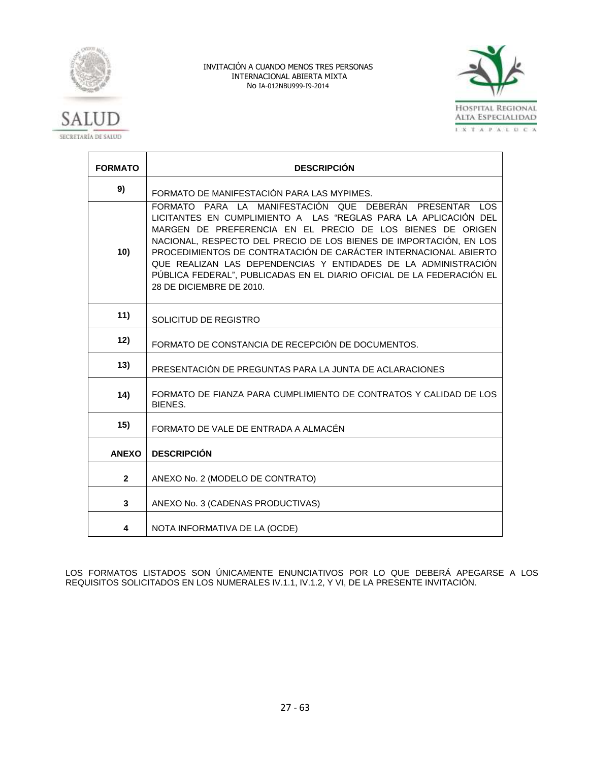| FORMATO | DESCRIPCIÓN |
|---|---|
| 9) | FORMATO DE MANIFESTACIÓN PARA LAS MYPIMES. |
| 10) | FORMATO PARA LA MANIFESTACIÓN QUE DEBERÁN PRESENTAR LOS LICITANTES EN CUMPLIMIENTO A LAS "REGLAS PARA LA APLICACIÓN DEL MARGEN DE PREFERENCIA EN EL PRECIO DE LOS BIENES DE ORIGEN NACIONAL, RESPECTO DEL PRECIO DE LOS BIENES DE IMPORTACIÓN, EN LOS PROCEDIMIENTOS DE CONTRATACIÓN DE CARÁCTER INTERNACIONAL ABIERTO QUE REALIZAN LAS DEPENDENCIAS Y ENTIDADES DE LA ADMINISTRACIÓN PÚBLICA FEDERAL", PUBLICADAS EN EL DIARIO OFICIAL DE LA FEDERACIÓN EL 28 DE DICIEMBRE DE 2010. |
| 11) | SOLICITUD DE REGISTRO |
| 12) | FORMATO DE CONSTANCIA DE RECEPCIÓN DE DOCUMENTOS. |
| 13) | PRESENTACIÓN DE PREGUNTAS PARA LA JUNTA DE ACLARACIONES |
| 14) | FORMATO DE FIANZA PARA CUMPLIMIENTO DE CONTRATOS Y CALIDAD DE LOS BIENES. |
| 15) | FORMATO DE VALE DE ENTRADA A ALMACÉN |
| **ANEXO** | **DESCRIPCIÓN** |
| 2 | ANEXO No. 2 (MODELO DE CONTRATO) |
| 3 | ANEXO No. 3 (CADENAS PRODUCTIVAS) |
| 4 | NOTA INFORMATIVA DE LA (OCDE) |

LOS FORMATOS LISTADOS SON ÚNICAMENTE ENUNCIATIVOS POR LO QUE DEBERÁ APEGARSE A LOS REQUISITOS SOLICITADOS EN LOS NUMERALES IV.1.1, IV.1.2, Y VI, DE LA PRESENTE INVITACIÓN.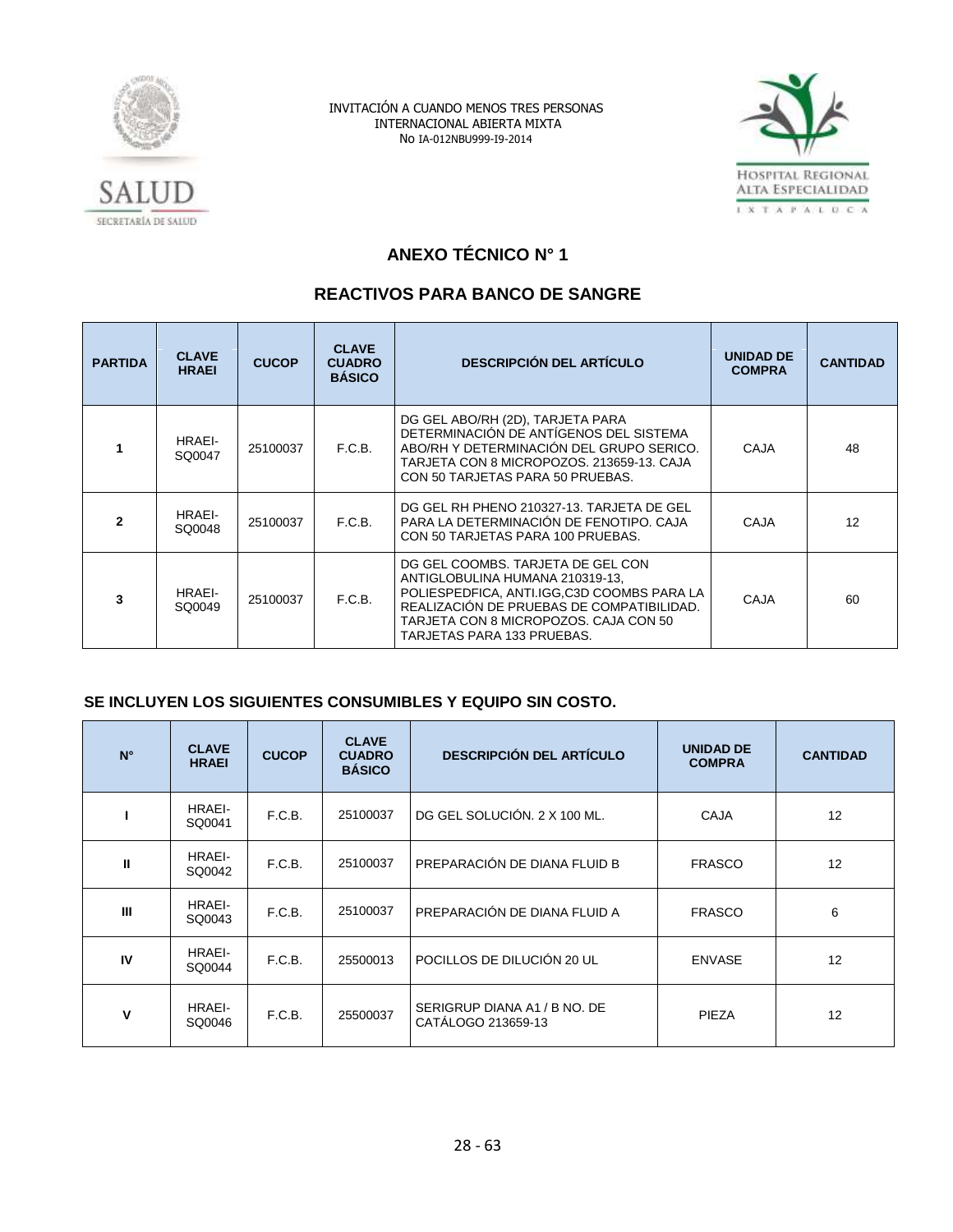INVITACIÓN A CUANDO MENOS TRES PERSONAS
INTERNACIONAL ABIERTA MIXTA
No IA-012NBU999-I9-2014

## ANEXO TÉCNICO N° 1

## REACTIVOS PARA BANCO DE SANGRE

| PARTIDA | CLAVE HRAEI | CUCOP | CLAVE CUADRO BÁSICO | DESCRIPCIÓN DEL ARTÍCULO | UNIDAD DE COMPRA | CANTIDAD |
|---|---|---|---|---|---|---|
| 1 | HRAEI-SQ0047 | 25100037 | F.C.B. | DG GEL ABO/RH (2D), TARJETA PARA DETERMINACIÓN DE ANTÍGENOS DEL SISTEMA ABO/RH Y DETERMINACIÓN DEL GRUPO SERICO. TARJETA CON 8 MICROPOZOS. 213659-13. CAJA CON 50 TARJETAS PARA 50 PRUEBAS. | CAJA | 48 |
| 2 | HRAEI-SQ0048 | 25100037 | F.C.B. | DG GEL RH PHENO 210327-13. TARJETA DE GEL PARA LA DETERMINACIÓN DE FENOTIPO. CAJA CON 50 TARJETAS PARA 100 PRUEBAS. | CAJA | 12 |
| 3 | HRAEI-SQ0049 | 25100037 | F.C.B. | DG GEL COOMBS. TARJETA DE GEL CON ANTIGLOBULINA HUMANA 210319-13, POLIESPEDFICA, ANTI.IGG,C3D COOMBS PARA LA REALIZACIÓN DE PRUEBAS DE COMPATIBILIDAD. TARJETA CON 8 MICROPOZOS. CAJA CON 50 TARJETAS PARA 133 PRUEBAS. | CAJA | 60 |

### SE INCLUYEN LOS SIGUIENTES CONSUMIBLES Y EQUIPO SIN COSTO.

| N° | CLAVE HRAEI | CUCOP | CLAVE CUADRO BÁSICO | DESCRIPCIÓN DEL ARTÍCULO | UNIDAD DE COMPRA | CANTIDAD |
|---|---|---|---|---|---|---|
| I | HRAEI-SQ0041 | F.C.B. | 25100037 | DG GEL SOLUCIÓN. 2 X 100 ML. | CAJA | 12 |
| II | HRAEI-SQ0042 | F.C.B. | 25100037 | PREPARACIÓN DE DIANA FLUID B | FRASCO | 12 |
| III | HRAEI-SQ0043 | F.C.B. | 25100037 | PREPARACIÓN DE DIANA FLUID A | FRASCO | 6 |
| IV | HRAEI-SQ0044 | F.C.B. | 25500013 | POCILLOS DE DILUCIÓN 20 UL | ENVASE | 12 |
| V | HRAEI-SQ0046 | F.C.B. | 25500037 | SERIGRUP DIANA A1 / B NO. DE CATÁLOGO 213659-13 | PIEZA | 12 |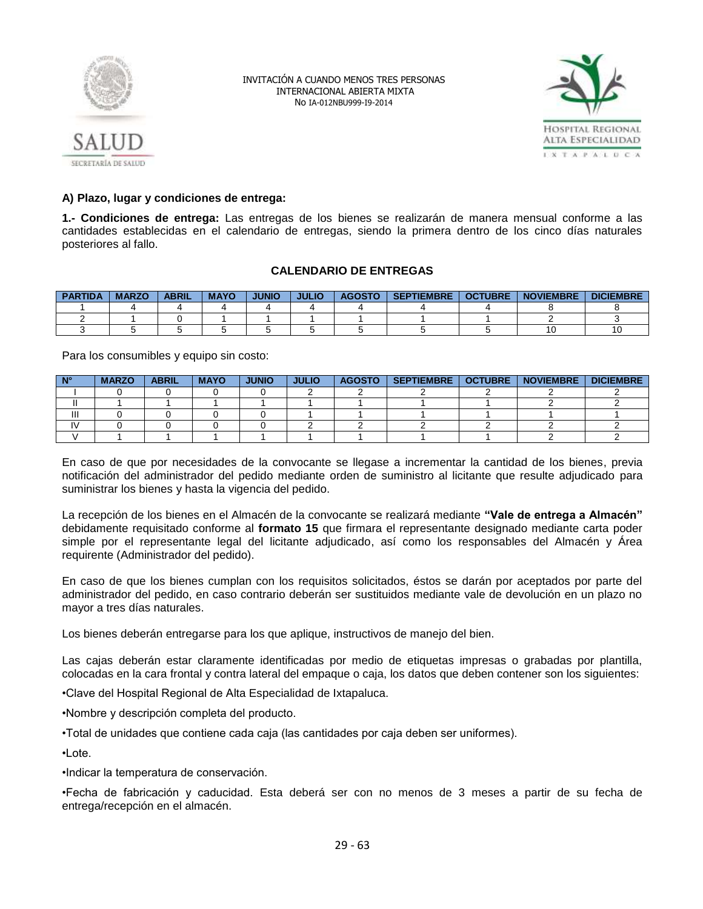INVITACIÓN A CUANDO MENOS TRES PERSONAS INTERNACIONAL ABIERTA MIXTA No IA-012NBU999-I9-2014

**A) Plazo, lugar y condiciones de entrega:**

**1.- Condiciones de entrega:** Las entregas de los bienes se realizarán de manera mensual conforme a las cantidades establecidas en el calendario de entregas, siendo la primera dentro de los cinco días naturales posteriores al fallo.

**CALENDARIO DE ENTREGAS**

| PARTIDA | MARZO | ABRIL | MAYO | JUNIO | JULIO | AGOSTO | SEPTIEMBRE | OCTUBRE | NOVIEMBRE | DICIEMBRE |
|---|---|---|---|---|---|---|---|---|---|---|
| 1 | 4 | 4 | 4 | 4 | 4 | 4 | 4 | 4 | 8 | 8 |
| 2 | 1 | 0 | 1 | 1 | 1 | 1 | 1 | 1 | 2 | 3 |
| 3 | 5 | 5 | 5 | 5 | 5 | 5 | 5 | 5 | 10 | 10 |

Para los consumibles y equipo sin costo:

| N° | MARZO | ABRIL | MAYO | JUNIO | JULIO | AGOSTO | SEPTIEMBRE | OCTUBRE | NOVIEMBRE | DICIEMBRE |
|---|---|---|---|---|---|---|---|---|---|---|
| I | 0 | 0 | 0 | 0 | 2 | 2 | 2 | 2 | 2 | 2 |
| II | 1 | 1 | 1 | 1 | 1 | 1 | 1 | 1 | 2 | 2 |
| III | 0 | 0 | 0 | 0 | 1 | 1 | 1 | 1 | 1 | 1 |
| IV | 0 | 0 | 0 | 0 | 2 | 2 | 2 | 2 | 2 | 2 |
| V | 1 | 1 | 1 | 1 | 1 | 1 | 1 | 1 | 2 | 2 |

En caso de que por necesidades de la convocante se llegase a incrementar la cantidad de los bienes, previa notificación del administrador del pedido mediante orden de suministro al licitante que resulte adjudicado para suministrar los bienes y hasta la vigencia del pedido.

La recepción de los bienes en el Almacén de la convocante se realizará mediante **"Vale de entrega a Almacén"** debidamente requisitado conforme al **formato 15** que firmara el representante designado mediante carta poder simple por el representante legal del licitante adjudicado, así como los responsables del Almacén y Área requirente (Administrador del pedido).

En caso de que los bienes cumplan con los requisitos solicitados, éstos se darán por aceptados por parte del administrador del pedido, en caso contrario deberán ser sustituidos mediante vale de devolución en un plazo no mayor a tres días naturales.

Los bienes deberán entregarse para los que aplique, instructivos de manejo del bien.

Las cajas deberán estar claramente identificadas por medio de etiquetas impresas o grabadas por plantilla, colocadas en la cara frontal y contra lateral del empaque o caja, los datos que deben contener son los siguientes:

•Clave del Hospital Regional de Alta Especialidad de Ixtapaluca.

•Nombre y descripción completa del producto.

•Total de unidades que contiene cada caja (las cantidades por caja deben ser uniformes).

•Lote.

•Indicar la temperatura de conservación.

•Fecha de fabricación y caducidad. Esta deberá ser con no menos de 3 meses a partir de su fecha de entrega/recepción en el almacén.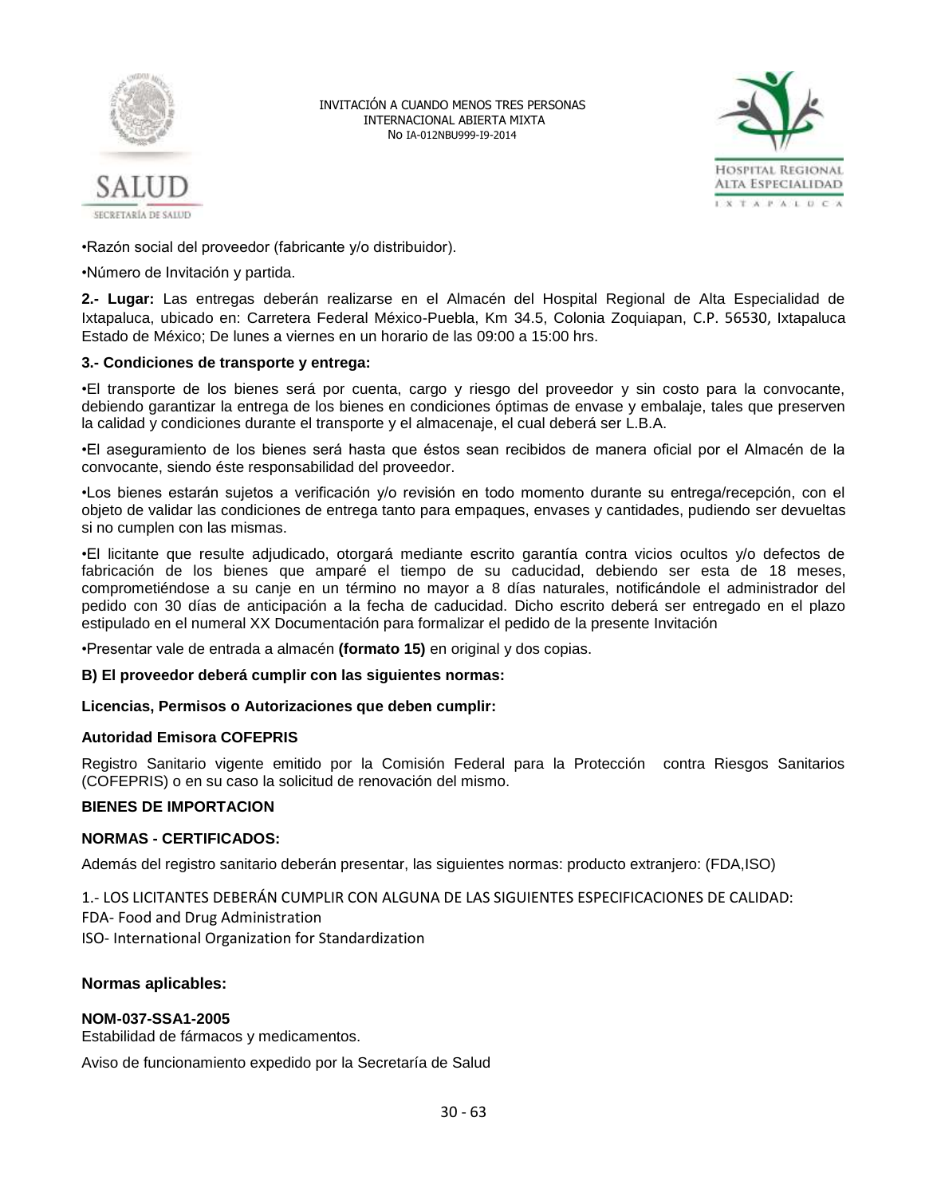•Razón social del proveedor (fabricante y/o distribuidor).

•Número de Invitación y partida.

**2.- Lugar:** Las entregas deberán realizarse en el Almacén del Hospital Regional de Alta Especialidad de Ixtapaluca, ubicado en: Carretera Federal México-Puebla, Km 34.5, Colonia Zoquiapan, C.P. 56530, Ixtapaluca Estado de México; De lunes a viernes en un horario de las 09:00 a 15:00 hrs.

**3.- Condiciones de transporte y entrega:**

•El transporte de los bienes será por cuenta, cargo y riesgo del proveedor y sin costo para la convocante, debiendo garantizar la entrega de los bienes en condiciones óptimas de envase y embalaje, tales que preserven la calidad y condiciones durante el transporte y el almacenaje, el cual deberá ser L.B.A.

•El aseguramiento de los bienes será hasta que éstos sean recibidos de manera oficial por el Almacén de la convocante, siendo éste responsabilidad del proveedor.

•Los bienes estarán sujetos a verificación y/o revisión en todo momento durante su entrega/recepción, con el objeto de validar las condiciones de entrega tanto para empaques, envases y cantidades, pudiendo ser devueltas si no cumplen con las mismas.

•El licitante que resulte adjudicado, otorgará mediante escrito garantía contra vicios ocultos y/o defectos de fabricación de los bienes que amparé el tiempo de su caducidad, debiendo ser esta de 18 meses, comprometiéndose a su canje en un término no mayor a 8 días naturales, notificándole el administrador del pedido con 30 días de anticipación a la fecha de caducidad. Dicho escrito deberá ser entregado en el plazo estipulado en el numeral XX Documentación para formalizar el pedido de la presente Invitación

•Presentar vale de entrada a almacén **(formato 15)** en original y dos copias.

**B) El proveedor deberá cumplir con las siguientes normas:**

**Licencias, Permisos o Autorizaciones que deben cumplir:**

**Autoridad Emisora COFEPRIS**

Registro Sanitario vigente emitido por la Comisión Federal para la Protección contra Riesgos Sanitarios (COFEPRIS) o en su caso la solicitud de renovación del mismo.

**BIENES DE IMPORTACION**

**NORMAS - CERTIFICADOS:**

Además del registro sanitario deberán presentar, las siguientes normas: producto extranjero: (FDA,ISO)

1.- LOS LICITANTES DEBERÁN CUMPLIR CON ALGUNA DE LAS SIGUIENTES ESPECIFICACIONES DE CALIDAD:
FDA- Food and Drug Administration
ISO- International Organization for Standardization

**Normas aplicables:**

**NOM-037-SSA1-2005**
Estabilidad de fármacos y medicamentos.

Aviso de funcionamiento expedido por la Secretaría de Salud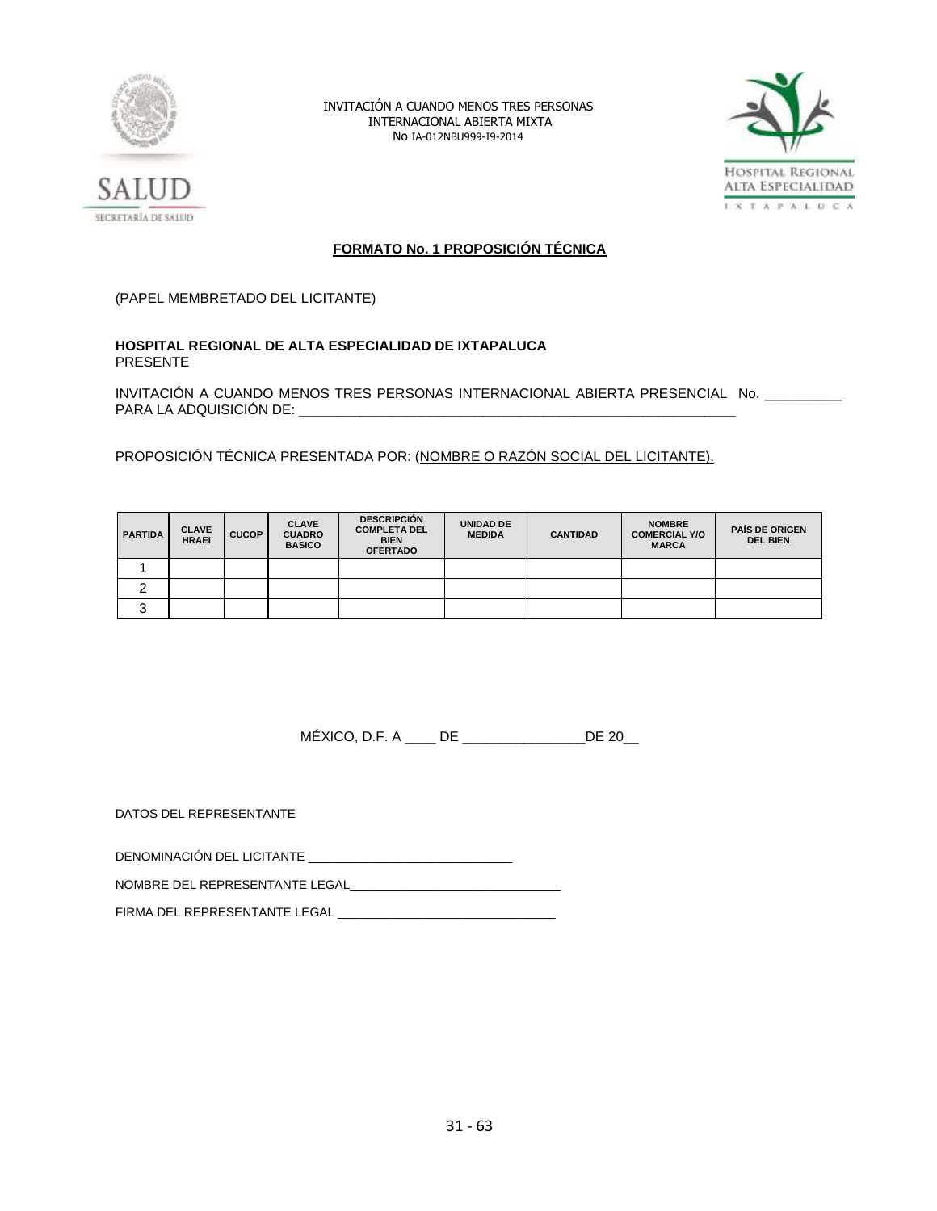INVITACIÓN A CUANDO MENOS TRES PERSONAS
INTERNACIONAL ABIERTA MIXTA
No IA-012NBU999-I9-2014

## FORMATO No. 1 PROPOSICIÓN TÉCNICA

(PAPEL MEMBRETADO DEL LICITANTE)

**HOSPITAL REGIONAL DE ALTA ESPECIALIDAD DE IXTAPALUCA**
PRESENTE

INVITACIÓN A CUANDO MENOS TRES PERSONAS INTERNACIONAL ABIERTA PRESENCIAL No. __________
PARA LA ADQUISICIÓN DE: ___________________________________________________________

PROPOSICIÓN TÉCNICA PRESENTADA POR: (NOMBRE O RAZÓN SOCIAL DEL LICITANTE).

| PARTIDA | CLAVE HRAEI | CUCOP | CLAVE CUADRO BASICO | DESCRIPCIÓN COMPLETA DEL BIEN OFERTADO | UNIDAD DE MEDIDA | CANTIDAD | NOMBRE COMERCIAL Y/O MARCA | PAÍS DE ORIGEN DEL BIEN |
|---|---|---|---|---|---|---|---|---|
| 1 | | | | | | | | |
| 2 | | | | | | | | |
| 3 | | | | | | | | |

MÉXICO, D.F. A ____ DE ________________DE 20__

DATOS DEL REPRESENTANTE

DENOMINACIÓN DEL LICITANTE ______________________________

NOMBRE DEL REPRESENTANTE LEGAL______________________________

FIRMA DEL REPRESENTANTE LEGAL ________________________________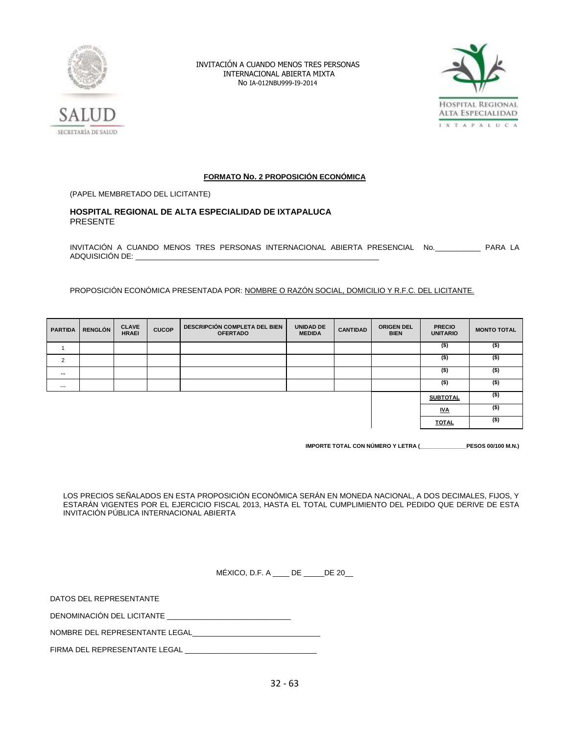INVITACIÓN A CUANDO MENOS TRES PERSONAS
INTERNACIONAL ABIERTA MIXTA
No IA-012NBU999-I9-2014

**FORMATO No. 2 PROPOSICIÓN ECONÓMICA**

(PAPEL MEMBRETADO DEL LICITANTE)

**HOSPITAL REGIONAL DE ALTA ESPECIALIDAD DE IXTAPALUCA**
PRESENTE

INVITACIÓN A CUANDO MENOS TRES PERSONAS INTERNACIONAL ABIERTA PRESENCIAL No.___________ PARA LA ADQUISICIÓN DE: ___________________________________________________________

PROPOSICIÓN ECONÓMICA PRESENTADA POR: NOMBRE O RAZÓN SOCIAL, DOMICILIO Y R.F.C. DEL LICITANTE.

| PARTIDA | RENGLÓN | CLAVE HRAEI | CUCOP | DESCRIPCIÓN COMPLETA DEL BIEN OFERTADO | UNIDAD DE MEDIDA | CANTIDAD | ORIGEN DEL BIEN | PRECIO UNITARIO | MONTO TOTAL |
|---|---|---|---|---|---|---|---|---|---|
| 1 | | | | | | | | ($) | ($) |
| 2 | | | | | | | | ($) | ($) |
| ... | | | | | | | | ($) | ($) |
| ... | | | | | | | | ($) | ($) |
| | | | | | | | | SUBTOTAL | ($) |
| | | | | | | | | IVA | ($) |
| | | | | | | | | TOTAL | ($) |

**IMPORTE TOTAL CON NÚMERO Y LETRA (______________PESOS 00/100 M.N.)**

LOS PRECIOS SEÑALADOS EN ESTA PROPOSICIÓN ECONÓMICA SERÁN EN MONEDA NACIONAL, A DOS DECIMALES, FIJOS, Y ESTARÁN VIGENTES POR EL EJERCICIO FISCAL 2013, HASTA EL TOTAL CUMPLIMIENTO DEL PEDIDO QUE DERIVE DE ESTA INVITACIÓN PÚBLICA INTERNACIONAL ABIERTA

MÉXICO, D.F. A ____ DE _____DE 20__

DATOS DEL REPRESENTANTE

DENOMINACIÓN DEL LICITANTE ______________________________

NOMBRE DEL REPRESENTANTE LEGAL_______________________________

FIRMA DEL REPRESENTANTE LEGAL _______________________________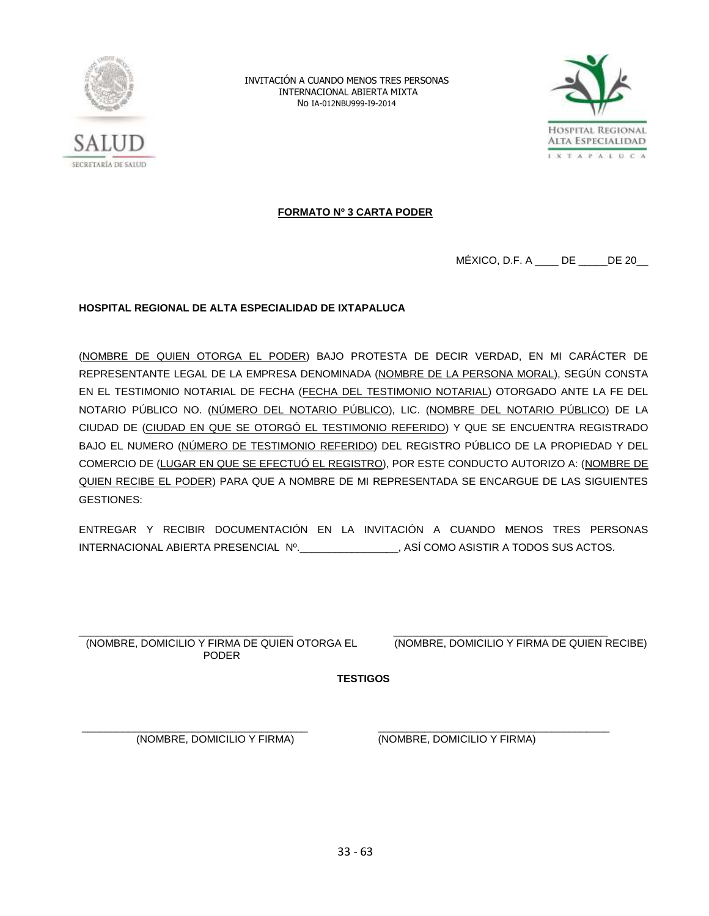INVITACIÓN A CUANDO MENOS TRES PERSONAS
INTERNACIONAL ABIERTA MIXTA
No IA-012NBU999-I9-2014

**FORMATO Nº 3 CARTA PODER**

MÉXICO, D.F. A ____ DE _____DE 20__

**HOSPITAL REGIONAL DE ALTA ESPECIALIDAD DE IXTAPALUCA**

(NOMBRE DE QUIEN OTORGA EL PODER) BAJO PROTESTA DE DECIR VERDAD, EN MI CARÁCTER DE REPRESENTANTE LEGAL DE LA EMPRESA DENOMINADA (NOMBRE DE LA PERSONA MORAL), SEGÚN CONSTA EN EL TESTIMONIO NOTARIAL DE FECHA (FECHA DEL TESTIMONIO NOTARIAL) OTORGADO ANTE LA FE DEL NOTARIO PÚBLICO NO. (NÚMERO DEL NOTARIO PÚBLICO), LIC. (NOMBRE DEL NOTARIO PÚBLICO) DE LA CIUDAD DE (CIUDAD EN QUE SE OTORGÓ EL TESTIMONIO REFERIDO) Y QUE SE ENCUENTRA REGISTRADO BAJO EL NUMERO (NÚMERO DE TESTIMONIO REFERIDO) DEL REGISTRO PÚBLICO DE LA PROPIEDAD Y DEL COMERCIO DE (LUGAR EN QUE SE EFECTUÓ EL REGISTRO), POR ESTE CONDUCTO AUTORIZO A: (NOMBRE DE QUIEN RECIBE EL PODER) PARA QUE A NOMBRE DE MI REPRESENTADA SE ENCARGUE DE LAS SIGUIENTES GESTIONES:

ENTREGAR Y RECIBIR DOCUMENTACIÓN EN LA INVITACIÓN A CUANDO MENOS TRES PERSONAS INTERNACIONAL ABIERTA PRESENCIAL Nº.________________, ASÍ COMO ASISTIR A TODOS SUS ACTOS.

___________________________________
(NOMBRE, DOMICILIO Y FIRMA DE QUIEN OTORGA EL PODER)

___________________________________
(NOMBRE, DOMICILIO Y FIRMA DE QUIEN RECIBE)

**TESTIGOS**

___________________________________
(NOMBRE, DOMICILIO Y FIRMA)

___________________________________
(NOMBRE, DOMICILIO Y FIRMA)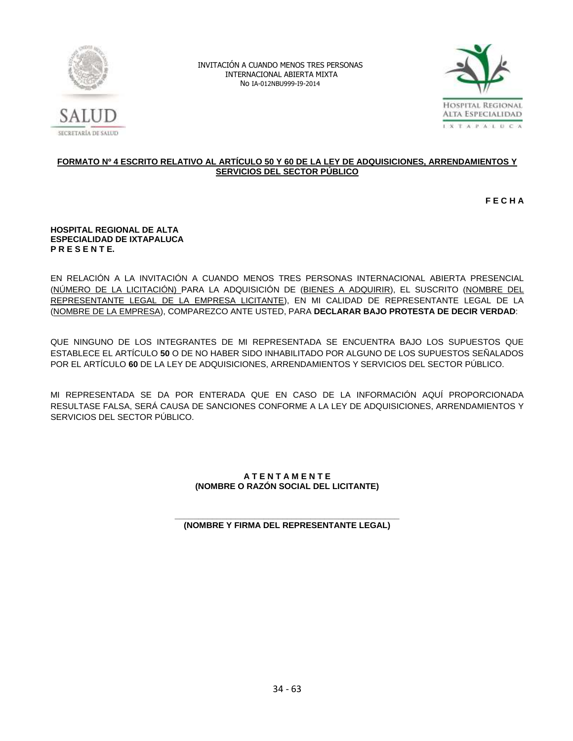INVITACIÓN A CUANDO MENOS TRES PERSONAS
INTERNACIONAL ABIERTA MIXTA
No IA-012NBU999-I9-2014

**FORMATO Nº 4 ESCRITO RELATIVO AL ARTÍCULO 50 Y 60 DE LA LEY DE ADQUISICIONES, ARRENDAMIENTOS Y SERVICIOS DEL SECTOR PÚBLICO**

**F E C H A**

**HOSPITAL REGIONAL DE ALTA ESPECIALIDAD DE IXTAPALUCA**
**P R E S E N T E.**

EN RELACIÓN A LA INVITACIÓN A CUANDO MENOS TRES PERSONAS INTERNACIONAL ABIERTA PRESENCIAL (NÚMERO DE LA LICITACIÓN) PARA LA ADQUISICIÓN DE (BIENES A ADQUIRIR), EL SUSCRITO (NOMBRE DEL REPRESENTANTE LEGAL DE LA EMPRESA LICITANTE), EN MI CALIDAD DE REPRESENTANTE LEGAL DE LA (NOMBRE DE LA EMPRESA), COMPAREZCO ANTE USTED, PARA **DECLARAR BAJO PROTESTA DE DECIR VERDAD**:

QUE NINGUNO DE LOS INTEGRANTES DE MI REPRESENTADA SE ENCUENTRA BAJO LOS SUPUESTOS QUE ESTABLECE EL ARTÍCULO **50** O DE NO HABER SIDO INHABILITADO POR ALGUNO DE LOS SUPUESTOS SEÑALADOS POR EL ARTÍCULO **60** DE LA LEY DE ADQUISICIONES, ARRENDAMIENTOS Y SERVICIOS DEL SECTOR PÚBLICO.

MI REPRESENTADA SE DA POR ENTERADA QUE EN CASO DE LA INFORMACIÓN AQUÍ PROPORCIONADA RESULTASE FALSA, SERÁ CAUSA DE SANCIONES CONFORME A LA LEY DE ADQUISICIONES, ARRENDAMIENTOS Y SERVICIOS DEL SECTOR PÚBLICO.

**A T E N T A M E N T E**
**(NOMBRE O RAZÓN SOCIAL DEL LICITANTE)**

\_\_\_\_\_\_\_\_\_\_\_\_\_\_\_\_\_\_\_\_\_\_\_\_\_\_\_\_\_\_\_\_\_\_\_\_\_\_\_\_
**(NOMBRE Y FIRMA DEL REPRESENTANTE LEGAL)**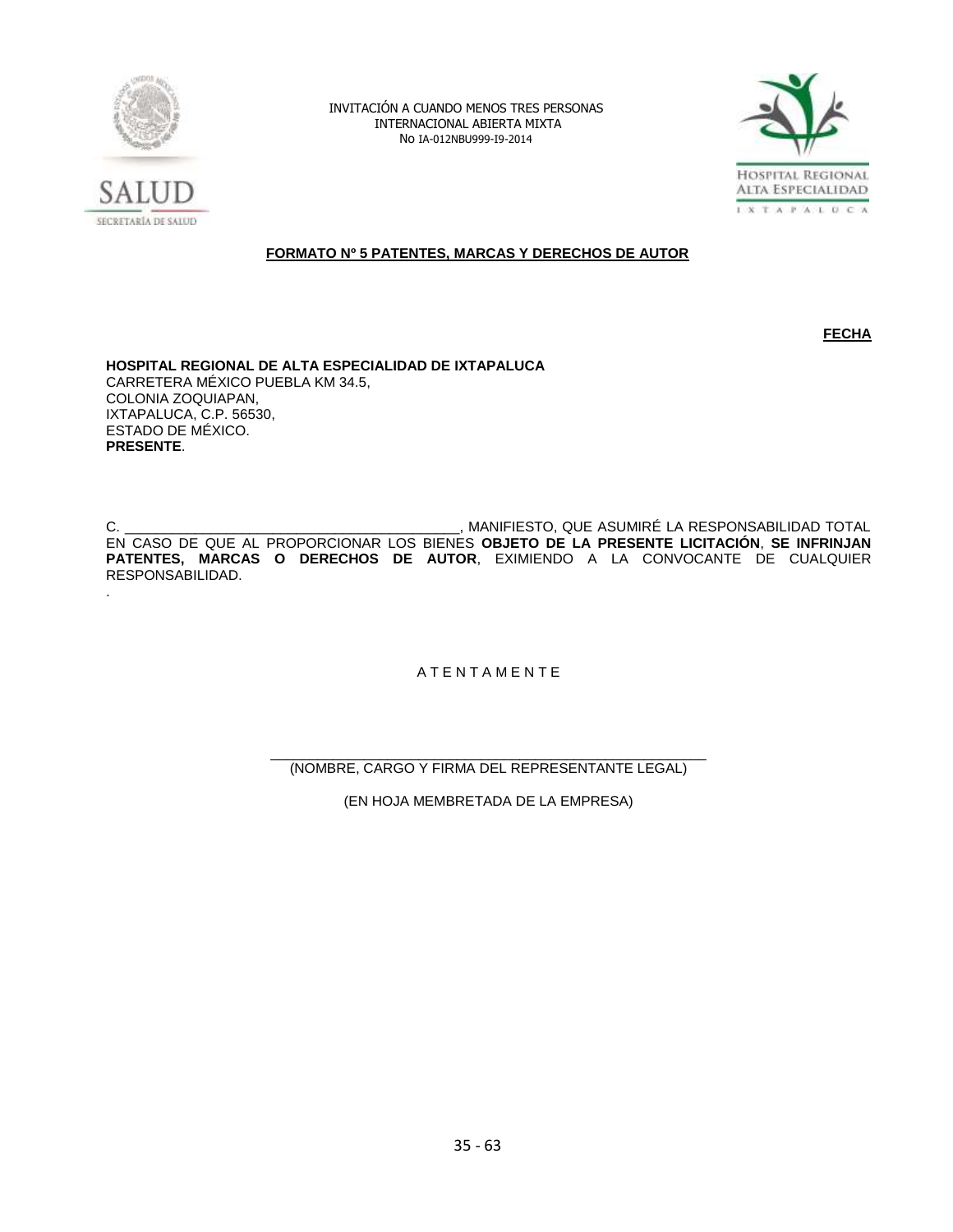INVITACIÓN A CUANDO MENOS TRES PERSONAS
INTERNACIONAL ABIERTA MIXTA
No IA-012NBU999-I9-2014

**FORMATO Nº 5 PATENTES, MARCAS Y DERECHOS DE AUTOR**

**FECHA**

**HOSPITAL REGIONAL DE ALTA ESPECIALIDAD DE IXTAPALUCA**
CARRETERA MÉXICO PUEBLA KM 34.5,
COLONIA ZOQUIAPAN,
IXTAPALUCA, C.P. 56530,
ESTADO DE MÉXICO.
**PRESENTE**.

C. __________________________________________, MANIFIESTO, QUE ASUMIRÉ LA RESPONSABILIDAD TOTAL EN CASO DE QUE AL PROPORCIONAR LOS BIENES **OBJETO DE LA PRESENTE LICITACIÓN**, **SE INFRINJAN PATENTES, MARCAS O DERECHOS DE AUTOR**, EXIMIENDO A LA CONVOCANTE DE CUALQUIER RESPONSABILIDAD.

.

A T E N T A M E N T E

_______________________________________________________
(NOMBRE, CARGO Y FIRMA DEL REPRESENTANTE LEGAL)

(EN HOJA MEMBRETADA DE LA EMPRESA)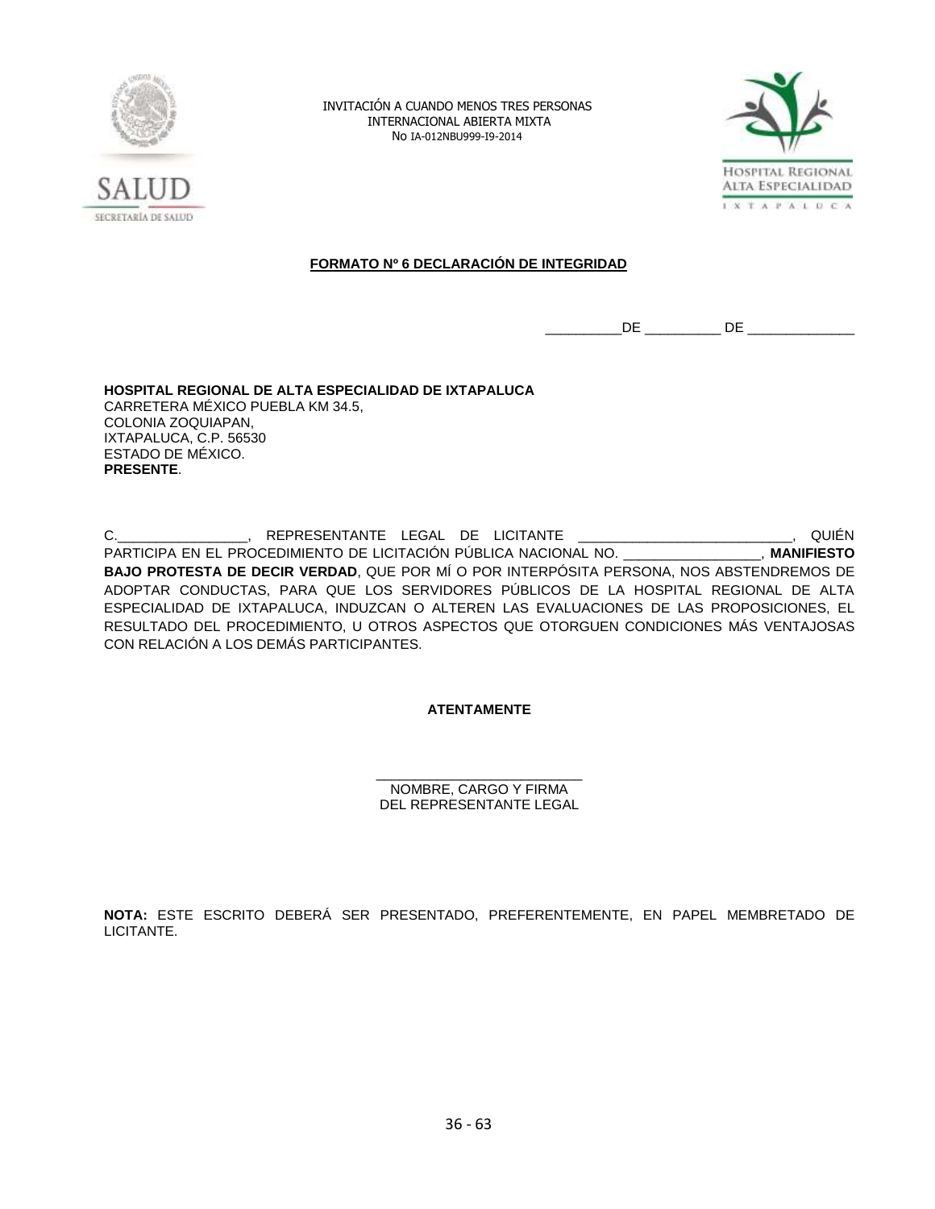INVITACIÓN A CUANDO MENOS TRES PERSONAS
INTERNACIONAL ABIERTA MIXTA
No IA-012NBU999-I9-2014

**FORMATO Nº 6 DECLARACIÓN DE INTEGRIDAD**

__________DE __________ DE ______________

**HOSPITAL REGIONAL DE ALTA ESPECIALIDAD DE IXTAPALUCA**
CARRETERA MÉXICO PUEBLA KM 34.5,
COLONIA ZOQUIAPAN,
IXTAPALUCA, C.P. 56530
ESTADO DE MÉXICO.
**PRESENTE**.

C._________________, REPRESENTANTE LEGAL DE LICITANTE ___________________________, QUIÉN PARTICIPA EN EL PROCEDIMIENTO DE LICITACIÓN PÚBLICA NACIONAL NO. _________________, **MANIFIESTO BAJO PROTESTA DE DECIR VERDAD**, QUE POR MÍ O POR INTERPÓSITA PERSONA, NOS ABSTENDREMOS DE ADOPTAR CONDUCTAS, PARA QUE LOS SERVIDORES PÚBLICOS DE LA HOSPITAL REGIONAL DE ALTA ESPECIALIDAD DE IXTAPALUCA, INDUZCAN O ALTEREN LAS EVALUACIONES DE LAS PROPOSICIONES, EL RESULTADO DEL PROCEDIMIENTO, U OTROS ASPECTOS QUE OTORGUEN CONDICIONES MÁS VENTAJOSAS CON RELACIÓN A LOS DEMÁS PARTICIPANTES.

**ATENTAMENTE**

___________________________
NOMBRE, CARGO Y FIRMA
DEL REPRESENTANTE LEGAL

**NOTA:** ESTE ESCRITO DEBERÁ SER PRESENTADO, PREFERENTEMENTE, EN PAPEL MEMBRETADO DE LICITANTE.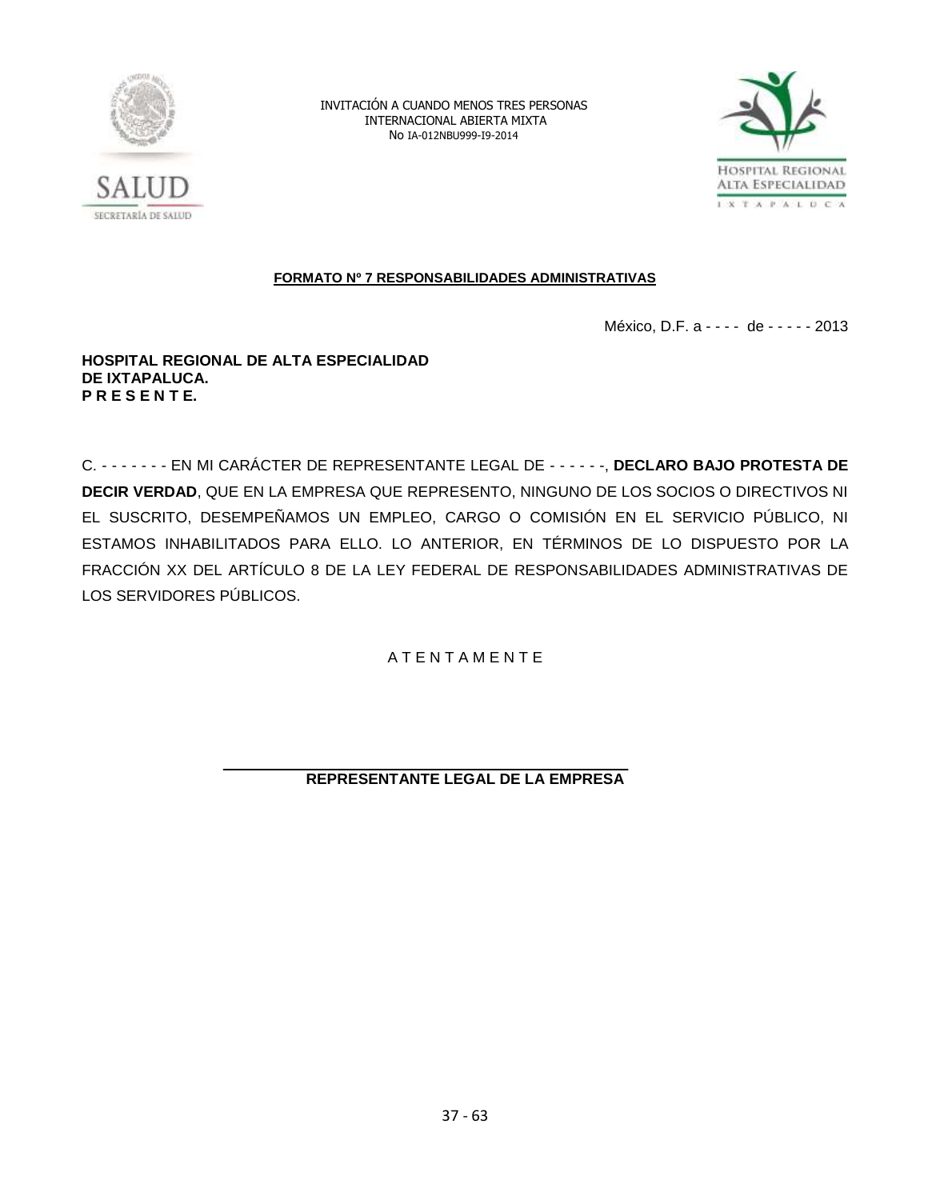**FORMATO Nº 7 RESPONSABILIDADES ADMINISTRATIVAS**

México, D.F. a - - - - de - - - - - 2013

**HOSPITAL REGIONAL DE ALTA ESPECIALIDAD**
**DE IXTAPALUCA.**
**P R E S E N T E.**

C. - - - - - - - EN MI CARÁCTER DE REPRESENTANTE LEGAL DE - - - - - -, **DECLARO BAJO PROTESTA DE DECIR VERDAD**, QUE EN LA EMPRESA QUE REPRESENTO, NINGUNO DE LOS SOCIOS O DIRECTIVOS NI EL SUSCRITO, DESEMPEÑAMOS UN EMPLEO, CARGO O COMISIÓN EN EL SERVICIO PÚBLICO, NI ESTAMOS INHABILITADOS PARA ELLO. LO ANTERIOR, EN TÉRMINOS DE LO DISPUESTO POR LA FRACCIÓN XX DEL ARTÍCULO 8 DE LA LEY FEDERAL DE RESPONSABILIDADES ADMINISTRATIVAS DE LOS SERVIDORES PÚBLICOS.

A T E N T A M E N T E

\_\_\_\_\_\_\_\_\_\_\_\_\_\_\_\_\_\_\_\_\_\_\_\_\_\_\_\_\_\_\_\_\_\_\_\_\_\_\_\_

**REPRESENTANTE LEGAL DE LA EMPRESA**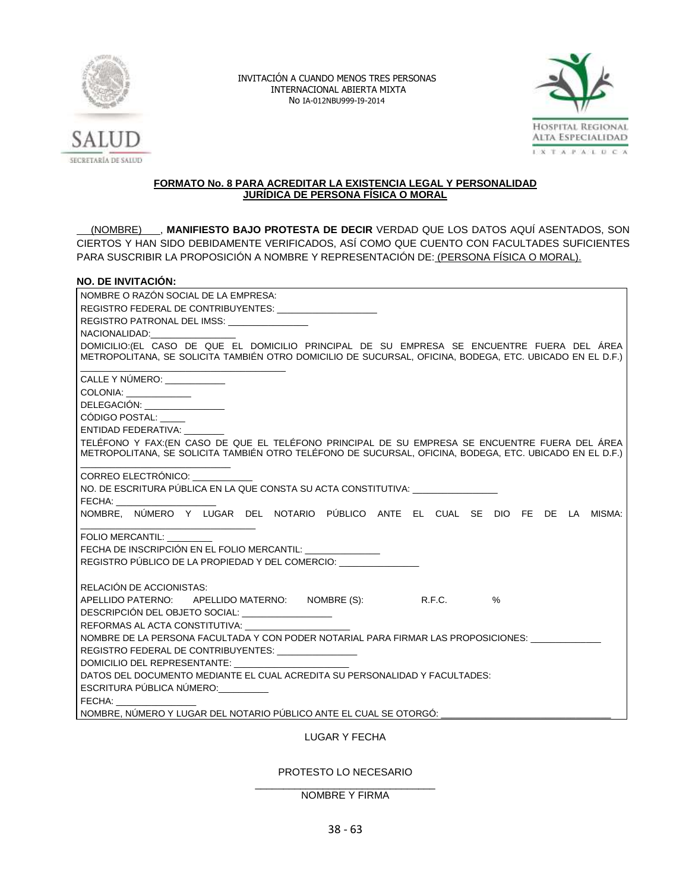INVITACIÓN A CUANDO MENOS TRES PERSONAS
INTERNACIONAL ABIERTA MIXTA
No IA-012NBU999-I9-2014

## FORMATO No. 8 PARA ACREDITAR LA EXISTENCIA LEGAL Y PERSONALIDAD JURÍDICA DE PERSONA FÍSICA O MORAL

___(NOMBRE)___, **MANIFIESTO BAJO PROTESTA DE DECIR** VERDAD QUE LOS DATOS AQUÍ ASENTADOS, SON CIERTOS Y HAN SIDO DEBIDAMENTE VERIFICADOS, ASÍ COMO QUE CUENTO CON FACULTADES SUFICIENTES PARA SUSCRIBIR LA PROPOSICIÓN A NOMBRE Y REPRESENTACIÓN DE: (PERSONA FÍSICA O MORAL).

**NO. DE INVITACIÓN:**

NOMBRE O RAZÓN SOCIAL DE LA EMPRESA:
REGISTRO FEDERAL DE CONTRIBUYENTES: ____________________
REGISTRO PATRONAL DEL IMSS: ________________
NACIONALIDAD:________________
DOMICILIO:(EL CASO DE QUE EL DOMICILIO PRINCIPAL DE SU EMPRESA SE ENCUENTRE FUERA DEL ÁREA METROPOLITANA, SE SOLICITA TAMBIÉN OTRO DOMICILIO DE SUCURSAL, OFICINA, BODEGA, ETC. UBICADO EN EL D.F.) ______________________________________
CALLE Y NÚMERO: ____________
COLONIA: _____________
DELEGACIÓN: ________________
CÓDIGO POSTAL: _____
ENTIDAD FEDERATIVA: ________
TELÉFONO Y FAX:(EN CASO DE QUE EL TELÉFONO PRINCIPAL DE SU EMPRESA SE ENCUENTRE FUERA DEL ÁREA METROPOLITANA, SE SOLICITA TAMBIÉN OTRO TELÉFONO DE SUCURSAL, OFICINA, BODEGA, ETC. UBICADO EN EL D.F.) __________________________
CORREO ELECTRÓNICO: ____________
NO. DE ESCRITURA PÚBLICA EN LA QUE CONSTA SU ACTA CONSTITUTIVA: _________________
FECHA: ____________________
NOMBRE, NÚMERO Y LUGAR DEL NOTARIO PÚBLICO ANTE EL CUAL SE DIO FE DE LA MISMA: ________________________________
FOLIO MERCANTIL: _________
FECHA DE INSCRIPCIÓN EN EL FOLIO MERCANTIL: _______________
REGISTRO PÚBLICO DE LA PROPIEDAD Y DEL COMERCIO: ________________

RELACIÓN DE ACCIONISTAS:
APELLIDO PATERNO: APELLIDO MATERNO: NOMBRE (S): R.F.C. %
DESCRIPCIÓN DEL OBJETO SOCIAL: __________________
REFORMAS AL ACTA CONSTITUTIVA: ____________________
NOMBRE DE LA PERSONA FACULTADA Y CON PODER NOTARIAL PARA FIRMAR LAS PROPOSICIONES: ______________
REGISTRO FEDERAL DE CONTRIBUYENTES: ________________
DOMICILIO DEL REPRESENTANTE: _______________________
DATOS DEL DOCUMENTO MEDIANTE EL CUAL ACREDITA SU PERSONALIDAD Y FACULTADES:
ESCRITURA PÚBLICA NÚMERO:__________
FECHA: ________________
NOMBRE, NÚMERO Y LUGAR DEL NOTARIO PÚBLICO ANTE EL CUAL SE OTORGÓ: ___________________________________

LUGAR Y FECHA

PROTESTO LO NECESARIO

________________________________
NOMBRE Y FIRMA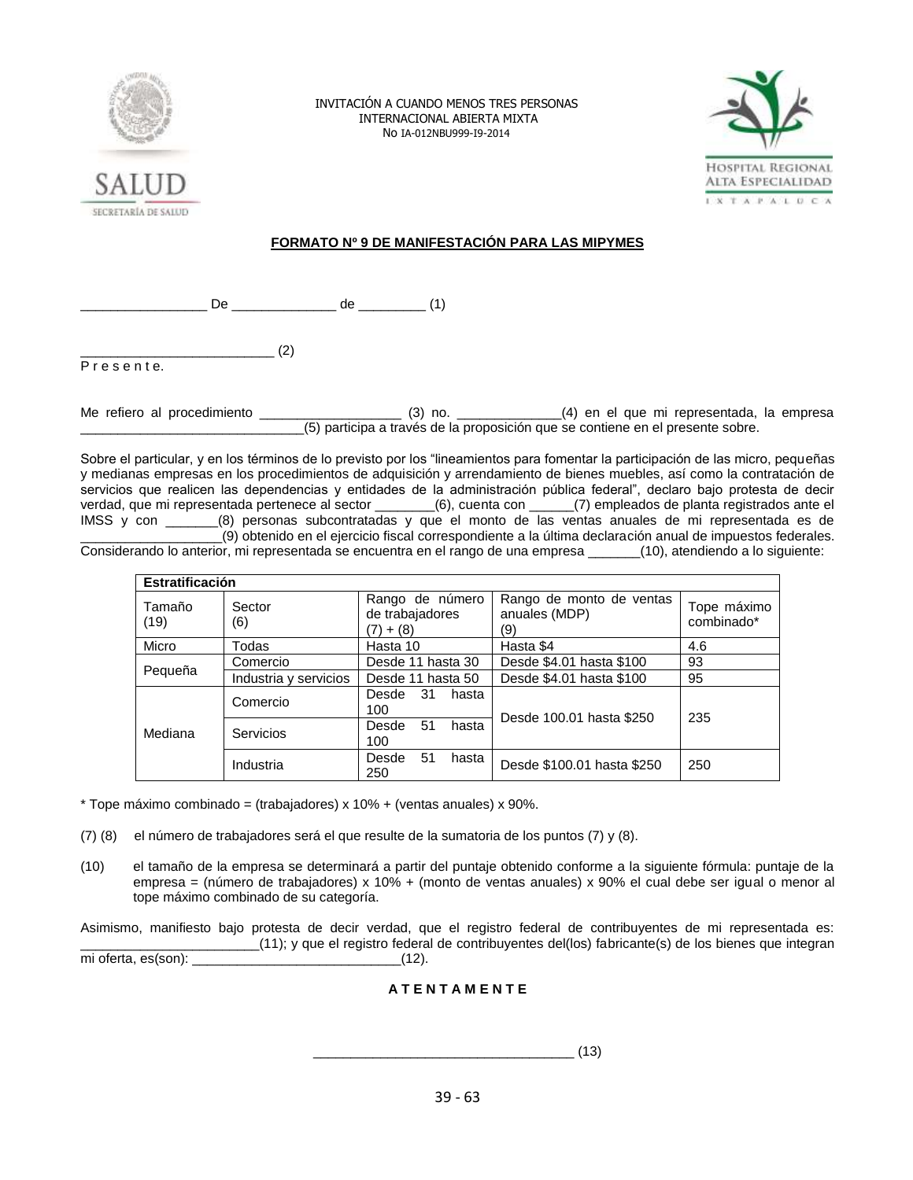INVITACIÓN A CUANDO MENOS TRES PERSONAS
INTERNACIONAL ABIERTA MIXTA
No IA-012NBU999-I9-2014

**FORMATO Nº 9 DE MANIFESTACIÓN PARA LAS MIPYMES**

_________________ De ______________ de _________ (1)

__________________________ (2)
P r e s e n t e.

Me refiero al procedimiento ___________________ (3) no. ______________(4) en el que mi representada, la empresa _______________________________(5) participa a través de la proposición que se contiene en el presente sobre.

Sobre el particular, y en los términos de lo previsto por los "lineamientos para fomentar la participación de las micro, pequeñas y medianas empresas en los procedimientos de adquisición y arrendamiento de bienes muebles, así como la contratación de servicios que realicen las dependencias y entidades de la administración pública federal", declaro bajo protesta de decir verdad, que mi representada pertenece al sector ________(6), cuenta con ______(7) empleados de planta registrados ante el IMSS y con _______(8) personas subcontratadas y que el monto de las ventas anuales de mi representada es de ___________________(9) obtenido en el ejercicio fiscal correspondiente a la última declaración anual de impuestos federales. Considerando lo anterior, mi representada se encuentra en el rango de una empresa _______(10), atendiendo a lo siguiente:

| **Estratificación** | | | | |
|---|---|---|---|---|
| Tamaño (19) | Sector (6) | Rango de número de trabajadores (7) + (8) | Rango de monto de ventas anuales (MDP) (9) | Tope máximo combinado* |
| Micro | Todas | Hasta 10 | Hasta $4 | 4.6 |
| Pequeña | Comercio | Desde 11 hasta 30 | Desde $4.01 hasta $100 | 93 |
| | Industria y servicios | Desde 11 hasta 50 | Desde $4.01 hasta $100 | 95 |
| Mediana | Comercio | Desde 31 hasta 100 | Desde 100.01 hasta $250 | 235 |
| | Servicios | Desde 51 hasta 100 | | |
| | Industria | Desde 51 hasta 250 | Desde $100.01 hasta $250 | 250 |

* Tope máximo combinado = (trabajadores) x 10% + (ventas anuales) x 90%.

(7) (8) el número de trabajadores será el que resulte de la sumatoria de los puntos (7) y (8).

(10) el tamaño de la empresa se determinará a partir del puntaje obtenido conforme a la siguiente fórmula: puntaje de la empresa = (número de trabajadores) x 10% + (monto de ventas anuales) x 90% el cual debe ser igual o menor al tope máximo combinado de su categoría.

Asimismo, manifiesto bajo protesta de decir verdad, que el registro federal de contribuyentes de mi representada es: ________________________(11); y que el registro federal de contribuyentes del(los) fabricante(s) de los bienes que integran mi oferta, es(son): ____________________________(12).

**A T E N T A M E N T E**

__________________________________ (13)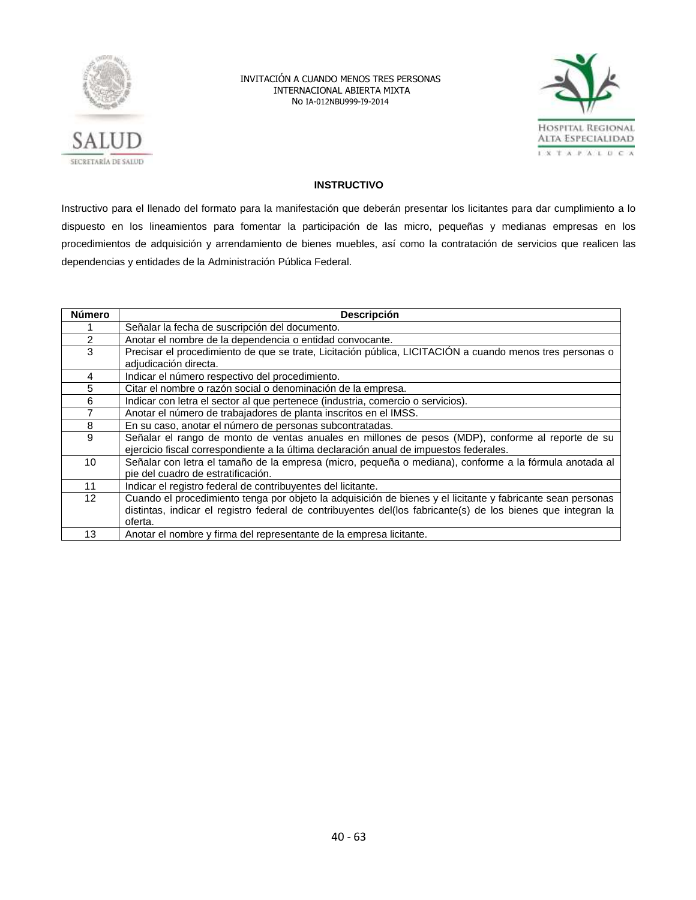## INSTRUCTIVO

Instructivo para el llenado del formato para la manifestación que deberán presentar los licitantes para dar cumplimiento a lo dispuesto en los lineamientos para fomentar la participación de las micro, pequeñas y medianas empresas en los procedimientos de adquisición y arrendamiento de bienes muebles, así como la contratación de servicios que realicen las dependencias y entidades de la Administración Pública Federal.

| Número | Descripción |
|---|---|
| 1 | Señalar la fecha de suscripción del documento. |
| 2 | Anotar el nombre de la dependencia o entidad convocante. |
| 3 | Precisar el procedimiento de que se trate, Licitación pública, LICITACIÓN a cuando menos tres personas o adjudicación directa. |
| 4 | Indicar el número respectivo del procedimiento. |
| 5 | Citar el nombre o razón social o denominación de la empresa. |
| 6 | Indicar con letra el sector al que pertenece (industria, comercio o servicios). |
| 7 | Anotar el número de trabajadores de planta inscritos en el IMSS. |
| 8 | En su caso, anotar el número de personas subcontratadas. |
| 9 | Señalar el rango de monto de ventas anuales en millones de pesos (MDP), conforme al reporte de su ejercicio fiscal correspondiente a la última declaración anual de impuestos federales. |
| 10 | Señalar con letra el tamaño de la empresa (micro, pequeña o mediana), conforme a la fórmula anotada al pie del cuadro de estratificación. |
| 11 | Indicar el registro federal de contribuyentes del licitante. |
| 12 | Cuando el procedimiento tenga por objeto la adquisición de bienes y el licitante y fabricante sean personas distintas, indicar el registro federal de contribuyentes del(los fabricante(s) de los bienes que integran la oferta. |
| 13 | Anotar el nombre y firma del representante de la empresa licitante. |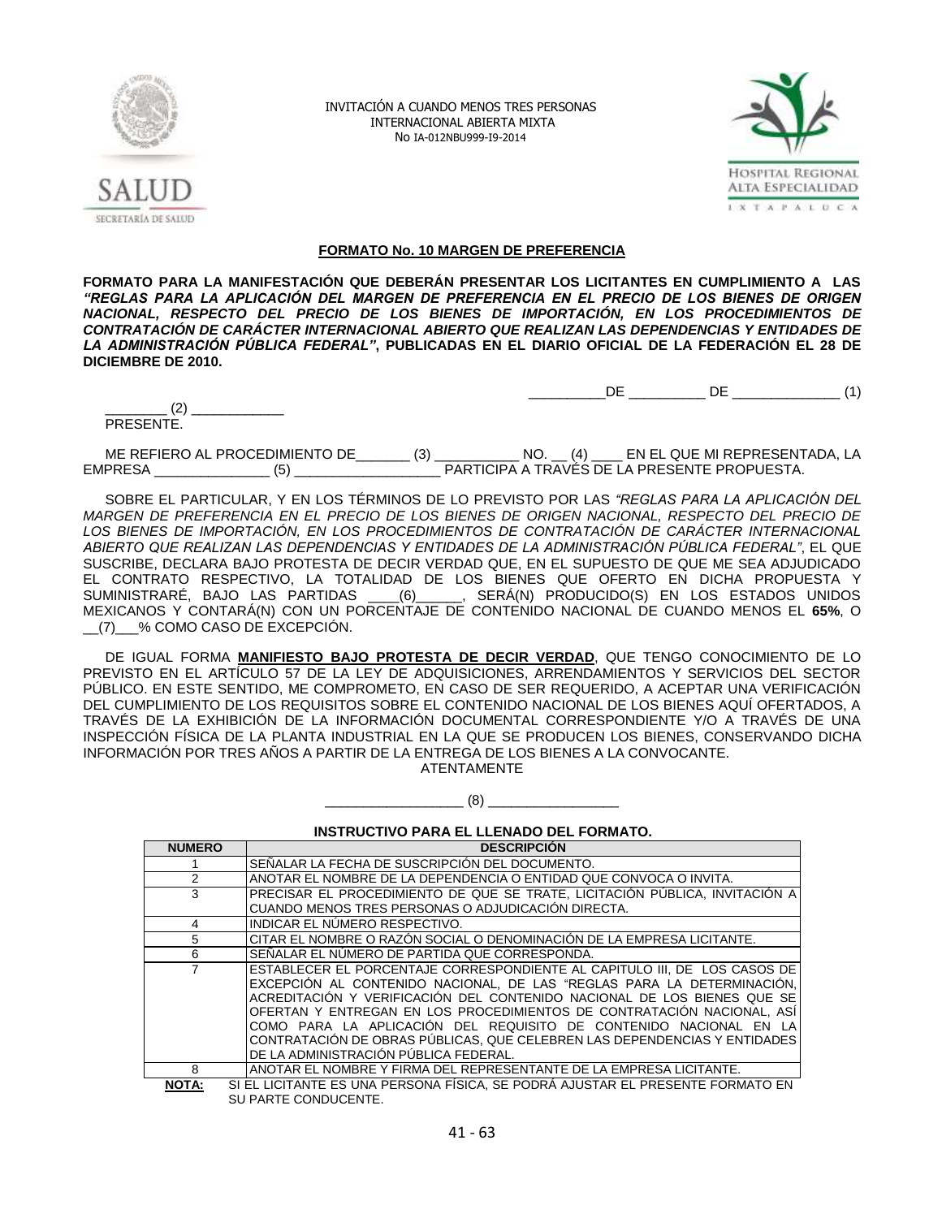INVITACIÓN A CUANDO MENOS TRES PERSONAS
INTERNACIONAL ABIERTA MIXTA
No IA-012NBU999-I9-2014

## FORMATO No. 10 MARGEN DE PREFERENCIA

**FORMATO PARA LA MANIFESTACIÓN QUE DEBERÁN PRESENTAR LOS LICITANTES EN CUMPLIMIENTO A LAS *"REGLAS PARA LA APLICACIÓN DEL MARGEN DE PREFERENCIA EN EL PRECIO DE LOS BIENES DE ORIGEN NACIONAL, RESPECTO DEL PRECIO DE LOS BIENES DE IMPORTACIÓN, EN LOS PROCEDIMIENTOS DE CONTRATACIÓN DE CARÁCTER INTERNACIONAL ABIERTO QUE REALIZAN LAS DEPENDENCIAS Y ENTIDADES DE LA ADMINISTRACIÓN PÚBLICA FEDERAL"*, PUBLICADAS EN EL DIARIO OFICIAL DE LA FEDERACIÓN EL 28 DE DICIEMBRE DE 2010.**

__________DE __________ DE ______________ (1)

________ (2) ____________
PRESENTE.

ME REFIERO AL PROCEDIMIENTO DE_______ (3) ___________ NO. __ (4) ____ EN EL QUE MI REPRESENTADA, LA EMPRESA _______________ (5) ___________________ PARTICIPA A TRAVÉS DE LA PRESENTE PROPUESTA.

SOBRE EL PARTICULAR, Y EN LOS TÉRMINOS DE LO PREVISTO POR LAS *"REGLAS PARA LA APLICACIÓN DEL MARGEN DE PREFERENCIA EN EL PRECIO DE LOS BIENES DE ORIGEN NACIONAL, RESPECTO DEL PRECIO DE LOS BIENES DE IMPORTACIÓN, EN LOS PROCEDIMIENTOS DE CONTRATACIÓN DE CARÁCTER INTERNACIONAL ABIERTO QUE REALIZAN LAS DEPENDENCIAS Y ENTIDADES DE LA ADMINISTRACIÓN PÚBLICA FEDERAL"*, EL QUE SUSCRIBE, DECLARA BAJO PROTESTA DE DECIR VERDAD QUE, EN EL SUPUESTO DE QUE ME SEA ADJUDICADO EL CONTRATO RESPECTIVO, LA TOTALIDAD DE LOS BIENES QUE OFERTO EN DICHA PROPUESTA Y SUMINISTRARÉ, BAJO LAS PARTIDAS ____(6)______, SERÁ(N) PRODUCIDO(S) EN LOS ESTADOS UNIDOS MEXICANOS Y CONTARÁ(N) CON UN PORCENTAJE DE CONTENIDO NACIONAL DE CUANDO MENOS EL **65%**, O __(7)___% COMO CASO DE EXCEPCIÓN.

DE IGUAL FORMA **MANIFIESTO BAJO PROTESTA DE DECIR VERDAD**, QUE TENGO CONOCIMIENTO DE LO PREVISTO EN EL ARTÍCULO 57 DE LA LEY DE ADQUISICIONES, ARRENDAMIENTOS Y SERVICIOS DEL SECTOR PÚBLICO. EN ESTE SENTIDO, ME COMPROMETO, EN CASO DE SER REQUERIDO, A ACEPTAR UNA VERIFICACIÓN DEL CUMPLIMIENTO DE LOS REQUISITOS SOBRE EL CONTENIDO NACIONAL DE LOS BIENES AQUÍ OFERTADOS, A TRAVÉS DE LA EXHIBICIÓN DE LA INFORMACIÓN DOCUMENTAL CORRESPONDIENTE Y/O A TRAVÉS DE UNA INSPECCIÓN FÍSICA DE LA PLANTA INDUSTRIAL EN LA QUE SE PRODUCEN LOS BIENES, CONSERVANDO DICHA INFORMACIÓN POR TRES AÑOS A PARTIR DE LA ENTREGA DE LOS BIENES A LA CONVOCANTE.

ATENTAMENTE

__________________ (8) _________________

### INSTRUCTIVO PARA EL LLENADO DEL FORMATO.

| NUMERO | DESCRIPCIÓN |
|---|---|
| 1 | SEÑALAR LA FECHA DE SUSCRIPCIÓN DEL DOCUMENTO. |
| 2 | ANOTAR EL NOMBRE DE LA DEPENDENCIA O ENTIDAD QUE CONVOCA O INVITA. |
| 3 | PRECISAR EL PROCEDIMIENTO DE QUE SE TRATE, LICITACIÓN PÚBLICA, INVITACIÓN A CUANDO MENOS TRES PERSONAS O ADJUDICACIÓN DIRECTA. |
| 4 | INDICAR EL NÚMERO RESPECTIVO. |
| 5 | CITAR EL NOMBRE O RAZÓN SOCIAL O DENOMINACIÓN DE LA EMPRESA LICITANTE. |
| 6 | SEÑALAR EL NÚMERO DE PARTIDA QUE CORRESPONDA. |
| 7 | ESTABLECER EL PORCENTAJE CORRESPONDIENTE AL CAPITULO III, DE LOS CASOS DE EXCEPCIÓN AL CONTENIDO NACIONAL, DE LAS "REGLAS PARA LA DETERMINACIÓN, ACREDITACIÓN Y VERIFICACIÓN DEL CONTENIDO NACIONAL DE LOS BIENES QUE SE OFERTAN Y ENTREGAN EN LOS PROCEDIMIENTOS DE CONTRATACIÓN NACIONAL, ASÍ COMO PARA LA APLICACIÓN DEL REQUISITO DE CONTENIDO NACIONAL EN LA CONTRATACIÓN DE OBRAS PÚBLICAS, QUE CELEBREN LAS DEPENDENCIAS Y ENTIDADES DE LA ADMINISTRACIÓN PÚBLICA FEDERAL. |
| 8 | ANOTAR EL NOMBRE Y FIRMA DEL REPRESENTANTE DE LA EMPRESA LICITANTE. |

**NOTA:** SI EL LICITANTE ES UNA PERSONA FÍSICA, SE PODRÁ AJUSTAR EL PRESENTE FORMATO EN SU PARTE CONDUCENTE.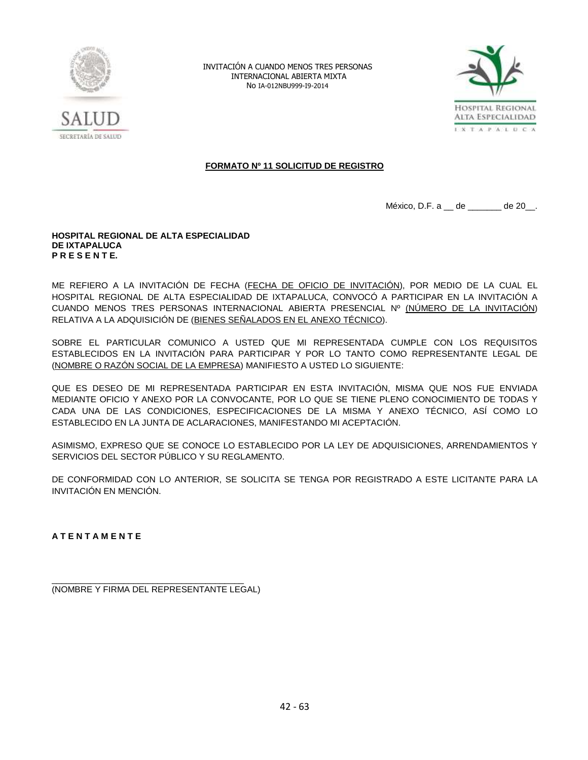INVITACIÓN A CUANDO MENOS TRES PERSONAS
INTERNACIONAL ABIERTA MIXTA
No IA-012NBU999-I9-2014

**FORMATO Nº 11 SOLICITUD DE REGISTRO**

México, D.F. a __ de _______ de 20__.

**HOSPITAL REGIONAL DE ALTA ESPECIALIDAD**
**DE IXTAPALUCA**
**P R E S E N T E.**

ME REFIERO A LA INVITACIÓN DE FECHA (FECHA DE OFICIO DE INVITACIÓN), POR MEDIO DE LA CUAL EL HOSPITAL REGIONAL DE ALTA ESPECIALIDAD DE IXTAPALUCA, CONVOCÓ A PARTICIPAR EN LA INVITACIÓN A CUANDO MENOS TRES PERSONAS INTERNACIONAL ABIERTA PRESENCIAL Nº (NÚMERO DE LA INVITACIÓN) RELATIVA A LA ADQUISICIÓN DE (BIENES SEÑALADOS EN EL ANEXO TÉCNICO).

SOBRE EL PARTICULAR COMUNICO A USTED QUE MI REPRESENTADA CUMPLE CON LOS REQUISITOS ESTABLECIDOS EN LA INVITACIÓN PARA PARTICIPAR Y POR LO TANTO COMO REPRESENTANTE LEGAL DE (NOMBRE O RAZÓN SOCIAL DE LA EMPRESA) MANIFIESTO A USTED LO SIGUIENTE:

QUE ES DESEO DE MI REPRESENTADA PARTICIPAR EN ESTA INVITACIÓN, MISMA QUE NOS FUE ENVIADA MEDIANTE OFICIO Y ANEXO POR LA CONVOCANTE, POR LO QUE SE TIENE PLENO CONOCIMIENTO DE TODAS Y CADA UNA DE LAS CONDICIONES, ESPECIFICACIONES DE LA MISMA Y ANEXO TÉCNICO, ASÍ COMO LO ESTABLECIDO EN LA JUNTA DE ACLARACIONES, MANIFESTANDO MI ACEPTACIÓN.

ASIMISMO, EXPRESO QUE SE CONOCE LO ESTABLECIDO POR LA LEY DE ADQUISICIONES, ARRENDAMIENTOS Y SERVICIOS DEL SECTOR PÚBLICO Y SU REGLAMENTO.

DE CONFORMIDAD CON LO ANTERIOR, SE SOLICITA SE TENGA POR REGISTRADO A ESTE LICITANTE PARA LA INVITACIÓN EN MENCIÓN.

**A T E N T A M E N T E**

_________________________________________
(NOMBRE Y FIRMA DEL REPRESENTANTE LEGAL)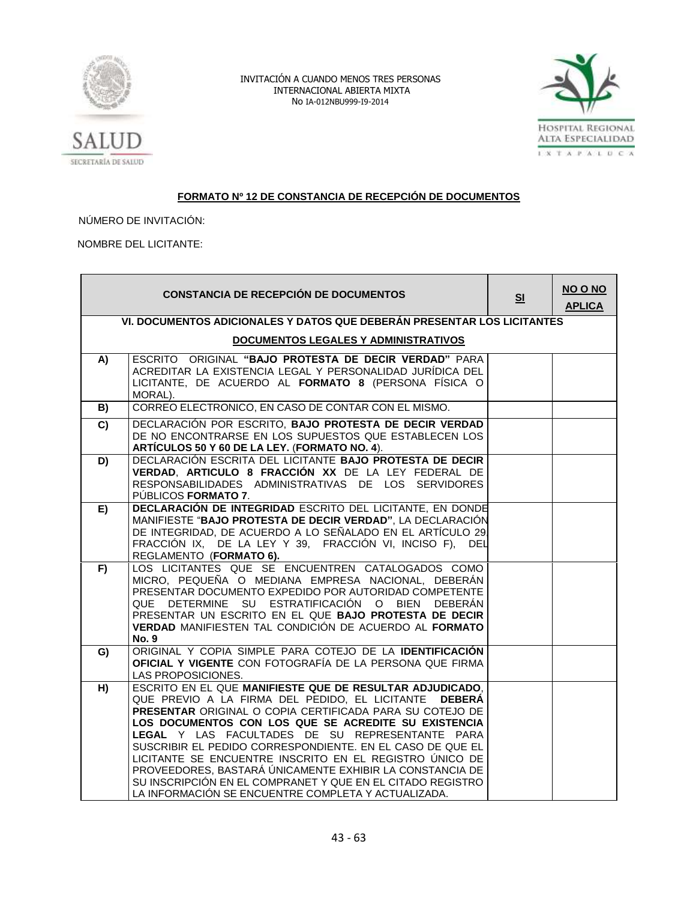INVITACIÓN A CUANDO MENOS TRES PERSONAS
INTERNACIONAL ABIERTA MIXTA
No IA-012NBU999-I9-2014

**FORMATO Nº 12 DE CONSTANCIA DE RECEPCIÓN DE DOCUMENTOS**

NÚMERO DE INVITACIÓN:

NOMBRE DEL LICITANTE:

| CONSTANCIA DE RECEPCIÓN DE DOCUMENTOS | | SI | NO O NO APLICA |
|---|---|---|---|
| **VI. DOCUMENTOS ADICIONALES Y DATOS QUE DEBERÁN PRESENTAR LOS LICITANTES** **DOCUMENTOS LEGALES Y ADMINISTRATIVOS** | | | |
| **A)** | ESCRITO ORIGINAL **"BAJO PROTESTA DE DECIR VERDAD"** PARA ACREDITAR LA EXISTENCIA LEGAL Y PERSONALIDAD JURÍDICA DEL LICITANTE, DE ACUERDO AL **FORMATO 8** (PERSONA FÍSICA O MORAL). | | |
| **B)** | CORREO ELECTRONICO, EN CASO DE CONTAR CON EL MISMO. | | |
| **C)** | DECLARACIÓN POR ESCRITO, **BAJO PROTESTA DE DECIR VERDAD** DE NO ENCONTRARSE EN LOS SUPUESTOS QUE ESTABLECEN LOS **ARTÍCULOS 50 Y 60 DE LA LEY.** (**FORMATO NO. 4**). | | |
| **D)** | DECLARACIÓN ESCRITA DEL LICITANTE **BAJO PROTESTA DE DECIR VERDAD**, **ARTICULO 8 FRACCIÓN XX** DE LA LEY FEDERAL DE RESPONSABILIDADES ADMINISTRATIVAS DE LOS SERVIDORES PÚBLICOS **FORMATO 7**. | | |
| **E)** | **DECLARACIÓN DE INTEGRIDAD** ESCRITO DEL LICITANTE, EN DONDE MANIFIESTE "**BAJO PROTESTA DE DECIR VERDAD"**, LA DECLARACIÓN DE INTEGRIDAD, DE ACUERDO A LO SEÑALADO EN EL ARTÍCULO 29 FRACCIÓN IX, DE LA LEY Y 39, FRACCIÓN VI, INCISO F), DEL REGLAMENTO (**FORMATO 6).** | | |
| **F)** | LOS LICITANTES QUE SE ENCUENTREN CATALOGADOS COMO MICRO, PEQUEÑA O MEDIANA EMPRESA NACIONAL, DEBERÁN PRESENTAR DOCUMENTO EXPEDIDO POR AUTORIDAD COMPETENTE QUE DETERMINE SU ESTRATIFICACIÓN O BIEN DEBERÁN PRESENTAR UN ESCRITO EN EL QUE **BAJO PROTESTA DE DECIR VERDAD** MANIFIESTEN TAL CONDICIÓN DE ACUERDO AL **FORMATO No. 9** | | |
| **G)** | ORIGINAL Y COPIA SIMPLE PARA COTEJO DE LA **IDENTIFICACIÓN OFICIAL Y VIGENTE** CON FOTOGRAFÍA DE LA PERSONA QUE FIRMA LAS PROPOSICIONES. | | |
| **H)** | ESCRITO EN EL QUE **MANIFIESTE QUE DE RESULTAR ADJUDICADO**, QUE PREVIO A LA FIRMA DEL PEDIDO, EL LICITANTE **DEBERÁ PRESENTAR** ORIGINAL O COPIA CERTIFICADA PARA SU COTEJO DE **LOS DOCUMENTOS CON LOS QUE SE ACREDITE SU EXISTENCIA LEGAL** Y LAS FACULTADES DE SU REPRESENTANTE PARA SUSCRIBIR EL PEDIDO CORRESPONDIENTE. EN EL CASO DE QUE EL LICITANTE SE ENCUENTRE INSCRITO EN EL REGISTRO ÚNICO DE PROVEEDORES, BASTARÁ ÚNICAMENTE EXHIBIR LA CONSTANCIA DE SU INSCRIPCIÓN EN EL COMPRANET Y QUE EN EL CITADO REGISTRO LA INFORMACIÓN SE ENCUENTRE COMPLETA Y ACTUALIZADA. | | |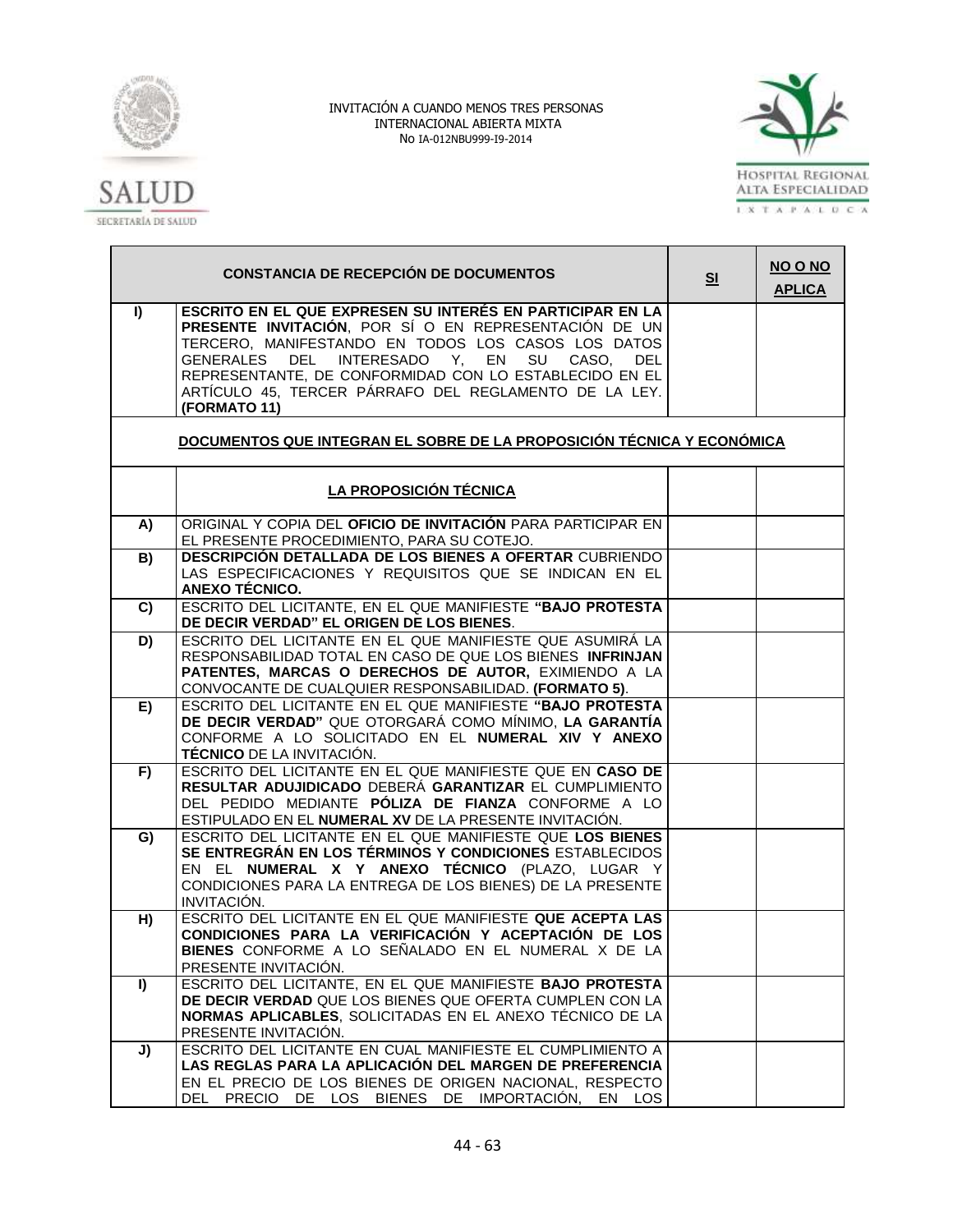INVITACIÓN A CUANDO MENOS TRES PERSONAS
INTERNACIONAL ABIERTA MIXTA
No IA-012NBU999-I9-2014

| CONSTANCIA DE RECEPCIÓN DE DOCUMENTOS | | SI | NO O NO APLICA |
|---|---|---|---|
| I) | **ESCRITO EN EL QUE EXPRESEN SU INTERÉS EN PARTICIPAR EN LA PRESENTE INVITACIÓN**, POR SÍ O EN REPRESENTACIÓN DE UN TERCERO, MANIFESTANDO EN TODOS LOS CASOS LOS DATOS GENERALES DEL INTERESADO Y, EN SU CASO, DEL REPRESENTANTE, DE CONFORMIDAD CON LO ESTABLECIDO EN EL ARTÍCULO 45, TERCER PÁRRAFO DEL REGLAMENTO DE LA LEY. **(FORMATO 11)** | | |
| | **DOCUMENTOS QUE INTEGRAN EL SOBRE DE LA PROPOSICIÓN TÉCNICA Y ECONÓMICA** | | |
| | **LA PROPOSICIÓN TÉCNICA** | | |
| A) | ORIGINAL Y COPIA DEL **OFICIO DE INVITACIÓN** PARA PARTICIPAR EN EL PRESENTE PROCEDIMIENTO, PARA SU COTEJO. | | |
| B) | **DESCRIPCIÓN DETALLADA DE LOS BIENES A OFERTAR** CUBRIENDO LAS ESPECIFICACIONES Y REQUISITOS QUE SE INDICAN EN EL **ANEXO TÉCNICO.** | | |
| C) | ESCRITO DEL LICITANTE, EN EL QUE MANIFIESTE **"BAJO PROTESTA DE DECIR VERDAD" EL ORIGEN DE LOS BIENES**. | | |
| D) | ESCRITO DEL LICITANTE EN EL QUE MANIFIESTE QUE ASUMIRÁ LA RESPONSABILIDAD TOTAL EN CASO DE QUE LOS BIENES **INFRINJAN PATENTES, MARCAS O DERECHOS DE AUTOR,** EXIMIENDO A LA CONVOCANTE DE CUALQUIER RESPONSABILIDAD. **(FORMATO 5)**. | | |
| E) | ESCRITO DEL LICITANTE EN EL QUE MANIFIESTE **"BAJO PROTESTA DE DECIR VERDAD"** QUE OTORGARÁ COMO MÍNIMO, **LA GARANTÍA** CONFORME A LO SOLICITADO EN EL **NUMERAL XIV Y ANEXO TÉCNICO** DE LA INVITACIÓN. | | |
| F) | ESCRITO DEL LICITANTE EN EL QUE MANIFIESTE QUE EN **CASO DE RESULTAR ADUJIDICADO** DEBERÁ **GARANTIZAR** EL CUMPLIMIENTO DEL PEDIDO MEDIANTE **PÓLIZA DE FIANZA** CONFORME A LO ESTIPULADO EN EL **NUMERAL XV** DE LA PRESENTE INVITACIÓN. | | |
| G) | ESCRITO DEL LICITANTE EN EL QUE MANIFIESTE QUE **LOS BIENES SE ENTREGRÁN EN LOS TÉRMINOS Y CONDICIONES** ESTABLECIDOS EN EL **NUMERAL X Y ANEXO TÉCNICO** (PLAZO, LUGAR Y CONDICIONES PARA LA ENTREGA DE LOS BIENES) DE LA PRESENTE INVITACIÓN. | | |
| H) | ESCRITO DEL LICITANTE EN EL QUE MANIFIESTE **QUE ACEPTA LAS CONDICIONES PARA LA VERIFICACIÓN Y ACEPTACIÓN DE LOS BIENES** CONFORME A LO SEÑALADO EN EL NUMERAL X DE LA PRESENTE INVITACIÓN. | | |
| I) | ESCRITO DEL LICITANTE, EN EL QUE MANIFIESTE **BAJO PROTESTA DE DECIR VERDAD** QUE LOS BIENES QUE OFERTA CUMPLEN CON LA **NORMAS APLICABLES**, SOLICITADAS EN EL ANEXO TÉCNICO DE LA PRESENTE INVITACIÓN. | | |
| J) | ESCRITO DEL LICITANTE EN CUAL MANIFIESTE EL CUMPLIMIENTO A **LAS REGLAS PARA LA APLICACIÓN DEL MARGEN DE PREFERENCIA** EN EL PRECIO DE LOS BIENES DE ORIGEN NACIONAL, RESPECTO DEL PRECIO DE LOS BIENES DE IMPORTACIÓN, EN LOS | | |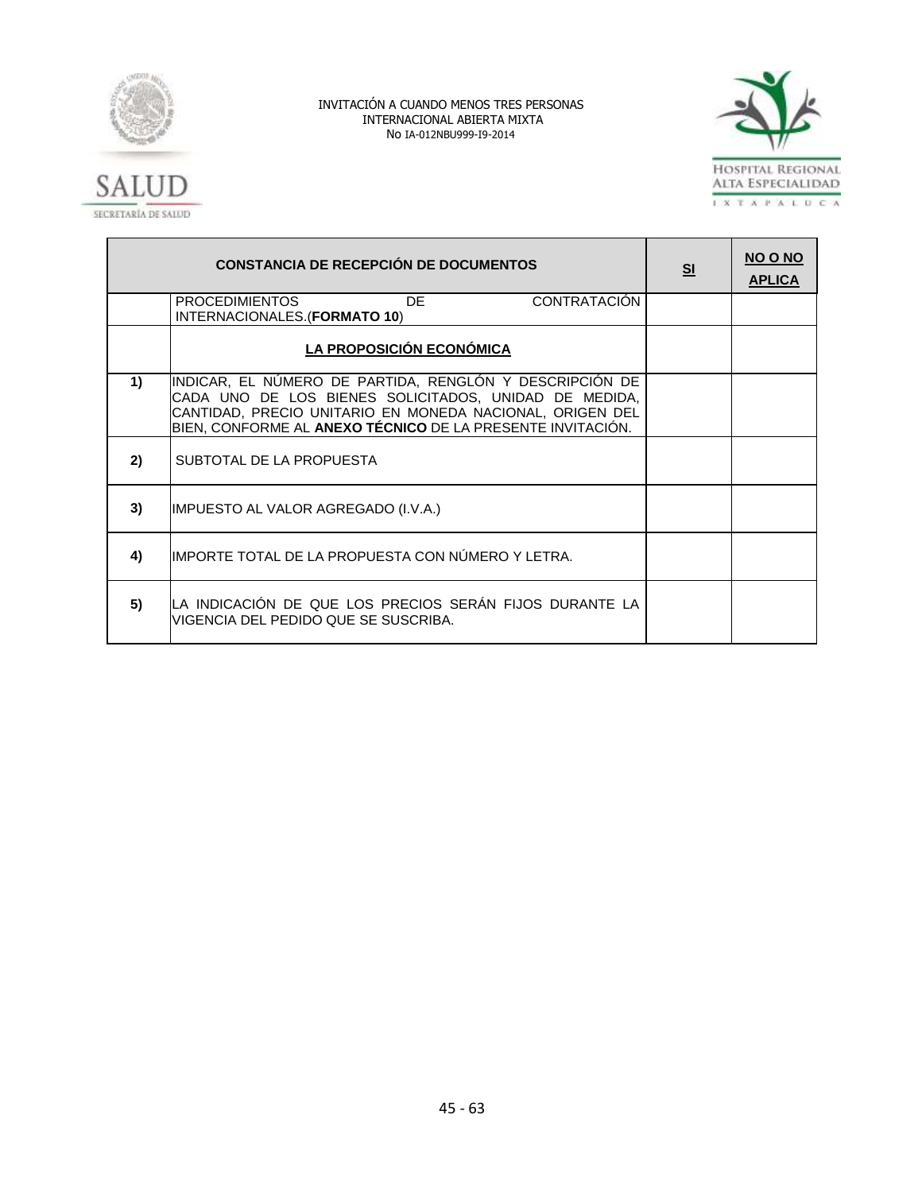| CONSTANCIA DE RECEPCIÓN DE DOCUMENTOS | | SI | NO O NO APLICA |
|---|---|---|---|
| | PROCEDIMIENTOS DE CONTRATACIÓN INTERNACIONALES.(**FORMATO 10**) | | |
| | **LA PROPOSICIÓN ECONÓMICA** | | |
| **1)** | INDICAR, EL NÚMERO DE PARTIDA, RENGLÓN Y DESCRIPCIÓN DE CADA UNO DE LOS BIENES SOLICITADOS, UNIDAD DE MEDIDA, CANTIDAD, PRECIO UNITARIO EN MONEDA NACIONAL, ORIGEN DEL BIEN, CONFORME AL **ANEXO TÉCNICO** DE LA PRESENTE INVITACIÓN. | | |
| **2)** | SUBTOTAL DE LA PROPUESTA | | |
| **3)** | IMPUESTO AL VALOR AGREGADO (I.V.A.) | | |
| **4)** | IMPORTE TOTAL DE LA PROPUESTA CON NÚMERO Y LETRA. | | |
| **5)** | LA INDICACIÓN DE QUE LOS PRECIOS SERÁN FIJOS DURANTE LA VIGENCIA DEL PEDIDO QUE SE SUSCRIBA. | | |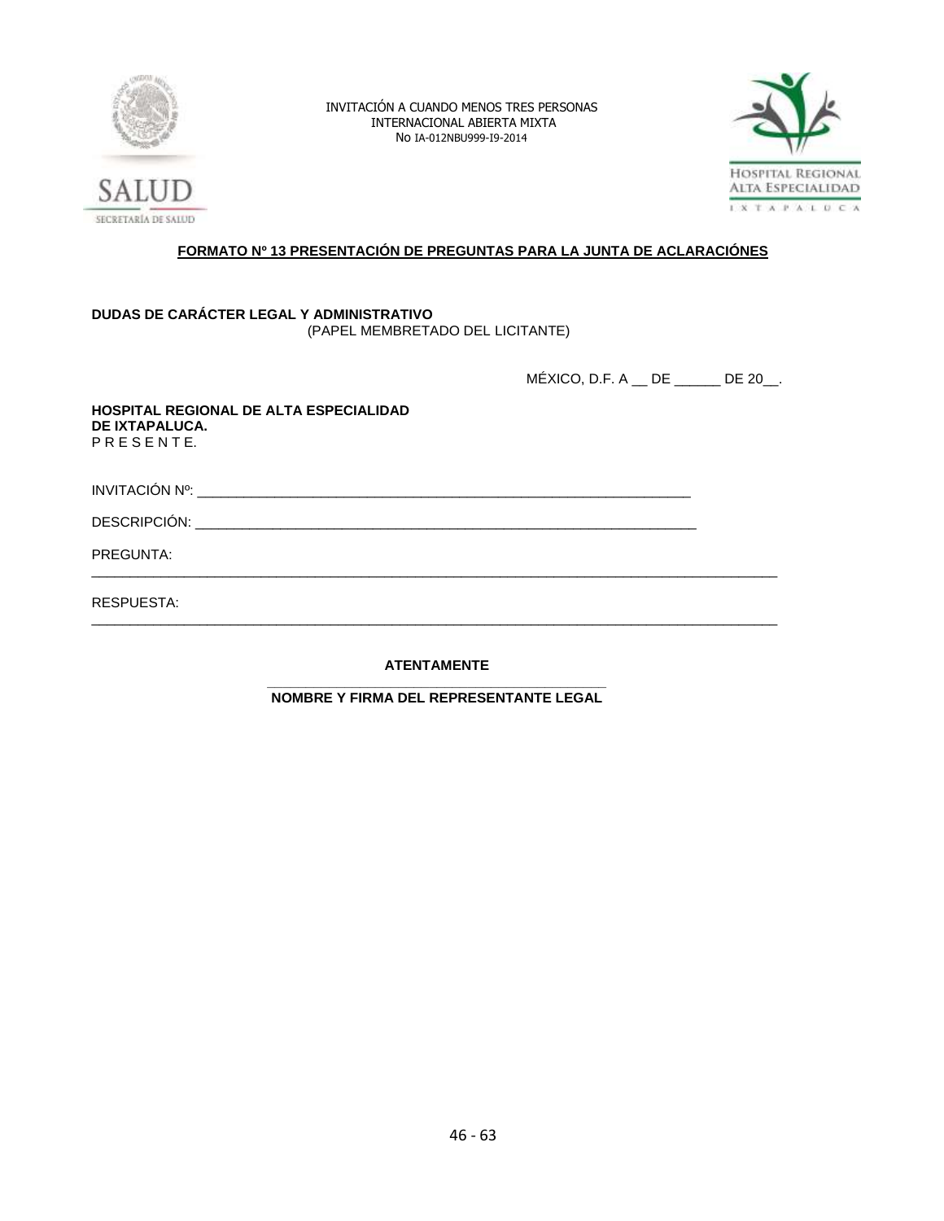INVITACIÓN A CUANDO MENOS TRES PERSONAS
INTERNACIONAL ABIERTA MIXTA
No IA-012NBU999-I9-2014

**FORMATO Nº 13 PRESENTACIÓN DE PREGUNTAS PARA LA JUNTA DE ACLARACIÓNES**

**DUDAS DE CARÁCTER LEGAL Y ADMINISTRATIVO**
(PAPEL MEMBRETADO DEL LICITANTE)

MÉXICO, D.F. A __ DE ______ DE 20__.

**HOSPITAL REGIONAL DE ALTA ESPECIALIDAD**
**DE IXTAPALUCA.**
P R E S E N T E.

INVITACIÓN Nº: ___________________________________________________________________

DESCRIPCIÓN: ___________________________________________________________________

PREGUNTA:
_____________________________________________________________________________________

RESPUESTA:
_____________________________________________________________________________________

**ATENTAMENTE**

_______________________________________________

**NOMBRE Y FIRMA DEL REPRESENTANTE LEGAL**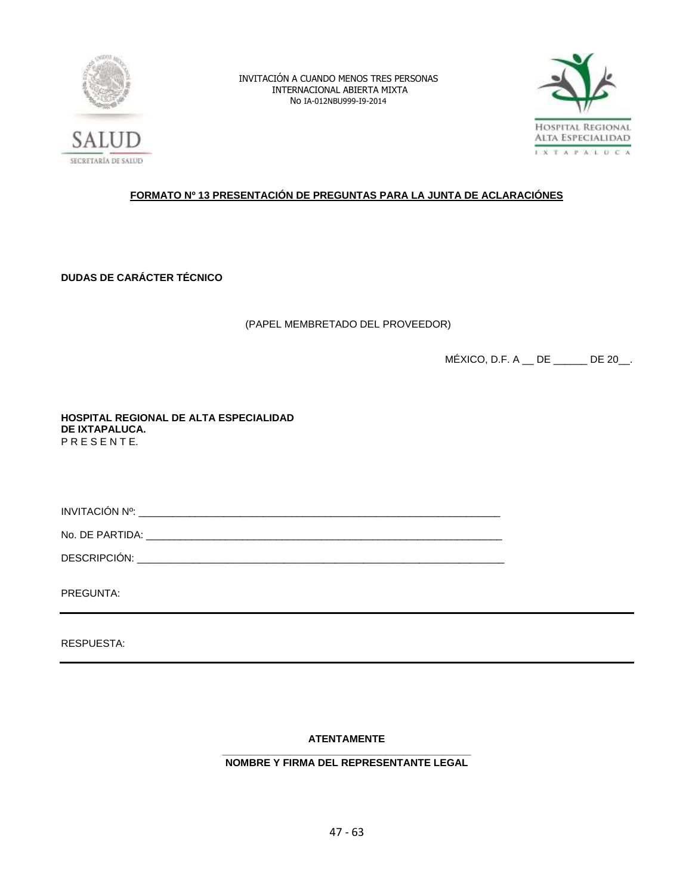INVITACIÓN A CUANDO MENOS TRES PERSONAS
INTERNACIONAL ABIERTA MIXTA
No IA-012NBU999-I9-2014

## FORMATO Nº 13 PRESENTACIÓN DE PREGUNTAS PARA LA JUNTA DE ACLARACIÓNES

**DUDAS DE CARÁCTER TÉCNICO**

(PAPEL MEMBRETADO DEL PROVEEDOR)

MÉXICO, D.F. A __ DE ______ DE 20__.

**HOSPITAL REGIONAL DE ALTA ESPECIALIDAD**
**DE IXTAPALUCA.**
P R E S E N T E.

INVITACIÓN Nº: ____________________________________________________________

No. DE PARTIDA: ____________________________________________________________

DESCRIPCIÓN: ____________________________________________________________

PREGUNTA:

---

RESPUESTA:

---

**ATENTAMENTE**

____________________________________________

**NOMBRE Y FIRMA DEL REPRESENTANTE LEGAL**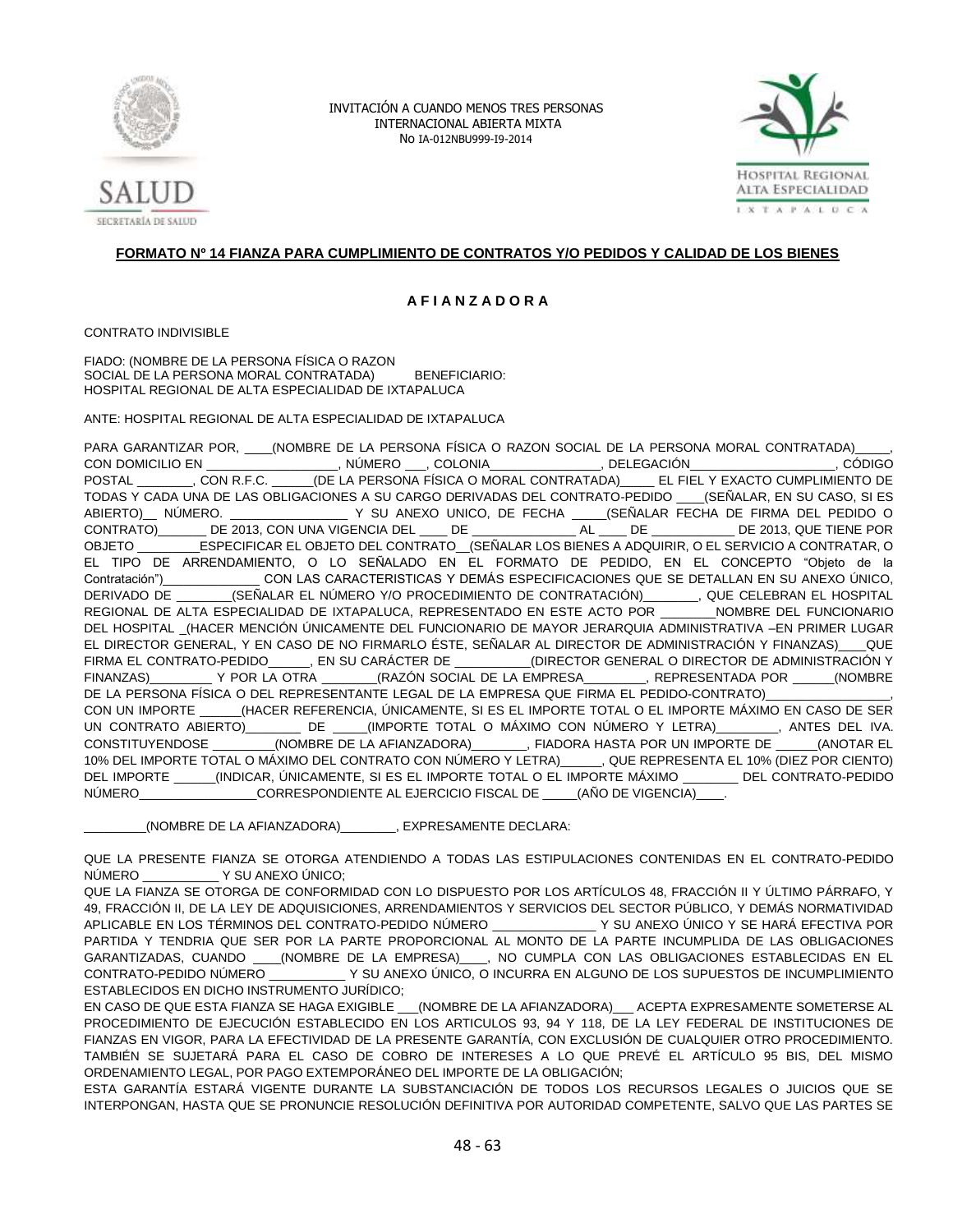INVITACIÓN A CUANDO MENOS TRES PERSONAS
INTERNACIONAL ABIERTA MIXTA
No IA-012NBU999-I9-2014

**FORMATO Nº 14 FIANZA PARA CUMPLIMIENTO DE CONTRATOS Y/O PEDIDOS Y CALIDAD DE LOS BIENES**

**A F I A N Z A D O R A**

CONTRATO INDIVISIBLE

FIADO: (NOMBRE DE LA PERSONA FÍSICA O RAZON SOCIAL DE LA PERSONA MORAL CONTRATADA)        BENEFICIARIO: HOSPITAL REGIONAL DE ALTA ESPECIALIDAD DE IXTAPALUCA

ANTE: HOSPITAL REGIONAL DE ALTA ESPECIALIDAD DE IXTAPALUCA

PARA GARANTIZAR POR, ____(NOMBRE DE LA PERSONA FÍSICA O RAZON SOCIAL DE LA PERSONA MORAL CONTRATADA)_____, CON DOMICILIO EN __________________, NÚMERO ___, COLONIA_______________, DELEGACIÓN___________________, CÓDIGO POSTAL ________, CON R.F.C. ______(DE LA PERSONA FÍSICA O MORAL CONTRATADA)_____ EL FIEL Y EXACTO CUMPLIMIENTO DE TODAS Y CADA UNA DE LAS OBLIGACIONES A SU CARGO DERIVADAS DEL CONTRATO-PEDIDO ____(SEÑALAR, EN SU CASO, SI ES ABIERTO)__ NÚMERO. ________________ Y SU ANEXO UNICO, DE FECHA _____(SEÑALAR FECHA DE FIRMA DEL PEDIDO O CONTRATO)_______ DE 2013, CON UNA VIGENCIA DEL ____ DE ______________ AL ____ DE ___________ DE 2013, QUE TIENE POR OBJETO _________ESPECIFICAR EL OBJETO DEL CONTRATO__(SEÑALAR LOS BIENES A ADQUIRIR, O EL SERVICIO A CONTRATAR, O EL TIPO DE ARRENDAMIENTO, O LO SEÑALADO EN EL FORMATO DE PEDIDO, EN EL CONCEPTO "Objeto de la Contratación")______________ CON LAS CARACTERISTICAS Y DEMÁS ESPECIFICACIONES QUE SE DETALLAN EN SU ANEXO ÚNICO, DERIVADO DE ________(SEÑALAR EL NÚMERO Y/O PROCEDIMIENTO DE CONTRATACIÓN)________, QUE CELEBRAN EL HOSPITAL REGIONAL DE ALTA ESPECIALIDAD DE IXTAPALUCA, REPRESENTADO EN ESTE ACTO POR ________NOMBRE DEL FUNCIONARIO DEL HOSPITAL _(HACER MENCIÓN ÚNICAMENTE DEL FUNCIONARIO DE MAYOR JERARQUIA ADMINISTRATIVA –EN PRIMER LUGAR EL DIRECTOR GENERAL, Y EN CASO DE NO FIRMARLO ÉSTE, SEÑALAR AL DIRECTOR DE ADMINISTRACIÓN Y FINANZAS)____QUE FIRMA EL CONTRATO-PEDIDO______, EN SU CARÁCTER DE __________(DIRECTOR GENERAL O DIRECTOR DE ADMINISTRACIÓN Y FINANZAS)_________ Y POR LA OTRA ________(RAZÓN SOCIAL DE LA EMPRESA_________, REPRESENTADA POR ______(NOMBRE DE LA PERSONA FÍSICA O DEL REPRESENTANTE LEGAL DE LA EMPRESA QUE FIRMA EL PEDIDO-CONTRATO)_________________, CON UN IMPORTE ______(HACER REFERENCIA, ÚNICAMENTE, SI ES EL IMPORTE TOTAL O EL IMPORTE MÁXIMO EN CASO DE SER UN CONTRATO ABIERTO)________ DE _____(IMPORTE TOTAL O MÁXIMO CON NÚMERO Y LETRA)_________, ANTES DEL IVA. CONSTITUYENDOSE _________(NOMBRE DE LA AFIANZADORA)________, FIADORA HASTA POR UN IMPORTE DE ______(ANOTAR EL 10% DEL IMPORTE TOTAL O MÁXIMO DEL CONTRATO CON NÚMERO Y LETRA)______, QUE REPRESENTA EL 10% (DIEZ POR CIENTO) DEL IMPORTE ______(INDICAR, ÚNICAMENTE, SI ES EL IMPORTE TOTAL O EL IMPORTE MÁXIMO ________ DEL CONTRATO-PEDIDO NÚMERO_________________CORRESPONDIENTE AL EJERCICIO FISCAL DE _____(AÑO DE VIGENCIA)____.

_________(NOMBRE DE LA AFIANZADORA)________, EXPRESAMENTE DECLARA:

QUE LA PRESENTE FIANZA SE OTORGA ATENDIENDO A TODAS LAS ESTIPULACIONES CONTENIDAS EN EL CONTRATO-PEDIDO NÚMERO ___________ Y SU ANEXO ÚNICO;

QUE LA FIANZA SE OTORGA DE CONFORMIDAD CON LO DISPUESTO POR LOS ARTÍCULOS 48, FRACCIÓN II Y ÚLTIMO PÁRRAFO, Y 49, FRACCIÓN II, DE LA LEY DE ADQUISICIONES, ARRENDAMIENTOS Y SERVICIOS DEL SECTOR PÚBLICO, Y DEMÁS NORMATIVIDAD APLICABLE EN LOS TÉRMINOS DEL CONTRATO-PEDIDO NÚMERO ______________ Y SU ANEXO ÚNICO Y SE HARÁ EFECTIVA POR PARTIDA Y TENDRIA QUE SER POR LA PARTE PROPORCIONAL AL MONTO DE LA PARTE INCUMPLIDA DE LAS OBLIGACIONES GARANTIZADAS, CUANDO ____(NOMBRE DE LA EMPRESA)____, NO CUMPLA CON LAS OBLIGACIONES ESTABLECIDAS EN EL CONTRATO-PEDIDO NÚMERO ___________ Y SU ANEXO ÚNICO, O INCURRA EN ALGUNO DE LOS SUPUESTOS DE INCUMPLIMIENTO ESTABLECIDOS EN DICHO INSTRUMENTO JURÍDICO;

EN CASO DE QUE ESTA FIANZA SE HAGA EXIGIBLE ___(NOMBRE DE LA AFIANZADORA)___ ACEPTA EXPRESAMENTE SOMETERSE AL PROCEDIMIENTO DE EJECUCIÓN ESTABLECIDO EN LOS ARTICULOS 93, 94 Y 118, DE LA LEY FEDERAL DE INSTITUCIONES DE FIANZAS EN VIGOR, PARA LA EFECTIVIDAD DE LA PRESENTE GARANTÍA, CON EXCLUSIÓN DE CUALQUIER OTRO PROCEDIMIENTO. TAMBIÉN SE SUJETARÁ PARA EL CASO DE COBRO DE INTERESES A LO QUE PREVÉ EL ARTÍCULO 95 BIS, DEL MISMO ORDENAMIENTO LEGAL, POR PAGO EXTEMPORÁNEO DEL IMPORTE DE LA OBLIGACIÓN;

ESTA GARANTÍA ESTARÁ VIGENTE DURANTE LA SUBSTANCIACIÓN DE TODOS LOS RECURSOS LEGALES O JUICIOS QUE SE INTERPONGAN, HASTA QUE SE PRONUNCIE RESOLUCIÓN DEFINITIVA POR AUTORIDAD COMPETENTE, SALVO QUE LAS PARTES SE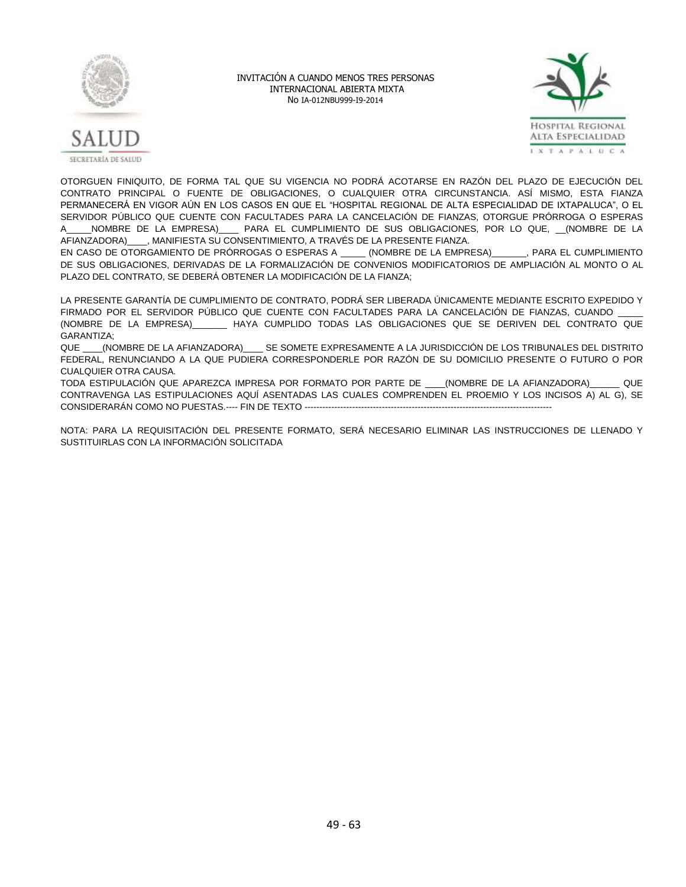OTORGUEN FINIQUITO, DE FORMA TAL QUE SU VIGENCIA NO PODRÁ ACOTARSE EN RAZÓN DEL PLAZO DE EJECUCIÓN DEL CONTRATO PRINCIPAL O FUENTE DE OBLIGACIONES, O CUALQUIER OTRA CIRCUNSTANCIA. ASÍ MISMO, ESTA FIANZA PERMANECERÁ EN VIGOR AÚN EN LOS CASOS EN QUE EL "HOSPITAL REGIONAL DE ALTA ESPECIALIDAD DE IXTAPALUCA", O EL SERVIDOR PÚBLICO QUE CUENTE CON FACULTADES PARA LA CANCELACIÓN DE FIANZAS, OTORGUE PRÓRROGA O ESPERAS A_____NOMBRE DE LA EMPRESA)____ PARA EL CUMPLIMIENTO DE SUS OBLIGACIONES, POR LO QUE, __(NOMBRE DE LA AFIANZADORA)____, MANIFIESTA SU CONSENTIMIENTO, A TRAVÉS DE LA PRESENTE FIANZA.

EN CASO DE OTORGAMIENTO DE PRÓRROGAS O ESPERAS A _____ (NOMBRE DE LA EMPRESA)_______, PARA EL CUMPLIMIENTO DE SUS OBLIGACIONES, DERIVADAS DE LA FORMALIZACIÓN DE CONVENIOS MODIFICATORIOS DE AMPLIACIÓN AL MONTO O AL PLAZO DEL CONTRATO, SE DEBERÁ OBTENER LA MODIFICACIÓN DE LA FIANZA;

LA PRESENTE GARANTÍA DE CUMPLIMIENTO DE CONTRATO, PODRÁ SER LIBERADA ÚNICAMENTE MEDIANTE ESCRITO EXPEDIDO Y FIRMADO POR EL SERVIDOR PÚBLICO QUE CUENTE CON FACULTADES PARA LA CANCELACIÓN DE FIANZAS, CUANDO _____ (NOMBRE DE LA EMPRESA)_______ HAYA CUMPLIDO TODAS LAS OBLIGACIONES QUE SE DERIVEN DEL CONTRATO QUE GARANTIZA;

QUE ____(NOMBRE DE LA AFIANZADORA)____ SE SOMETE EXPRESAMENTE A LA JURISDICCIÓN DE LOS TRIBUNALES DEL DISTRITO FEDERAL, RENUNCIANDO A LA QUE PUDIERA CORRESPONDERLE POR RAZÓN DE SU DOMICILIO PRESENTE O FUTURO O POR CUALQUIER OTRA CAUSA.

TODA ESTIPULACIÓN QUE APAREZCA IMPRESA POR FORMATO POR PARTE DE ____(NOMBRE DE LA AFIANZADORA)______ QUE CONTRAVENGA LAS ESTIPULACIONES AQUÍ ASENTADAS LAS CUALES COMPRENDEN EL PROEMIO Y LOS INCISOS A) AL G), SE CONSIDERARÁN COMO NO PUESTAS.---- FIN DE TEXTO -----------------------------------------------------------------------------------

NOTA: PARA LA REQUISITACIÓN DEL PRESENTE FORMATO, SERÁ NECESARIO ELIMINAR LAS INSTRUCCIONES DE LLENADO Y SUSTITUIRLAS CON LA INFORMACIÓN SOLICITADA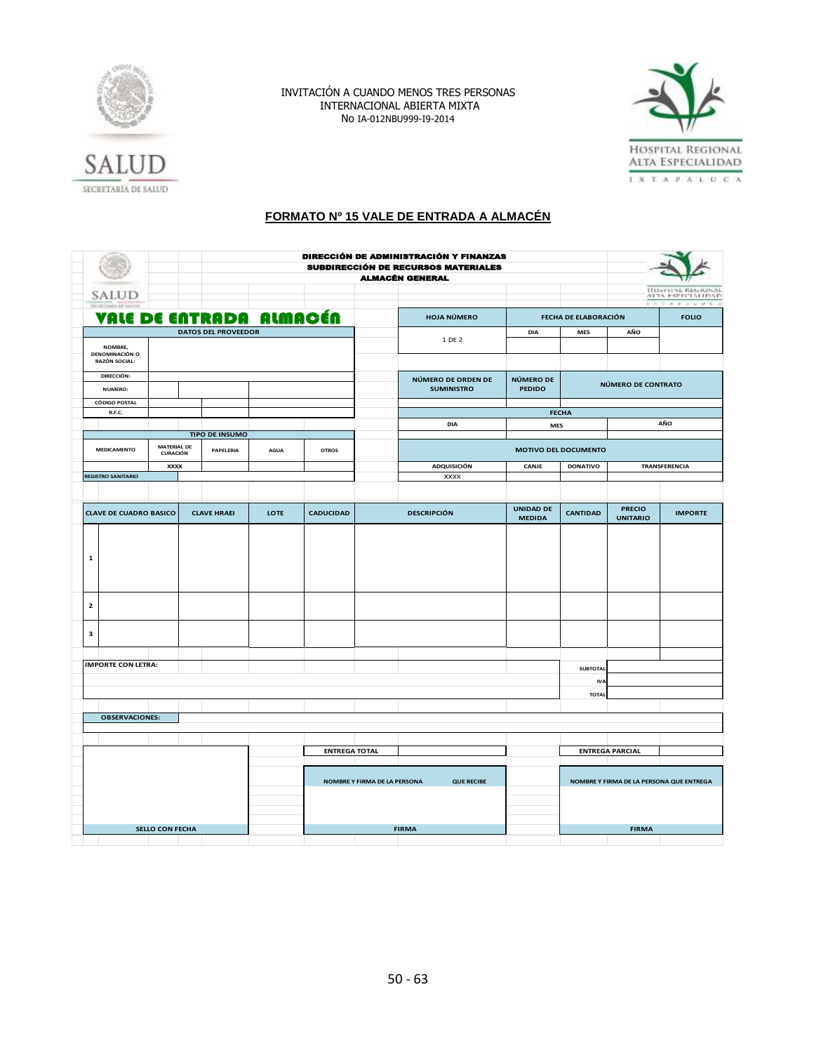INVITACIÓN A CUANDO MENOS TRES PERSONAS
INTERNACIONAL ABIERTA MIXTA
No IA-012NBU999-I9-2014

## FORMATO Nº 15 VALE DE ENTRADA A ALMACÉN

**DIRECCIÓN DE ADMINISTRACIÓN Y FINANZAS**
**SUBDIRECCIÓN DE RECURSOS MATERIALES**
**ALMACÉN GENERAL**

# VALE DE ENTRADA ALMACÉN

| HOJA NÚMERO | FECHA DE ELABORACIÓN | | | FOLIO |
|---|---|---|---|---|
| | DIA | MES | AÑO | |
| 1 DE 2 | | | | |

**DATOS DEL PROVEEDOR**

| | |
|---|---|
| NOMBRE, DENOMINACIÓN O RAZÓN SOCIAL: | |
| DIRECCIÓN: | |
| NUMERO: | |
| CÓDIGO POSTAL | |
| R.F.C. | |

| NÚMERO DE ORDEN DE SUMINISTRO | NÚMERO DE PEDIDO | NÚMERO DE CONTRATO |
|---|---|---|
| | | |

| FECHA | | |
|---|---|---|
| DIA | MES | AÑO |
| | | |

**TIPO DE INSUMO**

| MEDICAMENTO | MATERIAL DE CURACIÓN | PAPELERIA | AGUA | OTROS |
|---|---|---|---|---|
| | XXXX | | | |
| REGISTRO SANITARIO | | | | |

**MOTIVO DEL DOCUMENTO**

| ADQUISICIÓN | CANJE | DONATIVO | TRANSFERENCIA |
|---|---|---|---|
| XXXX | | | |

| | CLAVE DE CUADRO BASICO | CLAVE HRAEI | LOTE | CADUCIDAD | DESCRIPCIÓN | UNIDAD DE MEDIDA | CANTIDAD | PRECIO UNITARIO | IMPORTE |
|---|---|---|---|---|---|---|---|---|---|
| 1 | | | | | | | | | |
| 2 | | | | | | | | | |
| 3 | | | | | | | | | |

| IMPORTE CON LETRA: | | |
|---|---|---|
| | SUBTOTAL | |
| | IVA | |
| | TOTAL | |

**OBSERVACIONES:**

| ENTREGA TOTAL | | ENTREGA PARCIAL | |
|---|---|---|---|

| | NOMBRE Y FIRMA DE LA PERSONA QUE RECIBE | NOMBRE Y FIRMA DE LA PERSONA QUE ENTREGA |
|---|---|---|
| | | |
| SELLO CON FECHA | FIRMA | FIRMA |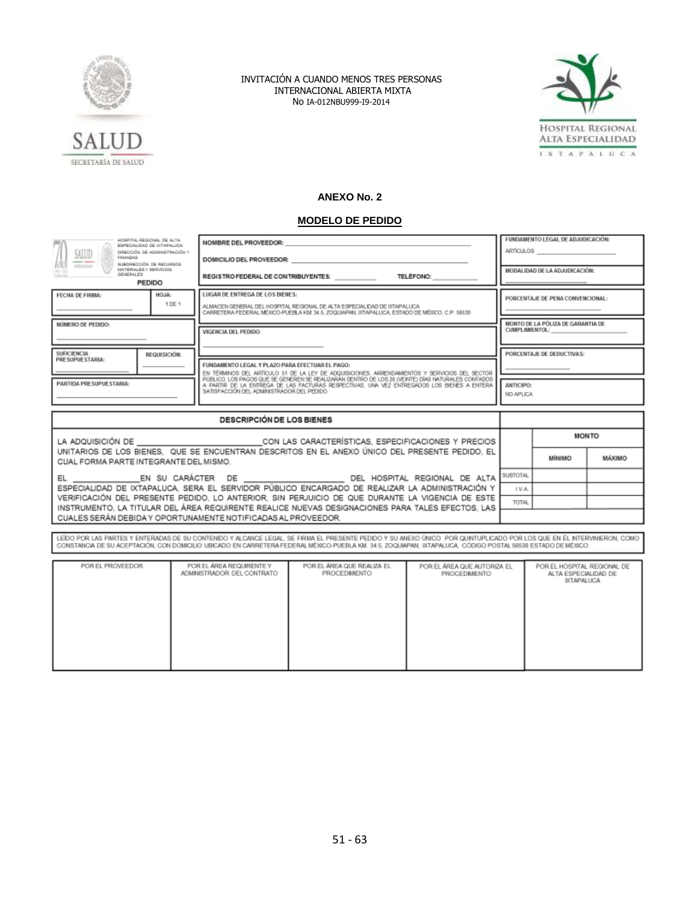INVITACIÓN A CUANDO MENOS TRES PERSONAS
INTERNACIONAL ABIERTA MIXTA
No IA-012NBU999-I9-2014

## ANEXO No. 2

## MODELO DE PEDIDO

HOSPITAL REGIONAL DE ALTA ESPECIALIDAD DE IXTAPALUCA
DIRECCIÓN DE ADMINISTRACIÓN Y FINANZAS
SUBDIRECCIÓN DE RECURSOS MATERIALES Y SERVICIOS GENERALES

**PEDIDO**

| | | |
|---|---|---|
| **FECHA DE FIRMA:** _______________ / **HOJA:** 1 DE 1 | **NOMBRE DEL PROVEEDOR:** _______________ **DOMICILIO DEL PROVEEDOR:** _______________ **REGISTRO FEDERAL DE CONTRIBUYENTES:** _______ **TELÉFONO:** _______ | **FUNDAMENTO LEGAL DE ADJUDICACIÓN:** ARTÍCULOS _______________ **MODALIDAD DE LA ADJUDICACIÓN:** _______________ |
| **NÚMERO DE PEDIDO:** _______________ | **LUGAR DE ENTREGA DE LOS BIENES:** ALMACEN GENERAL DEL HOSPITAL REGIONAL DE ALTA ESPECIALIDAD DE IXTAPALUCA CARRETERA FEDERAL MÉXICO-PUEBLA KM 34.5, ZOQUIAPAN, IXTAPALUCA, ESTADO DE MÉXICO, C.P. 56530 | **PORCENTAJE DE PENA CONVENCIONAL:** _______________ |
| **SUFICIENCIA PRESUPUESTARIA:** _______ / **REQUISICIÓN:** _______ | **VIGENCIA DEL PEDIDO:** _______________ | **MONTO DE LA PÓLIZA DE GARANTIA DE CUMPLIMIENTO:** _______________ |
| **PARTIDA PRESUPUESTARIA:** _______________ | **FUNDAMENTO LEGAL Y PLAZO PARA EFECTUAR EL PAGO:** EN TÉRMINOS DEL ARTÍCULO 51 DE LA LEY DE ADQUISICIONES, ARRENDAMIENTOS Y SERVICIOS DEL SECTOR PÚBLICO, LOS PAGOS QUE SE GENEREN SE REALIZARÁN DENTRO DE LOS 20 (VEINTE) DÍAS NATURALES CONTADOS A PARTIR DE LA ENTREGA DE LAS FACTURAS RESPECTIVAS, UNA VEZ ENTREGADOS LOS BIENES A ENTERA SATISFACCIÓN DEL ADMINISTRADOR DEL PEDIDO. | **PORCENTAJE DE DEDUCTIVAS:** _______________ **ANTICIPO:** NO APLICA |

| DESCRIPCIÓN DE LOS BIENES | | MONTO | |
|---|---|---|---|
| LA ADQUISICIÓN DE _______________ CON LAS CARACTERÍSTICAS, ESPECIFICACIONES Y PRECIOS UNITARIOS DE LOS BIENES, QUE SE ENCUENTRAN DESCRITOS EN EL ANEXO ÚNICO DEL PRESENTE PEDIDO, EL CUAL FORMA PARTE INTEGRANTE DEL MISMO. | | MÍNIMO | MÁXIMO |
| EL _______________ EN SU CARÁCTER DE _______________ DEL HOSPITAL REGIONAL DE ALTA ESPECIALIDAD DE IXTAPALUCA, SERA EL SERVIDOR PÚBLICO ENCARGADO DE REALIZAR LA ADMINISTRACIÓN Y VERIFICACIÓN DEL PRESENTE PEDIDO, LO ANTERIOR, SIN PERJUICIO DE QUE DURANTE LA VIGENCIA DE ESTE INSTRUMENTO, LA TITULAR DEL ÁREA REQUIRENTE REALICE NUEVAS DESIGNACIONES PARA TALES EFECTOS, LAS CUALES SERÁN DEBIDA Y OPORTUNAMENTE NOTIFICADAS AL PROVEEDOR. | SUBTOTAL | | |
| | I.V.A. | | |
| | TOTAL | | |

LEÍDO POR LAS PARTES Y ENTERADAS DE SU CONTENIDO Y ALCANCE LEGAL, SE FIRMA EL PRESENTE PEDIDO Y SU ANEXO ÚNICO POR QUINTUPLICADO POR LOS QUE EN ÉL INTERVINIERON, COMO CONSTANCIA DE SU ACEPTACIÓN, CON DOMICILIO UBICADO EN CARRETERA FEDERAL MÉXICO-PUEBLA KM. 34.5, ZOQUIAPAN, IXTAPALUCA, CÓDIGO POSTAL 56530 ESTADO DE MÉXICO.

| POR EL PROVEEDOR | POR EL ÁREA REQUIRENTE Y ADMINISTRADOR DEL CONTRATO | POR EL ÁREA QUE REALIZA EL PROCEDIMIENTO | POR EL ÁREA QUE AUTORIZA EL PROCEDIMIENTO | POR EL HOSPITAL REGIONAL DE ALTA ESPECIALIDAD DE IXTAPALUCA |
|---|---|---|---|---|
| | | | | |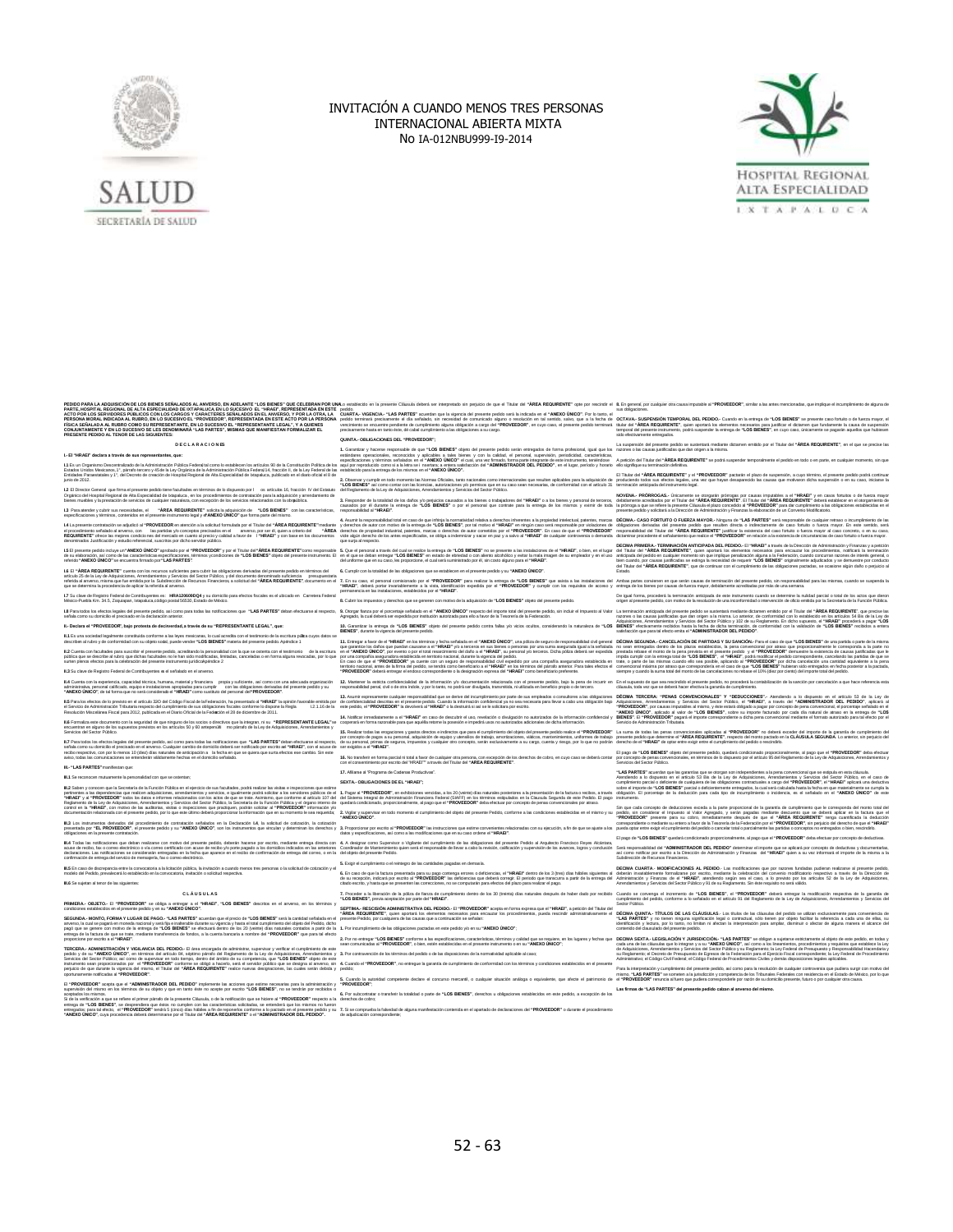# INVITACIÓN A CUANDO MENOS TRES PERSONAS INTERNACIONAL ABIERTA MIXTA

## No IA-012NBU999-I9-2014

**PEDIDO PARA LA ADQUISICIÓN DE LOS BIENES SEÑALADOS AL ANVERSO, EN ADELANTE "LOS BIENES" QUE CELEBRAN POR UNA PARTE, HOSPITAL REGIONAL DE ALTA ESPECIALIDAD DE IXTAPALUCA EN LO SUCESIVO EL "HRAEI", REPRESENTADA EN ESTE ACTO POR LOS SERVIDORES PÚBLICOS CON LOS CARGOS Y CARÁCTERES SEÑALADOS EN EL ANVERSO, Y POR LA OTRA, LA PERSONA MORAL INDICADA AL RUBRO, EN LO SUCESIVO EL "PROVEEDOR", REPRESENTADA EN ESTE ACTO POR LA PERSONA FÍSICA SEÑALADA AL RUBRO COMO SU REPRESENTANTE, EN LO SUCESIVO EL "REPRESENTANTE LEGAL", Y A QUIENES CONJUNTAMENTE Y EN LO SUCESIVO SE LES DENOMINARÁ "LAS PARTES", MISMAS QUE MANIFIESTAN FORMALIZAR EL PRESENTE PEDIDO AL TENOR DE LAS SIGUIENTES:**

### D E C L A R A C I O N E S

**I.- El "HRAEI" declara a través de sus representantes, que:**

**I.1** Es un Organismo Descentralizado de la Administración Pública Federal ...

**I.2** El Director General ...

**I.3** Para atender y cubrir sus necesidades, el **"ÁREA REQUIRENTE"** solicita la adquisición de **"LOS BIENES"** con las características, especificaciones y términos, contenidos en el presente instrumento legal y el **"ANEXO ÚNICO"** que forma parte del mismo.

**I.4** La presente contratación se adjudicó al **"PROVEEDOR"** ...

**I.5** El presente pedido incluye un **"ANEXO ÚNICO"** aprobado por el **"PROVEEDOR"** y por el Titular del **"ÁREA REQUIRENTE"** ...

**I.6** El **"ÁREA REQUIRENTE"** cuenta con los recursos suficientes para cubrir las obligaciones derivadas del presente pedido ...

**I.7** Su clave de Registro Federal de Contribuyentes es: **HRA120609DQ4** y su domicilio para efectos fiscales es el ubicado en Carretera Federal México-Puebla Km. 34.5, Zoquiapan, Ixtapaluca, código postal 56530, Estado de México.

**I.8** Para todos los efectos legales del presente pedido, así como para todas las notificaciones que **"LAS PARTES"** deban efectuarse al respecto, señala como su domicilio el precisado en la declaración anterior.

**II.- Declara el "PROVEEDOR", bajo protesta de decir verdad, a través de su "REPRESENTANTE LEGAL", que:**

**II.1** Es una sociedad legalmente constituida conforme a las leyes mexicanas ...

**II.2** Cuenta con facultades para suscribir el presente pedido ...

**II.3** Su clave de Registro Federal de Contribuyentes es el señalado en el anverso.

**II.4** Cuenta con la experiencia, capacidad técnica, humana, material y financiera propia y suficiente ...

**II.5** Para los efectos de lo previsto en el artículo 32-D del Código Fiscal de la Federación ...

**II.6** Formaliza este documento con la seguridad de que ninguno de los socios o directivos que la integran, ni su **"REPRESENTANTE LEGAL"** se encuentran en alguno de los supuestos previstos en los artículos 50 y 60 antepenúltimo párrafo de la Ley de Adquisiciones, Arrendamientos y Servicios del Sector Público.

**II.7** Para todos los efectos legales del presente pedido, así como para todas las notificaciones que **"LAS PARTES"** deban efectuarse al respecto, señala como su domicilio el precisado en el anverso ...

**III.- "LAS PARTES"** manifiestan que:

**III.1** Se reconocen mutuamente la personalidad con que se ostentan;

**III.2** Saben y conocen que la Secretaría de la Función Pública ...

**III.3** Los instrumentos derivados del procedimiento de contratación señalados en la Declaración **I.4**, ...

**III.4** Todas las notificaciones que deban realizarse con motivo del presente pedido, deberán hacerse por escrito ...

**III.5** En caso de discrepancia entre la convocatoria a la licitación pública, la invitación a cuando menos tres personas, o la solicitud de cotización y el modelo del Pedido, prevalecerá lo establecido en la convocatoria, invitación o solicitud respectiva.

**III.6** Se sujetan al tenor de las siguientes:

### C L Á U S U L A S

**PRIMERA.- OBJETO.-** El **"PROVEEDOR"** se obliga a entregar a el **"HRAEI"**, **"LOS BIENES"** descritos en el anverso, en los términos y condiciones establecidos en el presente pedido y en su **"ANEXO ÚNICO"**.

**SEGUNDA.- MONTO, FORMA Y LUGAR DE PAGO.- "LAS PARTES"** acuerdan que el precio de **"LOS BIENES"** será la cantidad señalada en el anverso ...

**TERCERA.- ADMINISTRACIÓN Y VIGILANCIA DEL PEDIDO.-** El área encargada de administrar, supervisar y verificar el cumplimiento de este pedido ...

El **"PROVEEDOR"** acepta que el **"ADMINISTRADOR DEL PEDIDO"** implemente las acciones que estime necesarias ...

**CUARTA.- VIGENCIA.- "LAS PARTES"** acuerdan que la vigencia del presente pedido será la indicada en el **"ANEXO ÚNICO"** ...

**QUINTA.- OBLIGACIONES DEL "PROVEEDOR";**

**1.** Garantizar y hacerse responsable de que **"LOS BIENES"** objeto del presente pedido sean entregados de forma profesional ...

**2.** Observar y cumplir en todo momento las Normas Oficiales ...

**3.** Responder de la totalidad de los daños y/o perjuicios causados a los bienes o trabajadores del **"HRAEI"** ...

**4.** Asumir la responsabilidad total en caso de que infrinja la normatividad relativa a derechos inherentes a la propiedad intelectual ...

**5.** Que el personal a través del cual se realice la entrega de **"LOS BIENES"** ...

**6.** Cumplir con la totalidad de las obligaciones que se establecen en el presente pedido y su **"ANEXO ÚNICO"**.

**7.** En su caso, el personal comisionado por el **"PROVEEDOR"** ...

**8.** Cubrir los impuestos y derechos que se generen con motivo de la adquisición de **"LOS BIENES"** objeto del presente pedido.

**9.** Otorgar fianza por el porcentaje señalado en el **"ANEXO ÚNICO"** respecto del importe total del presente pedido ...

**10.** Garantizar la entrega de **"LOS BIENES"** objeto del presente pedido contra fallas y/o vicios ocultos ...

**11.** Entregar a favor de el **"HRAEI"** en los términos y fecha señalada en el **"ANEXO ÚNICO"**, una póliza de seguro de responsabilidad civil general ...

**12.** Mantener la estricta confidencialidad de la información y/o documentación relacionada con el presente pedido ...

**13.** Asumir expresamente cualquier responsabilidad que se derive del incumplimiento por parte de sus empleados o consultores ...

**14.** Notificar inmediatamente a el **"HRAEI"** en caso de descubrir el uso, revelación o divulgación no autorizados de la información confidencial ...

**15.** Realizar todas las erogaciones y gastos directos e indirectos ...

**16.** No transferir en forma parcial ni total a favor de cualquier otra persona, con excepción de los derechos de cobro ...

**17.** Afiliarse al "Programa de Cadenas Productivas".

**SEXTA.- OBLIGACIONES DE EL "HRAEI";**

**1.** Pagar al **"PROVEEDOR"**, en exhibiciones vencidas, a los 20 (veinte) días naturales posteriores a la presentación de la factura o recibos ...

**2.** Vigilar y supervisar en todo momento el cumplimiento del objeto del presente Pedido ...

**3.** Proporcionar por escrito al **"PROVEEDOR"** las instrucciones que estime convenientes ...

**4.** A designar como Supervisor o Vigilante del cumplimiento de las obligaciones del presente Pedido al Arquitecto Francisco Reyes Alcántara, Coordinador de Mantenimiento ...

**5.** Exigir el cumplimiento y el reintegro de las cantidades pagadas en demasía.

**6.** En caso de que la factura presentada para su pago contenga errores o deficiencias ...

**7.** Proceder a la liberación de la póliza de fianza de cumplimiento dentro de los 30 (treinta) días naturales después de haber dado por recibido **"LOS BIENES"**, previa aceptación por parte del **"HRAEI"**.

**SÉPTIMA.- RESCISIÓN ADMINISTRATIVA DEL PEDIDO.-** El **"PROVEEDOR"** acepta en forma expresa que el **"HRAEI"**, a petición del Titular del **"ÁREA REQUIRENTE"** ...

**1.** Por incumplimiento de las obligaciones pactadas en este pedido y/o en su **"ANEXO ÚNICO"**.

**2.** Por no entregar **"LOS BIENES"** conforme a las especificaciones, características, términos y condiciones que se requiere ...

**3.** Por contravención de los términos del pedido o de las disposiciones de la normatividad aplicable al caso;

**4.** Cuando el **"PROVEEDOR"**, no entregue la garantía de cumplimiento de conformidad con los términos y condiciones establecidos en el presente pedido;

**5.** Cuando la autoridad competente declare el concurso mercantil, o cualquier situación análoga o equivalente, que afecte el patrimonio de el **"PROVEEDOR"**;

**6.** Por subcontratar o transferir la totalidad o parte de **"LOS BIENES"**, derechos u obligaciones establecidos en este pedido, a excepción de los derechos de cobro;

**7.** Si se comprueba la falsedad de alguna manifestación contenida en el apartado de declaraciones del **"PROVEEDOR"** o durante el procedimiento de adjudicación correspondiente;

**8.** En general, por cualquier otra causa imputable al **"PROVEEDOR"**, similar a las antes mencionadas, que implique el incumplimiento de alguna de sus obligaciones.

**OCTAVA.- SUSPENSIÓN TEMPORAL DEL PEDIDO.-** Cuando en la entrega de **"LOS BIENES"** se presente caso fortuito o de fuerza mayor ...

La suspensión del presente pedido se sustentará mediante dictamen emitido por el Titular del **"ÁREA REQUIRENTE"** ...

A petición del Titular del **"ÁREA REQUIRENTE"** se podrá suspender temporalmente el pedido en todo o en parte ...

El Titular del **"ÁREA REQUIRENTE"** y el **"PROVEEDOR"** pactarán el plazo de suspensión ...

**NOVENA.- PRÓRROGAS.-** Únicamente se otorgarán prórrogas por causas imputables a el **"HRAEI"** y en casos fortuitos o de fuerza mayor ...

**DÉCIMA.- CASO FORTUITO O FUERZA MAYOR.-** Ninguna de **"LAS PARTES"** será responsable de cualquier retraso o incumplimiento de las obligaciones derivadas del presente pedido ...

**DÉCIMA PRIMERA.- TERMINACIÓN ANTICIPADA DEL PEDIDO.-** El **"HRAEI"** a través de la Dirección de Administración y Finanzas y a petición del Titular del **"ÁREA REQUIRENTE"** ...

Ambas partes convienen en que serán causas de terminación del presente pedido ...

De igual forma, procederá la terminación anticipada de este instrumento cuando se determine la nulidad parcial o total de los actos que dieron origen al presente pedido ...

La terminación anticipada del presente pedido se sustentará mediante dictamen emitido por el Titular del **"ÁREA REQUIRENTE"** ...

**DÉCIMA SEGUNDA.- CANCELACIÓN DE PARTIDAS Y SU SANCIÓN.-** Para el caso de que **"LOS BIENES"** de una partida o parte de la misma no sean entregados dentro de los plazos establecidos ...

En el supuesto de que sea rescindido el presente pedido, no procederá la contabilización de la sanción por cancelación a que hace referencia esta cláusula ...

**DÉCIMA TERCERA.- "PENAS CONVENCIONALES" Y "DEDUCCIONES".-** Atendiendo a lo dispuesto en el artículo 53 de la Ley de Adquisiciones, Arrendamientos y Servicios del Sector Público ...

La suma de todas las penas convencionales aplicadas al **"PROVEEDOR"** no deberá exceder el importe de la garantía de cumplimiento del presente pedido ...

El pago de **"LOS BIENES"** objeto del presente pedido, quedará condicionado proporcionalmente, al pago que el **"PROVEEDOR"** deba efectuar por concepto de penas convencionales ...

**"LAS PARTES"** acuerdan que las garantías que se otorgan son independientes a la pena convencional que se estipula en esta cláusula.

Atendiendo a lo dispuesto en el artículo 53 Bis de la Ley de Adquisiciones, Arrendamientos y Servicios del Sector Público ...

Sin que cada concepto de deductivas exceda a la parte proporcional de la garantía de cumplimiento ...

El pago de **"LOS BIENES"** quedará condicionado proporcionalmente, al pago que el **"PROVEEDOR"** deba efectuar por concepto de deductivas.

Será responsabilidad del **"ADMINISTRADOR DEL PEDIDO"** determinar el importe que se aplicará por concepto de deductivas y documentarlas ...

**DÉCIMA CUARTA.- MODIFICACIONES AL PEDIDO.-** Las modificaciones que por razones fundadas pudieran realizarse al presente pedido ...

Cuando se convenga el incremento de **"LOS BIENES"**, el **"PROVEEDOR"** deberá entregar la modificación respectiva de la garantía de cumplimiento del pedido ...

**DÉCIMA QUINTA.- TÍTULOS DE LAS CLÁUSULAS.-** Los títulos de las cláusulas del pedido se utilizan exclusivamente para conveniencia de **"LAS PARTES"** ...

**DÉCIMA SEXTA.- LEGISLACIÓN Y JURISDICCIÓN.- "LAS PARTES"** se obligan a sujetarse estrictamente al objeto de este pedido ...

Para la interpretación y cumplimiento del presente pedido, así como para lo relativo a cualquier controversia que pudiera surgir con motivo del mismo, **"LAS PARTES"** se someten a la jurisdicción y competencia de los Tribunales Federales con residencia en el Estado de México, por lo que el **"PROVEEDOR"** renuncia al fuero que pudiera corresponderle por razón de su domicilio presente, futuro o por cualquier otra causa.

**Las firmas de "LAS PARTES" del presente pedido obran al anverso del mismo.**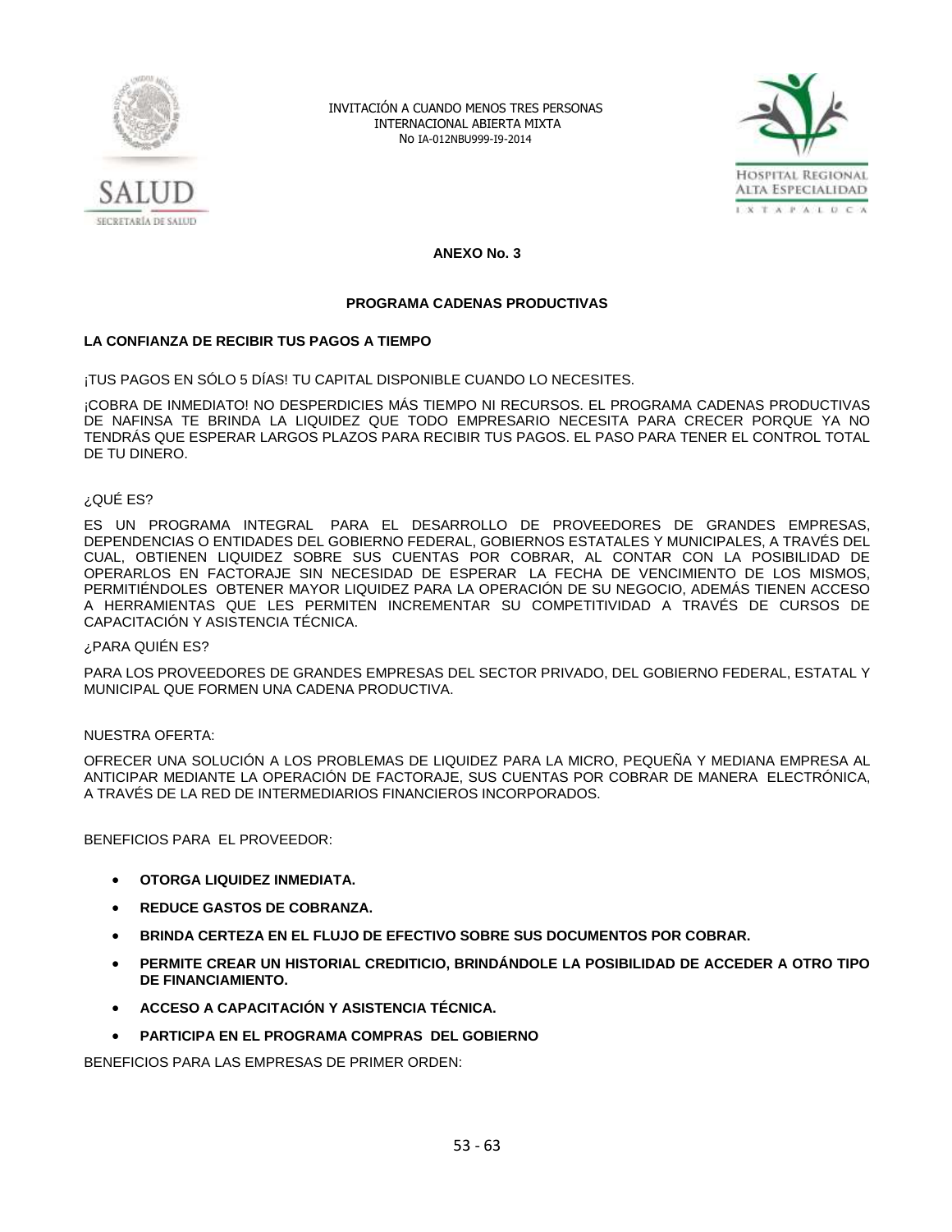## ANEXO No. 3

### PROGRAMA CADENAS PRODUCTIVAS

**LA CONFIANZA DE RECIBIR TUS PAGOS A TIEMPO**

¡TUS PAGOS EN SÓLO 5 DÍAS! TU CAPITAL DISPONIBLE CUANDO LO NECESITES.

¡COBRA DE INMEDIATO! NO DESPERDICIES MÁS TIEMPO NI RECURSOS. EL PROGRAMA CADENAS PRODUCTIVAS DE NAFINSA TE BRINDA LA LIQUIDEZ QUE TODO EMPRESARIO NECESITA PARA CRECER PORQUE YA NO TENDRÁS QUE ESPERAR LARGOS PLAZOS PARA RECIBIR TUS PAGOS. EL PASO PARA TENER EL CONTROL TOTAL DE TU DINERO.

¿QUÉ ES?

ES UN PROGRAMA INTEGRAL PARA EL DESARROLLO DE PROVEEDORES DE GRANDES EMPRESAS, DEPENDENCIAS O ENTIDADES DEL GOBIERNO FEDERAL, GOBIERNOS ESTATALES Y MUNICIPALES, A TRAVÉS DEL CUAL, OBTIENEN LIQUIDEZ SOBRE SUS CUENTAS POR COBRAR, AL CONTAR CON LA POSIBILIDAD DE OPERARLOS EN FACTORAJE SIN NECESIDAD DE ESPERAR LA FECHA DE VENCIMIENTO DE LOS MISMOS, PERMITIÉNDOLES OBTENER MAYOR LIQUIDEZ PARA LA OPERACIÓN DE SU NEGOCIO, ADEMÁS TIENEN ACCESO A HERRAMIENTAS QUE LES PERMITEN INCREMENTAR SU COMPETITIVIDAD A TRAVÉS DE CURSOS DE CAPACITACIÓN Y ASISTENCIA TÉCNICA.

¿PARA QUIÉN ES?

PARA LOS PROVEEDORES DE GRANDES EMPRESAS DEL SECTOR PRIVADO, DEL GOBIERNO FEDERAL, ESTATAL Y MUNICIPAL QUE FORMEN UNA CADENA PRODUCTIVA.

NUESTRA OFERTA:

OFRECER UNA SOLUCIÓN A LOS PROBLEMAS DE LIQUIDEZ PARA LA MICRO, PEQUEÑA Y MEDIANA EMPRESA AL ANTICIPAR MEDIANTE LA OPERACIÓN DE FACTORAJE, SUS CUENTAS POR COBRAR DE MANERA ELECTRÓNICA, A TRAVÉS DE LA RED DE INTERMEDIARIOS FINANCIEROS INCORPORADOS.

BENEFICIOS PARA EL PROVEEDOR:

- **OTORGA LIQUIDEZ INMEDIATA.**
- **REDUCE GASTOS DE COBRANZA.**
- **BRINDA CERTEZA EN EL FLUJO DE EFECTIVO SOBRE SUS DOCUMENTOS POR COBRAR.**
- **PERMITE CREAR UN HISTORIAL CREDITICIO, BRINDÁNDOLE LA POSIBILIDAD DE ACCEDER A OTRO TIPO DE FINANCIAMIENTO.**
- **ACCESO A CAPACITACIÓN Y ASISTENCIA TÉCNICA.**
- **PARTICIPA EN EL PROGRAMA COMPRAS DEL GOBIERNO**

BENEFICIOS PARA LAS EMPRESAS DE PRIMER ORDEN: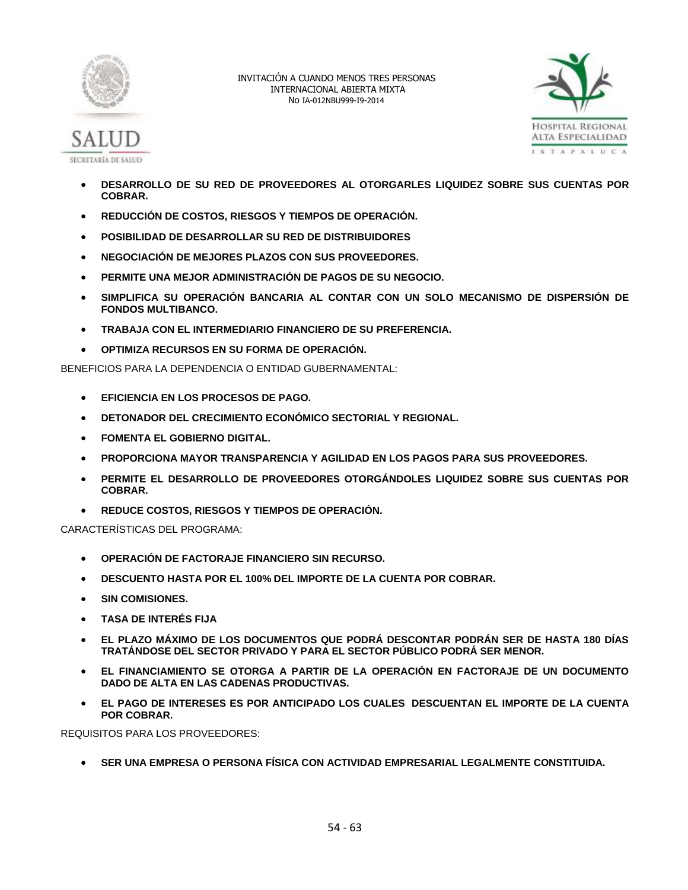- **DESARROLLO DE SU RED DE PROVEEDORES AL OTORGARLES LIQUIDEZ SOBRE SUS CUENTAS POR COBRAR.**
- **REDUCCIÓN DE COSTOS, RIESGOS Y TIEMPOS DE OPERACIÓN.**
- **POSIBILIDAD DE DESARROLLAR SU RED DE DISTRIBUIDORES**
- **NEGOCIACIÓN DE MEJORES PLAZOS CON SUS PROVEEDORES.**
- **PERMITE UNA MEJOR ADMINISTRACIÓN DE PAGOS DE SU NEGOCIO.**
- **SIMPLIFICA SU OPERACIÓN BANCARIA AL CONTAR CON UN SOLO MECANISMO DE DISPERSIÓN DE FONDOS MULTIBANCO.**
- **TRABAJA CON EL INTERMEDIARIO FINANCIERO DE SU PREFERENCIA.**
- **OPTIMIZA RECURSOS EN SU FORMA DE OPERACIÓN.**

BENEFICIOS PARA LA DEPENDENCIA O ENTIDAD GUBERNAMENTAL:

- **EFICIENCIA EN LOS PROCESOS DE PAGO.**
- **DETONADOR DEL CRECIMIENTO ECONÓMICO SECTORIAL Y REGIONAL.**
- **FOMENTA EL GOBIERNO DIGITAL.**
- **PROPORCIONA MAYOR TRANSPARENCIA Y AGILIDAD EN LOS PAGOS PARA SUS PROVEEDORES.**
- **PERMITE EL DESARROLLO DE PROVEEDORES OTORGÁNDOLES LIQUIDEZ SOBRE SUS CUENTAS POR COBRAR.**
- **REDUCE COSTOS, RIESGOS Y TIEMPOS DE OPERACIÓN.**

CARACTERÍSTICAS DEL PROGRAMA:

- **OPERACIÓN DE FACTORAJE FINANCIERO SIN RECURSO.**
- **DESCUENTO HASTA POR EL 100% DEL IMPORTE DE LA CUENTA POR COBRAR.**
- **SIN COMISIONES.**
- **TASA DE INTERÉS FIJA**
- **EL PLAZO MÁXIMO DE LOS DOCUMENTOS QUE PODRÁ DESCONTAR PODRÁN SER DE HASTA 180 DÍAS TRATÁNDOSE DEL SECTOR PRIVADO Y PARA EL SECTOR PÚBLICO PODRÁ SER MENOR.**
- **EL FINANCIAMIENTO SE OTORGA A PARTIR DE LA OPERACIÓN EN FACTORAJE DE UN DOCUMENTO DADO DE ALTA EN LAS CADENAS PRODUCTIVAS.**
- **EL PAGO DE INTERESES ES POR ANTICIPADO LOS CUALES DESCUENTAN EL IMPORTE DE LA CUENTA POR COBRAR.**

REQUISITOS PARA LOS PROVEEDORES:

- **SER UNA EMPRESA O PERSONA FÍSICA CON ACTIVIDAD EMPRESARIAL LEGALMENTE CONSTITUIDA.**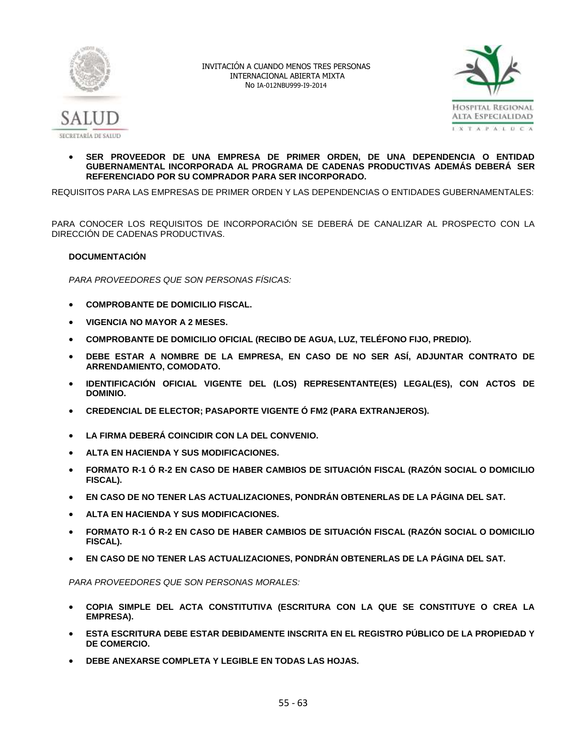- **SER PROVEEDOR DE UNA EMPRESA DE PRIMER ORDEN, DE UNA DEPENDENCIA O ENTIDAD GUBERNAMENTAL INCORPORADA AL PROGRAMA DE CADENAS PRODUCTIVAS ADEMÁS DEBERÁ SER REFERENCIADO POR SU COMPRADOR PARA SER INCORPORADO.**

REQUISITOS PARA LAS EMPRESAS DE PRIMER ORDEN Y LAS DEPENDENCIAS O ENTIDADES GUBERNAMENTALES:

PARA CONOCER LOS REQUISITOS DE INCORPORACIÓN SE DEBERÁ DE CANALIZAR AL PROSPECTO CON LA DIRECCIÓN DE CADENAS PRODUCTIVAS.

**DOCUMENTACIÓN**

*PARA PROVEEDORES QUE SON PERSONAS FÍSICAS:*

- **COMPROBANTE DE DOMICILIO FISCAL.**
- **VIGENCIA NO MAYOR A 2 MESES.**
- **COMPROBANTE DE DOMICILIO OFICIAL (RECIBO DE AGUA, LUZ, TELÉFONO FIJO, PREDIO).**
- **DEBE ESTAR A NOMBRE DE LA EMPRESA, EN CASO DE NO SER ASÍ, ADJUNTAR CONTRATO DE ARRENDAMIENTO, COMODATO.**
- **IDENTIFICACIÓN OFICIAL VIGENTE DEL (LOS) REPRESENTANTE(ES) LEGAL(ES), CON ACTOS DE DOMINIO.**
- **CREDENCIAL DE ELECTOR; PASAPORTE VIGENTE Ó FM2 (PARA EXTRANJEROS).**
- **LA FIRMA DEBERÁ COINCIDIR CON LA DEL CONVENIO.**
- **ALTA EN HACIENDA Y SUS MODIFICACIONES.**
- **FORMATO R-1 Ó R-2 EN CASO DE HABER CAMBIOS DE SITUACIÓN FISCAL (RAZÓN SOCIAL O DOMICILIO FISCAL).**
- **EN CASO DE NO TENER LAS ACTUALIZACIONES, PONDRÁN OBTENERLAS DE LA PÁGINA DEL SAT.**
- **ALTA EN HACIENDA Y SUS MODIFICACIONES.**
- **FORMATO R-1 Ó R-2 EN CASO DE HABER CAMBIOS DE SITUACIÓN FISCAL (RAZÓN SOCIAL O DOMICILIO FISCAL).**
- **EN CASO DE NO TENER LAS ACTUALIZACIONES, PONDRÁN OBTENERLAS DE LA PÁGINA DEL SAT.**

*PARA PROVEEDORES QUE SON PERSONAS MORALES:*

- **COPIA SIMPLE DEL ACTA CONSTITUTIVA (ESCRITURA CON LA QUE SE CONSTITUYE O CREA LA EMPRESA).**
- **ESTA ESCRITURA DEBE ESTAR DEBIDAMENTE INSCRITA EN EL REGISTRO PÚBLICO DE LA PROPIEDAD Y DE COMERCIO.**
- **DEBE ANEXARSE COMPLETA Y LEGIBLE EN TODAS LAS HOJAS.**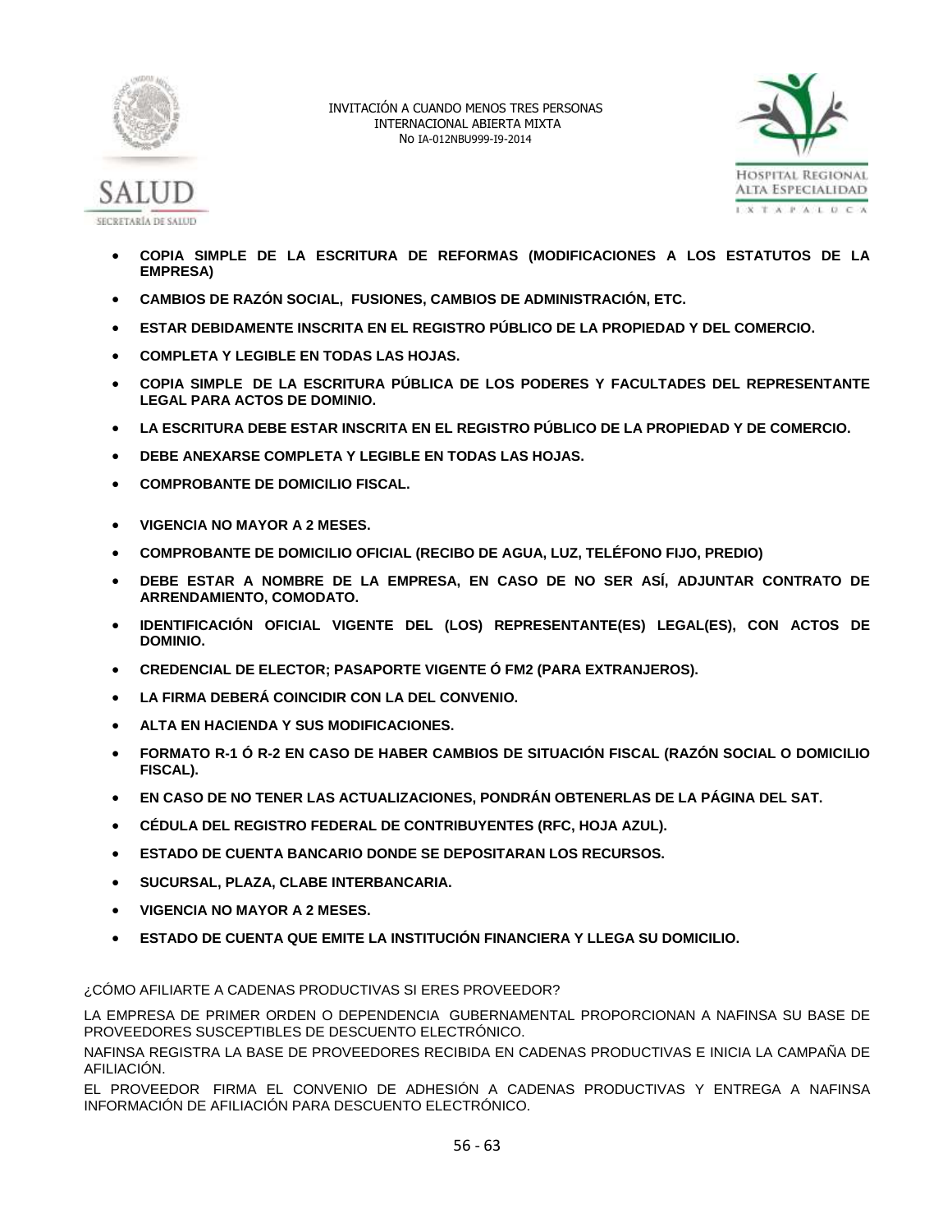- **COPIA SIMPLE DE LA ESCRITURA DE REFORMAS (MODIFICACIONES A LOS ESTATUTOS DE LA EMPRESA)**
- **CAMBIOS DE RAZÓN SOCIAL, FUSIONES, CAMBIOS DE ADMINISTRACIÓN, ETC.**
- **ESTAR DEBIDAMENTE INSCRITA EN EL REGISTRO PÚBLICO DE LA PROPIEDAD Y DEL COMERCIO.**
- **COMPLETA Y LEGIBLE EN TODAS LAS HOJAS.**
- **COPIA SIMPLE DE LA ESCRITURA PÚBLICA DE LOS PODERES Y FACULTADES DEL REPRESENTANTE LEGAL PARA ACTOS DE DOMINIO.**
- **LA ESCRITURA DEBE ESTAR INSCRITA EN EL REGISTRO PÚBLICO DE LA PROPIEDAD Y DE COMERCIO.**
- **DEBE ANEXARSE COMPLETA Y LEGIBLE EN TODAS LAS HOJAS.**
- **COMPROBANTE DE DOMICILIO FISCAL.**
- **VIGENCIA NO MAYOR A 2 MESES.**
- **COMPROBANTE DE DOMICILIO OFICIAL (RECIBO DE AGUA, LUZ, TELÉFONO FIJO, PREDIO)**
- **DEBE ESTAR A NOMBRE DE LA EMPRESA, EN CASO DE NO SER ASÍ, ADJUNTAR CONTRATO DE ARRENDAMIENTO, COMODATO.**
- **IDENTIFICACIÓN OFICIAL VIGENTE DEL (LOS) REPRESENTANTE(ES) LEGAL(ES), CON ACTOS DE DOMINIO.**
- **CREDENCIAL DE ELECTOR; PASAPORTE VIGENTE Ó FM2 (PARA EXTRANJEROS).**
- **LA FIRMA DEBERÁ COINCIDIR CON LA DEL CONVENIO.**
- **ALTA EN HACIENDA Y SUS MODIFICACIONES.**
- **FORMATO R-1 Ó R-2 EN CASO DE HABER CAMBIOS DE SITUACIÓN FISCAL (RAZÓN SOCIAL O DOMICILIO FISCAL).**
- **EN CASO DE NO TENER LAS ACTUALIZACIONES, PONDRÁN OBTENERLAS DE LA PÁGINA DEL SAT.**
- **CÉDULA DEL REGISTRO FEDERAL DE CONTRIBUYENTES (RFC, HOJA AZUL).**
- **ESTADO DE CUENTA BANCARIO DONDE SE DEPOSITARAN LOS RECURSOS.**
- **SUCURSAL, PLAZA, CLABE INTERBANCARIA.**
- **VIGENCIA NO MAYOR A 2 MESES.**
- **ESTADO DE CUENTA QUE EMITE LA INSTITUCIÓN FINANCIERA Y LLEGA SU DOMICILIO.**

¿CÓMO AFILIARTE A CADENAS PRODUCTIVAS SI ERES PROVEEDOR?

LA EMPRESA DE PRIMER ORDEN O DEPENDENCIA GUBERNAMENTAL PROPORCIONAN A NAFINSA SU BASE DE PROVEEDORES SUSCEPTIBLES DE DESCUENTO ELECTRÓNICO.

NAFINSA REGISTRA LA BASE DE PROVEEDORES RECIBIDA EN CADENAS PRODUCTIVAS E INICIA LA CAMPAÑA DE AFILIACIÓN.

EL PROVEEDOR FIRMA EL CONVENIO DE ADHESIÓN A CADENAS PRODUCTIVAS Y ENTREGA A NAFINSA INFORMACIÓN DE AFILIACIÓN PARA DESCUENTO ELECTRÓNICO.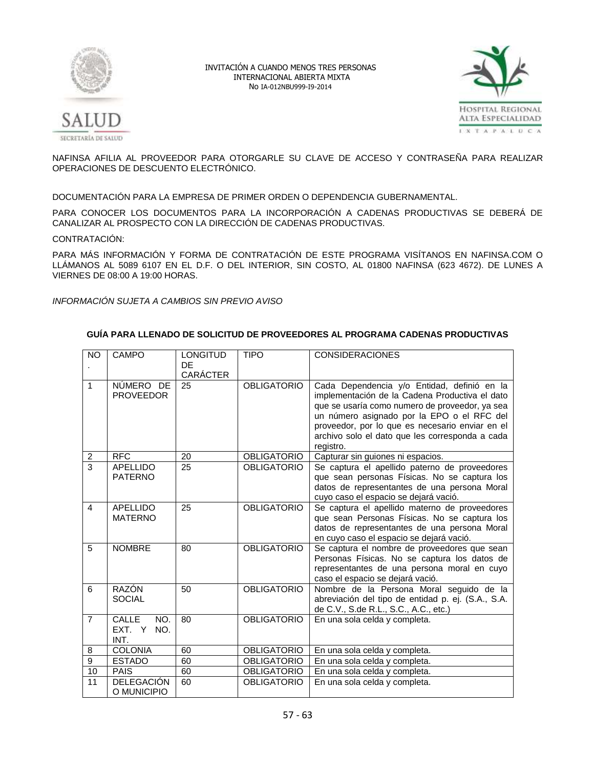NAFINSA AFILIA AL PROVEEDOR PARA OTORGARLE SU CLAVE DE ACCESO Y CONTRASEÑA PARA REALIZAR OPERACIONES DE DESCUENTO ELECTRÓNICO.

DOCUMENTACIÓN PARA LA EMPRESA DE PRIMER ORDEN O DEPENDENCIA GUBERNAMENTAL.

PARA CONOCER LOS DOCUMENTOS PARA LA INCORPORACIÓN A CADENAS PRODUCTIVAS SE DEBERÁ DE CANALIZAR AL PROSPECTO CON LA DIRECCIÓN DE CADENAS PRODUCTIVAS.

CONTRATACIÓN:

PARA MÁS INFORMACIÓN Y FORMA DE CONTRATACIÓN DE ESTE PROGRAMA VISÍTANOS EN NAFINSA.COM O LLÁMANOS AL 5089 6107 EN EL D.F. O DEL INTERIOR, SIN COSTO, AL 01800 NAFINSA (623 4672). DE LUNES A VIERNES DE 08:00 A 19:00 HORAS.

*INFORMACIÓN SUJETA A CAMBIOS SIN PREVIO AVISO*

**GUÍA PARA LLENADO DE SOLICITUD DE PROVEEDORES AL PROGRAMA CADENAS PRODUCTIVAS**

| NO. | CAMPO | LONGITUD DE CARÁCTER | TIPO | CONSIDERACIONES |
|---|---|---|---|---|
| 1 | NÚMERO DE PROVEEDOR | 25 | OBLIGATORIO | Cada Dependencia y/o Entidad, definió en la implementación de la Cadena Productiva el dato que se usaría como numero de proveedor, ya sea un número asignado por la EPO o el RFC del proveedor, por lo que es necesario enviar en el archivo solo el dato que les corresponda a cada registro. |
| 2 | RFC | 20 | OBLIGATORIO | Capturar sin guiones ni espacios. |
| 3 | APELLIDO PATERNO | 25 | OBLIGATORIO | Se captura el apellido paterno de proveedores que sean personas Físicas. No se captura los datos de representantes de una persona Moral cuyo caso el espacio se dejará vació. |
| 4 | APELLIDO MATERNO | 25 | OBLIGATORIO | Se captura el apellido materno de proveedores que sean Personas Físicas. No se captura los datos de representantes de una persona Moral en cuyo caso el espacio se dejará vació. |
| 5 | NOMBRE | 80 | OBLIGATORIO | Se captura el nombre de proveedores que sean Personas Físicas. No se captura los datos de representantes de una persona moral en cuyo caso el espacio se dejará vació. |
| 6 | RAZÓN SOCIAL | 50 | OBLIGATORIO | Nombre de la Persona Moral seguido de la abreviación del tipo de entidad p. ej. (S.A., S.A. de C.V., S.de R.L., S.C., A.C., etc.) |
| 7 | CALLE NO. EXT. Y NO. INT. | 80 | OBLIGATORIO | En una sola celda y completa. |
| 8 | COLONIA | 60 | OBLIGATORIO | En una sola celda y completa. |
| 9 | ESTADO | 60 | OBLIGATORIO | En una sola celda y completa. |
| 10 | PAIS | 60 | OBLIGATORIO | En una sola celda y completa. |
| 11 | DELEGACIÓN O MUNICIPIO | 60 | OBLIGATORIO | En una sola celda y completa. |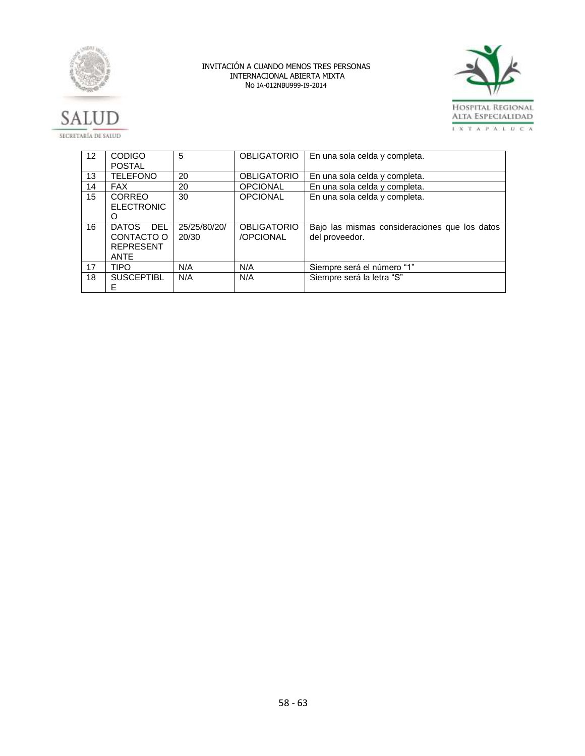| 12 | CODIGO POSTAL | 5 | OBLIGATORIO | En una sola celda y completa. |
|---|---|---|---|---|
| 13 | TELEFONO | 20 | OBLIGATORIO | En una sola celda y completa. |
| 14 | FAX | 20 | OPCIONAL | En una sola celda y completa. |
| 15 | CORREO ELECTRONICO | 30 | OPCIONAL | En una sola celda y completa. |
| 16 | DATOS DEL CONTACTO O REPRESENTANTE | 25/25/80/20/20/30 | OBLIGATORIO /OPCIONAL | Bajo las mismas consideraciones que los datos del proveedor. |
| 17 | TIPO | N/A | N/A | Siempre será el número "1" |
| 18 | SUSCEPTIBLE | N/A | N/A | Siempre será la letra "S" |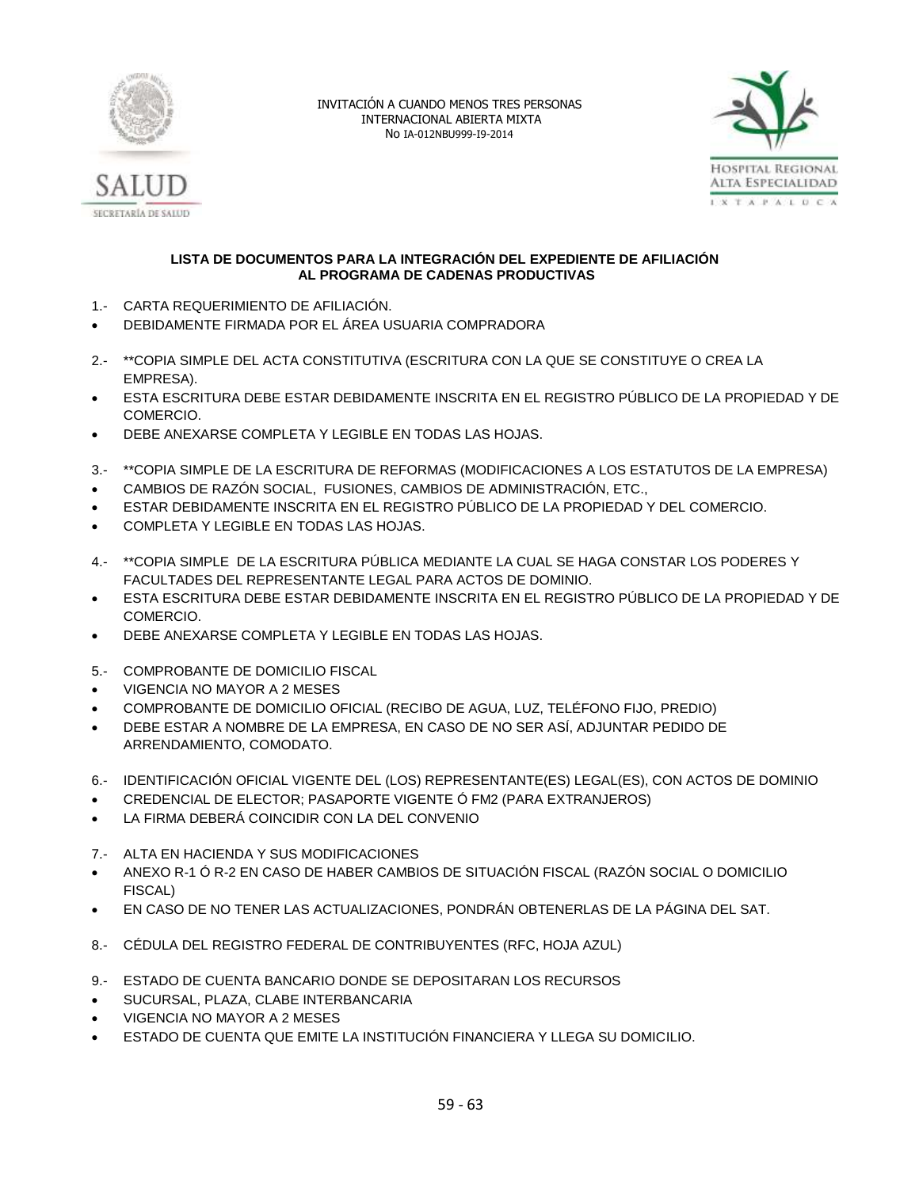INVITACIÓN A CUANDO MENOS TRES PERSONAS
INTERNACIONAL ABIERTA MIXTA
No IA-012NBU999-I9-2014

**LISTA DE DOCUMENTOS PARA LA INTEGRACIÓN DEL EXPEDIENTE DE AFILIACIÓN AL PROGRAMA DE CADENAS PRODUCTIVAS**

1.- CARTA REQUERIMIENTO DE AFILIACIÓN.

- DEBIDAMENTE FIRMADA POR EL ÁREA USUARIA COMPRADORA

2.- **COPIA SIMPLE DEL ACTA CONSTITUTIVA (ESCRITURA CON LA QUE SE CONSTITUYE O CREA LA EMPRESA).

- ESTA ESCRITURA DEBE ESTAR DEBIDAMENTE INSCRITA EN EL REGISTRO PÚBLICO DE LA PROPIEDAD Y DE COMERCIO.
- DEBE ANEXARSE COMPLETA Y LEGIBLE EN TODAS LAS HOJAS.

3.- **COPIA SIMPLE DE LA ESCRITURA DE REFORMAS (MODIFICACIONES A LOS ESTATUTOS DE LA EMPRESA)

- CAMBIOS DE RAZÓN SOCIAL, FUSIONES, CAMBIOS DE ADMINISTRACIÓN, ETC.,
- ESTAR DEBIDAMENTE INSCRITA EN EL REGISTRO PÚBLICO DE LA PROPIEDAD Y DEL COMERCIO.
- COMPLETA Y LEGIBLE EN TODAS LAS HOJAS.

4.- **COPIA SIMPLE DE LA ESCRITURA PÚBLICA MEDIANTE LA CUAL SE HAGA CONSTAR LOS PODERES Y FACULTADES DEL REPRESENTANTE LEGAL PARA ACTOS DE DOMINIO.

- ESTA ESCRITURA DEBE ESTAR DEBIDAMENTE INSCRITA EN EL REGISTRO PÚBLICO DE LA PROPIEDAD Y DE COMERCIO.
- DEBE ANEXARSE COMPLETA Y LEGIBLE EN TODAS LAS HOJAS.

5.- COMPROBANTE DE DOMICILIO FISCAL

- VIGENCIA NO MAYOR A 2 MESES
- COMPROBANTE DE DOMICILIO OFICIAL (RECIBO DE AGUA, LUZ, TELÉFONO FIJO, PREDIO)
- DEBE ESTAR A NOMBRE DE LA EMPRESA, EN CASO DE NO SER ASÍ, ADJUNTAR PEDIDO DE ARRENDAMIENTO, COMODATO.

6.- IDENTIFICACIÓN OFICIAL VIGENTE DEL (LOS) REPRESENTANTE(ES) LEGAL(ES), CON ACTOS DE DOMINIO

- CREDENCIAL DE ELECTOR; PASAPORTE VIGENTE Ó FM2 (PARA EXTRANJEROS)
- LA FIRMA DEBERÁ COINCIDIR CON LA DEL CONVENIO

7.- ALTA EN HACIENDA Y SUS MODIFICACIONES

- ANEXO R-1 Ó R-2 EN CASO DE HABER CAMBIOS DE SITUACIÓN FISCAL (RAZÓN SOCIAL O DOMICILIO FISCAL)
- EN CASO DE NO TENER LAS ACTUALIZACIONES, PONDRÁN OBTENERLAS DE LA PÁGINA DEL SAT.

8.- CÉDULA DEL REGISTRO FEDERAL DE CONTRIBUYENTES (RFC, HOJA AZUL)

9.- ESTADO DE CUENTA BANCARIO DONDE SE DEPOSITARAN LOS RECURSOS

- SUCURSAL, PLAZA, CLABE INTERBANCARIA
- VIGENCIA NO MAYOR A 2 MESES
- ESTADO DE CUENTA QUE EMITE LA INSTITUCIÓN FINANCIERA Y LLEGA SU DOMICILIO.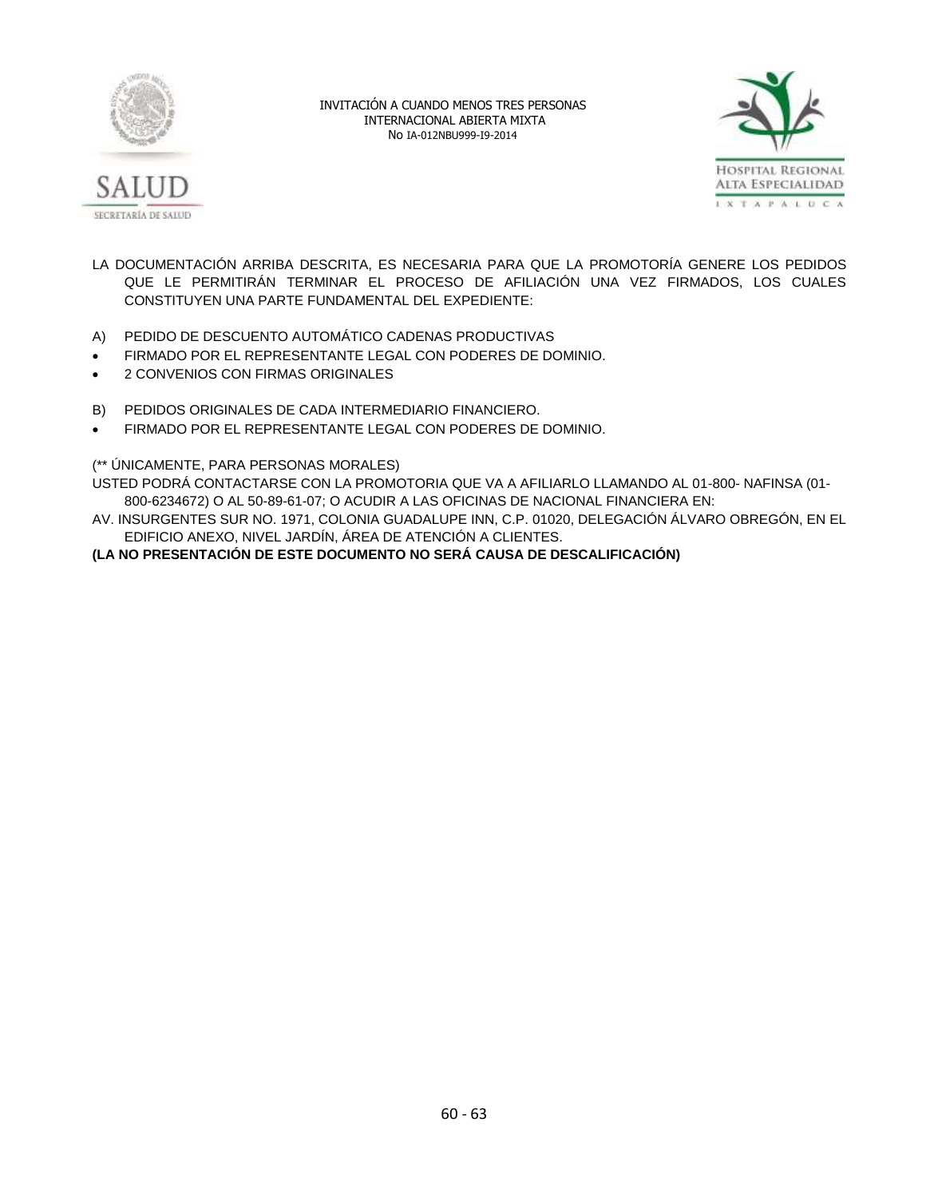LA DOCUMENTACIÓN ARRIBA DESCRITA, ES NECESARIA PARA QUE LA PROMOTORÍA GENERE LOS PEDIDOS QUE LE PERMITIRÁN TERMINAR EL PROCESO DE AFILIACIÓN UNA VEZ FIRMADOS, LOS CUALES CONSTITUYEN UNA PARTE FUNDAMENTAL DEL EXPEDIENTE:

A) PEDIDO DE DESCUENTO AUTOMÁTICO CADENAS PRODUCTIVAS

- FIRMADO POR EL REPRESENTANTE LEGAL CON PODERES DE DOMINIO.
- 2 CONVENIOS CON FIRMAS ORIGINALES

B) PEDIDOS ORIGINALES DE CADA INTERMEDIARIO FINANCIERO.

- FIRMADO POR EL REPRESENTANTE LEGAL CON PODERES DE DOMINIO.

(** ÚNICAMENTE, PARA PERSONAS MORALES)

USTED PODRÁ CONTACTARSE CON LA PROMOTORIA QUE VA A AFILIARLO LLAMANDO AL 01-800- NAFINSA (01-800-6234672) O AL 50-89-61-07; O ACUDIR A LAS OFICINAS DE NACIONAL FINANCIERA EN:

AV. INSURGENTES SUR NO. 1971, COLONIA GUADALUPE INN, C.P. 01020, DELEGACIÓN ÁLVARO OBREGÓN, EN EL EDIFICIO ANEXO, NIVEL JARDÍN, ÁREA DE ATENCIÓN A CLIENTES.

**(LA NO PRESENTACIÓN DE ESTE DOCUMENTO NO SERÁ CAUSA DE DESCALIFICACIÓN)**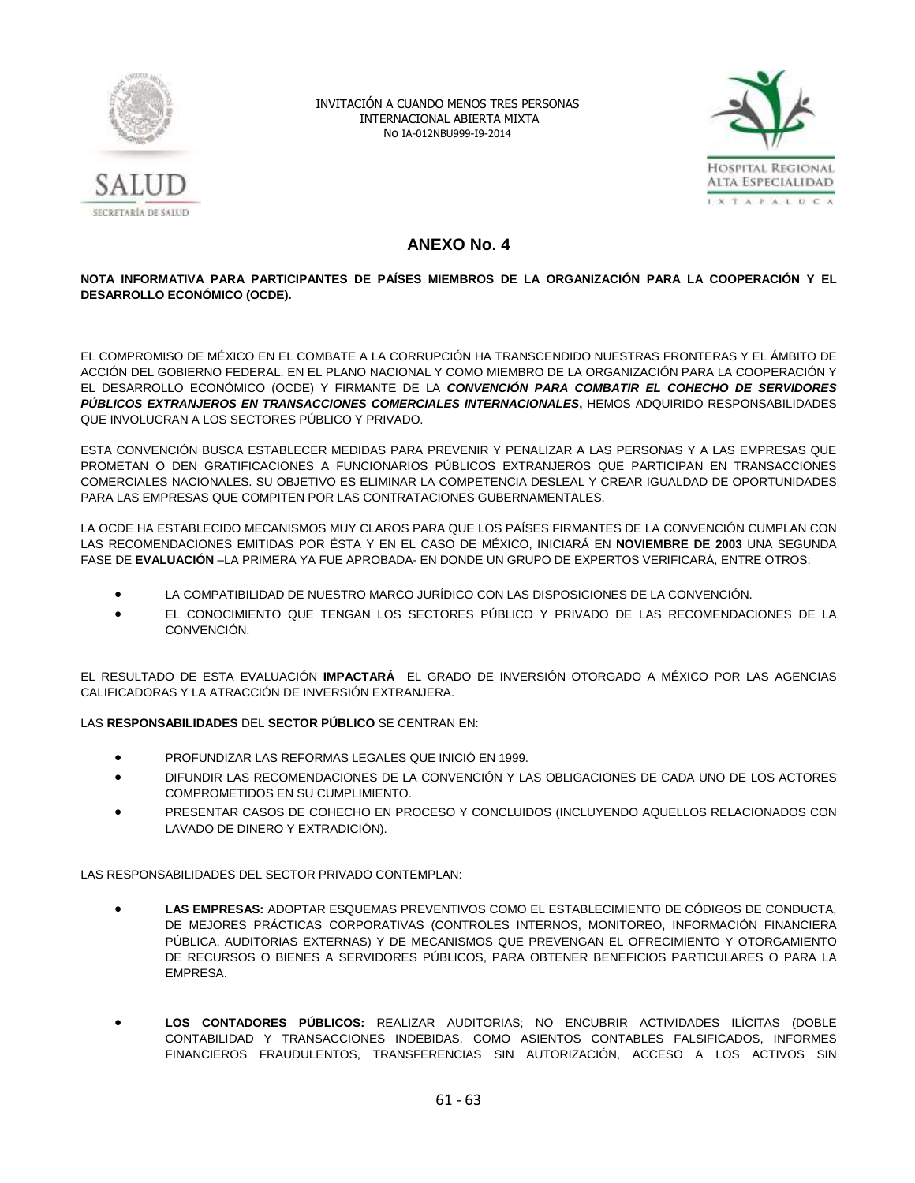INVITACIÓN A CUANDO MENOS TRES PERSONAS
INTERNACIONAL ABIERTA MIXTA
No IA-012NBU999-I9-2014

## ANEXO No. 4

**NOTA INFORMATIVA PARA PARTICIPANTES DE PAÍSES MIEMBROS DE LA ORGANIZACIÓN PARA LA COOPERACIÓN Y EL DESARROLLO ECONÓMICO (OCDE).**

EL COMPROMISO DE MÉXICO EN EL COMBATE A LA CORRUPCIÓN HA TRANSCENDIDO NUESTRAS FRONTERAS Y EL ÁMBITO DE ACCIÓN DEL GOBIERNO FEDERAL. EN EL PLANO NACIONAL Y COMO MIEMBRO DE LA ORGANIZACIÓN PARA LA COOPERACIÓN Y EL DESARROLLO ECONÓMICO (OCDE) Y FIRMANTE DE LA ***CONVENCIÓN PARA COMBATIR EL COHECHO DE SERVIDORES PÚBLICOS EXTRANJEROS EN TRANSACCIONES COMERCIALES INTERNACIONALES***, HEMOS ADQUIRIDO RESPONSABILIDADES QUE INVOLUCRAN A LOS SECTORES PÚBLICO Y PRIVADO.

ESTA CONVENCIÓN BUSCA ESTABLECER MEDIDAS PARA PREVENIR Y PENALIZAR A LAS PERSONAS Y A LAS EMPRESAS QUE PROMETAN O DEN GRATIFICACIONES A FUNCIONARIOS PÚBLICOS EXTRANJEROS QUE PARTICIPAN EN TRANSACCIONES COMERCIALES NACIONALES. SU OBJETIVO ES ELIMINAR LA COMPETENCIA DESLEAL Y CREAR IGUALDAD DE OPORTUNIDADES PARA LAS EMPRESAS QUE COMPITEN POR LAS CONTRATACIONES GUBERNAMENTALES.

LA OCDE HA ESTABLECIDO MECANISMOS MUY CLAROS PARA QUE LOS PAÍSES FIRMANTES DE LA CONVENCIÓN CUMPLAN CON LAS RECOMENDACIONES EMITIDAS POR ÉSTA Y EN EL CASO DE MÉXICO, INICIARÁ EN **NOVIEMBRE DE 2003** UNA SEGUNDA FASE DE **EVALUACIÓN** –LA PRIMERA YA FUE APROBADA- EN DONDE UN GRUPO DE EXPERTOS VERIFICARÁ, ENTRE OTROS:

- LA COMPATIBILIDAD DE NUESTRO MARCO JURÍDICO CON LAS DISPOSICIONES DE LA CONVENCIÓN.
- EL CONOCIMIENTO QUE TENGAN LOS SECTORES PÚBLICO Y PRIVADO DE LAS RECOMENDACIONES DE LA CONVENCIÓN.

EL RESULTADO DE ESTA EVALUACIÓN **IMPACTARÁ** EL GRADO DE INVERSIÓN OTORGADO A MÉXICO POR LAS AGENCIAS CALIFICADORAS Y LA ATRACCIÓN DE INVERSIÓN EXTRANJERA.

LAS **RESPONSABILIDADES** DEL **SECTOR PÚBLICO** SE CENTRAN EN:

- PROFUNDIZAR LAS REFORMAS LEGALES QUE INICIÓ EN 1999.
- DIFUNDIR LAS RECOMENDACIONES DE LA CONVENCIÓN Y LAS OBLIGACIONES DE CADA UNO DE LOS ACTORES COMPROMETIDOS EN SU CUMPLIMIENTO.
- PRESENTAR CASOS DE COHECHO EN PROCESO Y CONCLUIDOS (INCLUYENDO AQUELLOS RELACIONADOS CON LAVADO DE DINERO Y EXTRADICIÓN).

LAS RESPONSABILIDADES DEL SECTOR PRIVADO CONTEMPLAN:

- **LAS EMPRESAS:** ADOPTAR ESQUEMAS PREVENTIVOS COMO EL ESTABLECIMIENTO DE CÓDIGOS DE CONDUCTA, DE MEJORES PRÁCTICAS CORPORATIVAS (CONTROLES INTERNOS, MONITOREO, INFORMACIÓN FINANCIERA PÚBLICA, AUDITORIAS EXTERNAS) Y DE MECANISMOS QUE PREVENGAN EL OFRECIMIENTO Y OTORGAMIENTO DE RECURSOS O BIENES A SERVIDORES PÚBLICOS, PARA OBTENER BENEFICIOS PARTICULARES O PARA LA EMPRESA.

- **LOS CONTADORES PÚBLICOS:** REALIZAR AUDITORIAS; NO ENCUBRIR ACTIVIDADES ILÍCITAS (DOBLE CONTABILIDAD Y TRANSACCIONES INDEBIDAS, COMO ASIENTOS CONTABLES FALSIFICADOS, INFORMES FINANCIEROS FRAUDULENTOS, TRANSFERENCIAS SIN AUTORIZACIÓN, ACCESO A LOS ACTIVOS SIN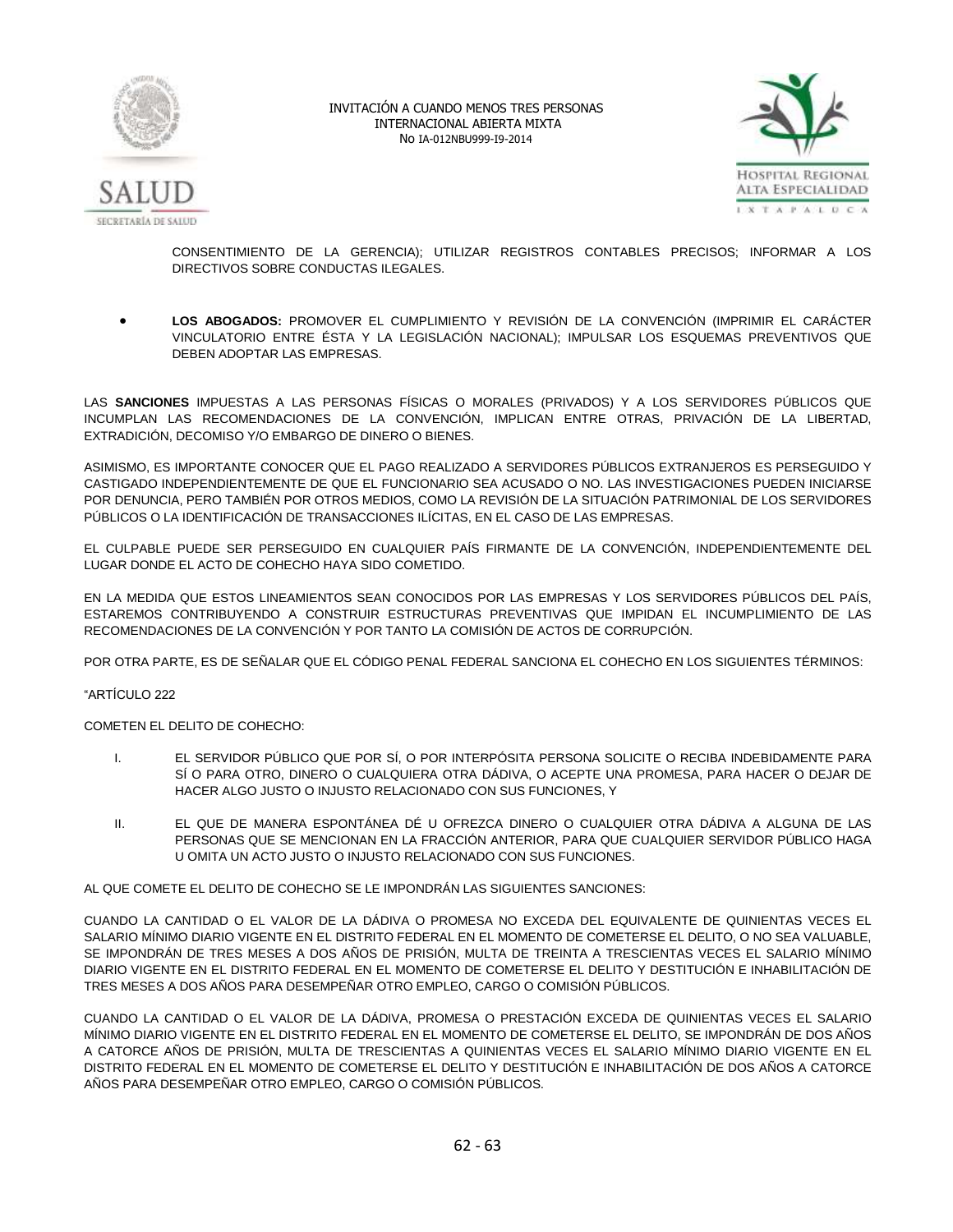CONSENTIMIENTO DE LA GERENCIA); UTILIZAR REGISTROS CONTABLES PRECISOS; INFORMAR A LOS DIRECTIVOS SOBRE CONDUCTAS ILEGALES.

- **LOS ABOGADOS:** PROMOVER EL CUMPLIMIENTO Y REVISIÓN DE LA CONVENCIÓN (IMPRIMIR EL CARÁCTER VINCULATORIO ENTRE ÉSTA Y LA LEGISLACIÓN NACIONAL); IMPULSAR LOS ESQUEMAS PREVENTIVOS QUE DEBEN ADOPTAR LAS EMPRESAS.

LAS **SANCIONES** IMPUESTAS A LAS PERSONAS FÍSICAS O MORALES (PRIVADOS) Y A LOS SERVIDORES PÚBLICOS QUE INCUMPLAN LAS RECOMENDACIONES DE LA CONVENCIÓN, IMPLICAN ENTRE OTRAS, PRIVACIÓN DE LA LIBERTAD, EXTRADICIÓN, DECOMISO Y/O EMBARGO DE DINERO O BIENES.

ASIMISMO, ES IMPORTANTE CONOCER QUE EL PAGO REALIZADO A SERVIDORES PÚBLICOS EXTRANJEROS ES PERSEGUIDO Y CASTIGADO INDEPENDIENTEMENTE DE QUE EL FUNCIONARIO SEA ACUSADO O NO. LAS INVESTIGACIONES PUEDEN INICIARSE POR DENUNCIA, PERO TAMBIÉN POR OTROS MEDIOS, COMO LA REVISIÓN DE LA SITUACIÓN PATRIMONIAL DE LOS SERVIDORES PÚBLICOS O LA IDENTIFICACIÓN DE TRANSACCIONES ILÍCITAS, EN EL CASO DE LAS EMPRESAS.

EL CULPABLE PUEDE SER PERSEGUIDO EN CUALQUIER PAÍS FIRMANTE DE LA CONVENCIÓN, INDEPENDIENTEMENTE DEL LUGAR DONDE EL ACTO DE COHECHO HAYA SIDO COMETIDO.

EN LA MEDIDA QUE ESTOS LINEAMIENTOS SEAN CONOCIDOS POR LAS EMPRESAS Y LOS SERVIDORES PÚBLICOS DEL PAÍS, ESTAREMOS CONTRIBUYENDO A CONSTRUIR ESTRUCTURAS PREVENTIVAS QUE IMPIDAN EL INCUMPLIMIENTO DE LAS RECOMENDACIONES DE LA CONVENCIÓN Y POR TANTO LA COMISIÓN DE ACTOS DE CORRUPCIÓN.

POR OTRA PARTE, ES DE SEÑALAR QUE EL CÓDIGO PENAL FEDERAL SANCIONA EL COHECHO EN LOS SIGUIENTES TÉRMINOS:

"ARTÍCULO 222

COMETEN EL DELITO DE COHECHO:

I. EL SERVIDOR PÚBLICO QUE POR SÍ, O POR INTERPÓSITA PERSONA SOLICITE O RECIBA INDEBIDAMENTE PARA SÍ O PARA OTRO, DINERO O CUALQUIERA OTRA DÁDIVA, O ACEPTE UNA PROMESA, PARA HACER O DEJAR DE HACER ALGO JUSTO O INJUSTO RELACIONADO CON SUS FUNCIONES, Y

II. EL QUE DE MANERA ESPONTÁNEA DÉ U OFREZCA DINERO O CUALQUIER OTRA DÁDIVA A ALGUNA DE LAS PERSONAS QUE SE MENCIONAN EN LA FRACCIÓN ANTERIOR, PARA QUE CUALQUIER SERVIDOR PÚBLICO HAGA U OMITA UN ACTO JUSTO O INJUSTO RELACIONADO CON SUS FUNCIONES.

AL QUE COMETE EL DELITO DE COHECHO SE LE IMPONDRÁN LAS SIGUIENTES SANCIONES:

CUANDO LA CANTIDAD O EL VALOR DE LA DÁDIVA O PROMESA NO EXCEDA DEL EQUIVALENTE DE QUINIENTAS VECES EL SALARIO MÍNIMO DIARIO VIGENTE EN EL DISTRITO FEDERAL EN EL MOMENTO DE COMETERSE EL DELITO, O NO SEA VALUABLE, SE IMPONDRÁN DE TRES MESES A DOS AÑOS DE PRISIÓN, MULTA DE TREINTA A TRESCIENTAS VECES EL SALARIO MÍNIMO DIARIO VIGENTE EN EL DISTRITO FEDERAL EN EL MOMENTO DE COMETERSE EL DELITO Y DESTITUCIÓN E INHABILITACIÓN DE TRES MESES A DOS AÑOS PARA DESEMPEÑAR OTRO EMPLEO, CARGO O COMISIÓN PÚBLICOS.

CUANDO LA CANTIDAD O EL VALOR DE LA DÁDIVA, PROMESA O PRESTACIÓN EXCEDA DE QUINIENTAS VECES EL SALARIO MÍNIMO DIARIO VIGENTE EN EL DISTRITO FEDERAL EN EL MOMENTO DE COMETERSE EL DELITO, SE IMPONDRÁN DE DOS AÑOS A CATORCE AÑOS DE PRISIÓN, MULTA DE TRESCIENTAS A QUINIENTAS VECES EL SALARIO MÍNIMO DIARIO VIGENTE EN EL DISTRITO FEDERAL EN EL MOMENTO DE COMETERSE EL DELITO Y DESTITUCIÓN E INHABILITACIÓN DE DOS AÑOS A CATORCE AÑOS PARA DESEMPEÑAR OTRO EMPLEO, CARGO O COMISIÓN PÚBLICOS.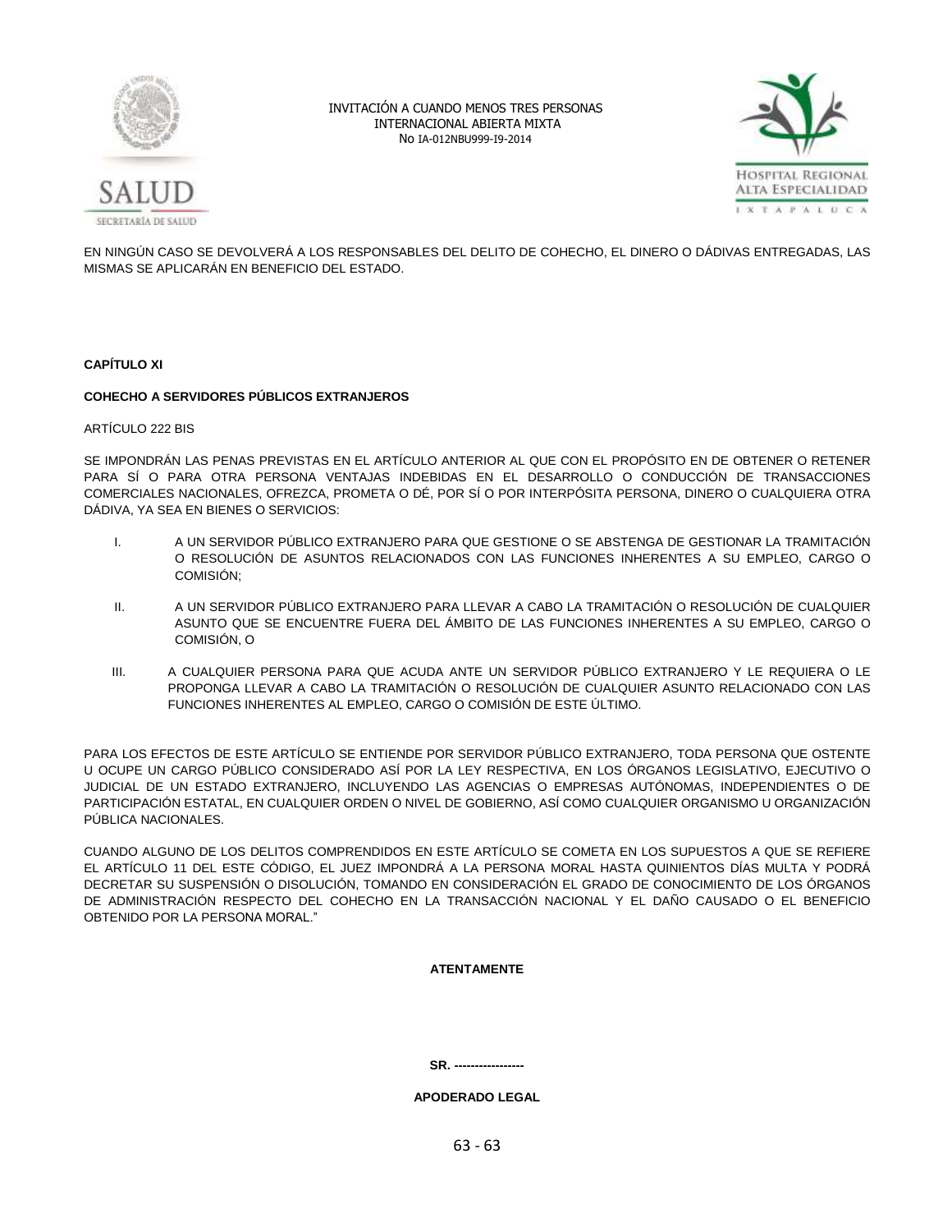EN NINGÚN CASO SE DEVOLVERÁ A LOS RESPONSABLES DEL DELITO DE COHECHO, EL DINERO O DÁDIVAS ENTREGADAS, LAS MISMAS SE APLICARÁN EN BENEFICIO DEL ESTADO.

**CAPÍTULO XI**

**COHECHO A SERVIDORES PÚBLICOS EXTRANJEROS**

ARTÍCULO 222 BIS

SE IMPONDRÁN LAS PENAS PREVISTAS EN EL ARTÍCULO ANTERIOR AL QUE CON EL PROPÓSITO EN DE OBTENER O RETENER PARA SÍ O PARA OTRA PERSONA VENTAJAS INDEBIDAS EN EL DESARROLLO O CONDUCCIÓN DE TRANSACCIONES COMERCIALES NACIONALES, OFREZCA, PROMETA O DÉ, POR SÍ O POR INTERPÓSITA PERSONA, DINERO O CUALQUIERA OTRA DÁDIVA, YA SEA EN BIENES O SERVICIOS:

I. A UN SERVIDOR PÚBLICO EXTRANJERO PARA QUE GESTIONE O SE ABSTENGA DE GESTIONAR LA TRAMITACIÓN O RESOLUCIÓN DE ASUNTOS RELACIONADOS CON LAS FUNCIONES INHERENTES A SU EMPLEO, CARGO O COMISIÓN;

II. A UN SERVIDOR PÚBLICO EXTRANJERO PARA LLEVAR A CABO LA TRAMITACIÓN O RESOLUCIÓN DE CUALQUIER ASUNTO QUE SE ENCUENTRE FUERA DEL ÁMBITO DE LAS FUNCIONES INHERENTES A SU EMPLEO, CARGO O COMISIÓN, O

III. A CUALQUIER PERSONA PARA QUE ACUDA ANTE UN SERVIDOR PÚBLICO EXTRANJERO Y LE REQUIERA O LE PROPONGA LLEVAR A CABO LA TRAMITACIÓN O RESOLUCIÓN DE CUALQUIER ASUNTO RELACIONADO CON LAS FUNCIONES INHERENTES AL EMPLEO, CARGO O COMISIÓN DE ESTE ÚLTIMO.

PARA LOS EFECTOS DE ESTE ARTÍCULO SE ENTIENDE POR SERVIDOR PÚBLICO EXTRANJERO, TODA PERSONA QUE OSTENTE U OCUPE UN CARGO PÚBLICO CONSIDERADO ASÍ POR LA LEY RESPECTIVA, EN LOS ÓRGANOS LEGISLATIVO, EJECUTIVO O JUDICIAL DE UN ESTADO EXTRANJERO, INCLUYENDO LAS AGENCIAS O EMPRESAS AUTÓNOMAS, INDEPENDIENTES O DE PARTICIPACIÓN ESTATAL, EN CUALQUIER ORDEN O NIVEL DE GOBIERNO, ASÍ COMO CUALQUIER ORGANISMO U ORGANIZACIÓN PÚBLICA NACIONALES.

CUANDO ALGUNO DE LOS DELITOS COMPRENDIDOS EN ESTE ARTÍCULO SE COMETA EN LOS SUPUESTOS A QUE SE REFIERE EL ARTÍCULO 11 DEL ESTE CÓDIGO, EL JUEZ IMPONDRÁ A LA PERSONA MORAL HASTA QUINIENTOS DÍAS MULTA Y PODRÁ DECRETAR SU SUSPENSIÓN O DISOLUCIÓN, TOMANDO EN CONSIDERACIÓN EL GRADO DE CONOCIMIENTO DE LOS ÓRGANOS DE ADMINISTRACIÓN RESPECTO DEL COHECHO EN LA TRANSACCIÓN NACIONAL Y EL DAÑO CAUSADO O EL BENEFICIO OBTENIDO POR LA PERSONA MORAL."

**ATENTAMENTE**

**SR. -----------------**

**APODERADO LEGAL**